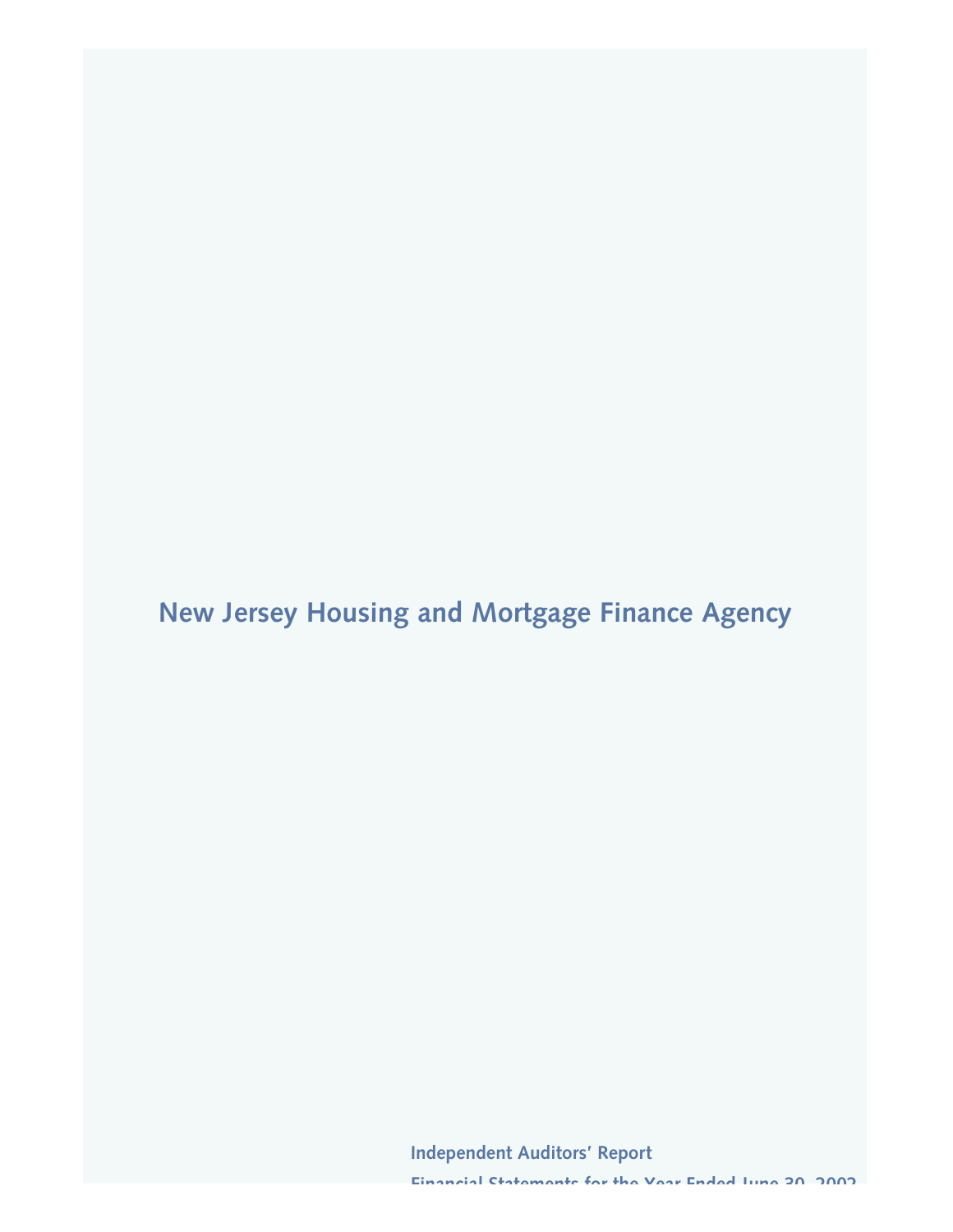# New Jersey Housing and Mortgage Finance Agency

**Independent Auditors' Report**

**Financial Statements for the Year Ended June 30, 2002**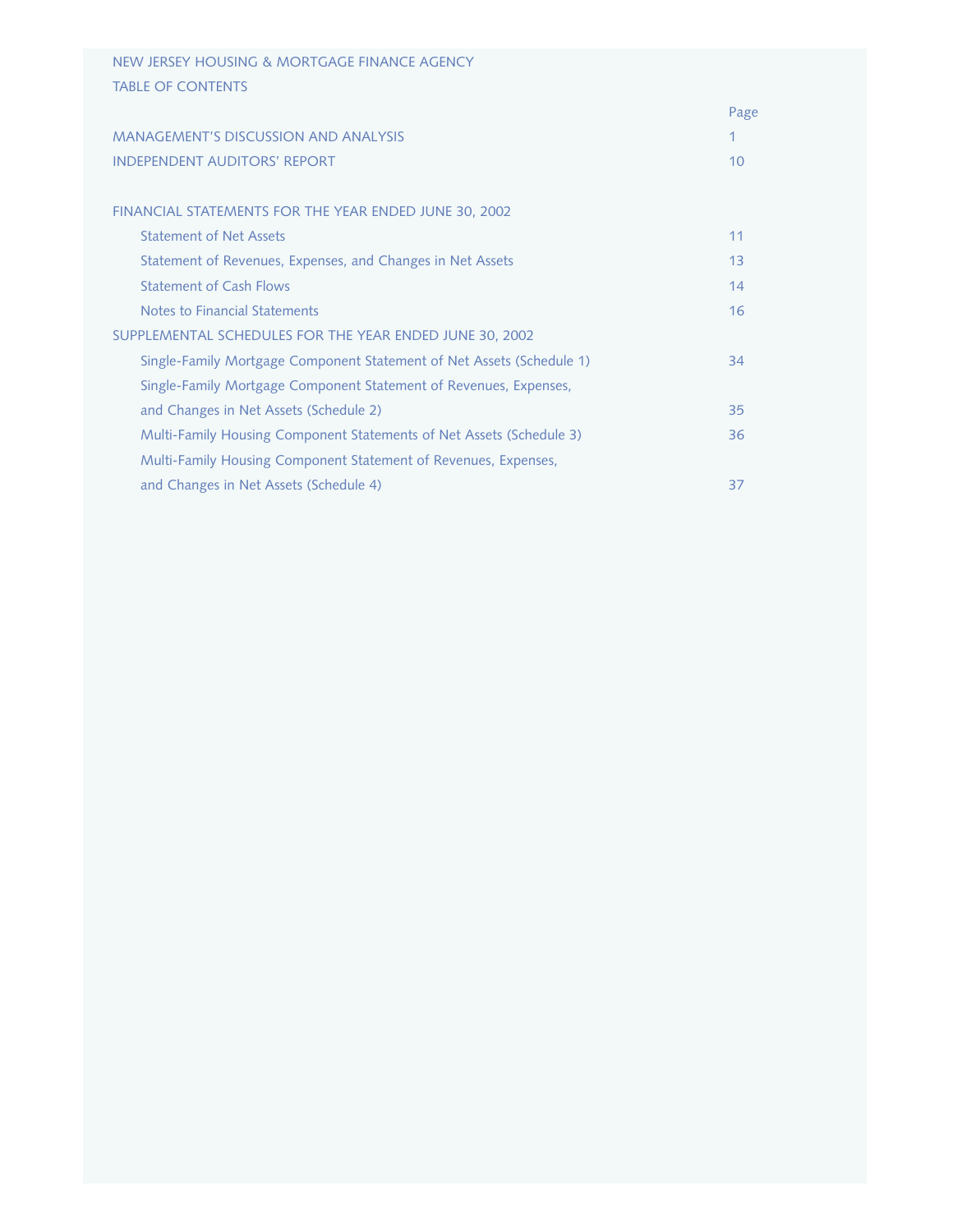NEW JERSEY HOUSING & MORTGAGE FINANCE AGENCY

TABLE OF CONTENTS

| | Page |
|---|---|
| MANAGEMENT'S DISCUSSION AND ANALYSIS | 1 |
| INDEPENDENT AUDITORS' REPORT | 10 |
| | |
| FINANCIAL STATEMENTS FOR THE YEAR ENDED JUNE 30, 2002 | |
| Statement of Net Assets | 11 |
| Statement of Revenues, Expenses, and Changes in Net Assets | 13 |
| Statement of Cash Flows | 14 |
| Notes to Financial Statements | 16 |
| SUPPLEMENTAL SCHEDULES FOR THE YEAR ENDED JUNE 30, 2002 | |
| Single-Family Mortgage Component Statement of Net Assets (Schedule 1) | 34 |
| Single-Family Mortgage Component Statement of Revenues, Expenses, and Changes in Net Assets (Schedule 2) | 35 |
| Multi-Family Housing Component Statements of Net Assets (Schedule 3) | 36 |
| Multi-Family Housing Component Statement of Revenues, Expenses, and Changes in Net Assets (Schedule 4) | 37 |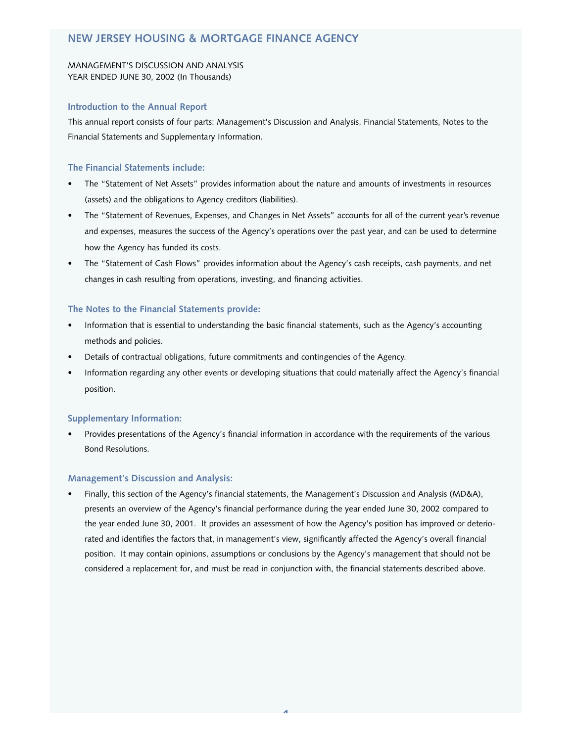# NEW JERSEY HOUSING & MORTGAGE FINANCE AGENCY

MANAGEMENT'S DISCUSSION AND ANALYSIS
YEAR ENDED JUNE 30, 2002 (In Thousands)

## Introduction to the Annual Report

This annual report consists of four parts: Management's Discussion and Analysis, Financial Statements, Notes to the Financial Statements and Supplementary Information.

## The Financial Statements include:

- The "Statement of Net Assets" provides information about the nature and amounts of investments in resources (assets) and the obligations to Agency creditors (liabilities).
- The "Statement of Revenues, Expenses, and Changes in Net Assets" accounts for all of the current year's revenue and expenses, measures the success of the Agency's operations over the past year, and can be used to determine how the Agency has funded its costs.
- The "Statement of Cash Flows" provides information about the Agency's cash receipts, cash payments, and net changes in cash resulting from operations, investing, and financing activities.

## The Notes to the Financial Statements provide:

- Information that is essential to understanding the basic financial statements, such as the Agency's accounting methods and policies.
- Details of contractual obligations, future commitments and contingencies of the Agency.
- Information regarding any other events or developing situations that could materially affect the Agency's financial position.

## Supplementary Information:

- Provides presentations of the Agency's financial information in accordance with the requirements of the various Bond Resolutions.

## Management's Discussion and Analysis:

- Finally, this section of the Agency's financial statements, the Management's Discussion and Analysis (MD&A), presents an overview of the Agency's financial performance during the year ended June 30, 2002 compared to the year ended June 30, 2001. It provides an assessment of how the Agency's position has improved or deteriorated and identifies the factors that, in management's view, significantly affected the Agency's overall financial position. It may contain opinions, assumptions or conclusions by the Agency's management that should not be considered a replacement for, and must be read in conjunction with, the financial statements described above.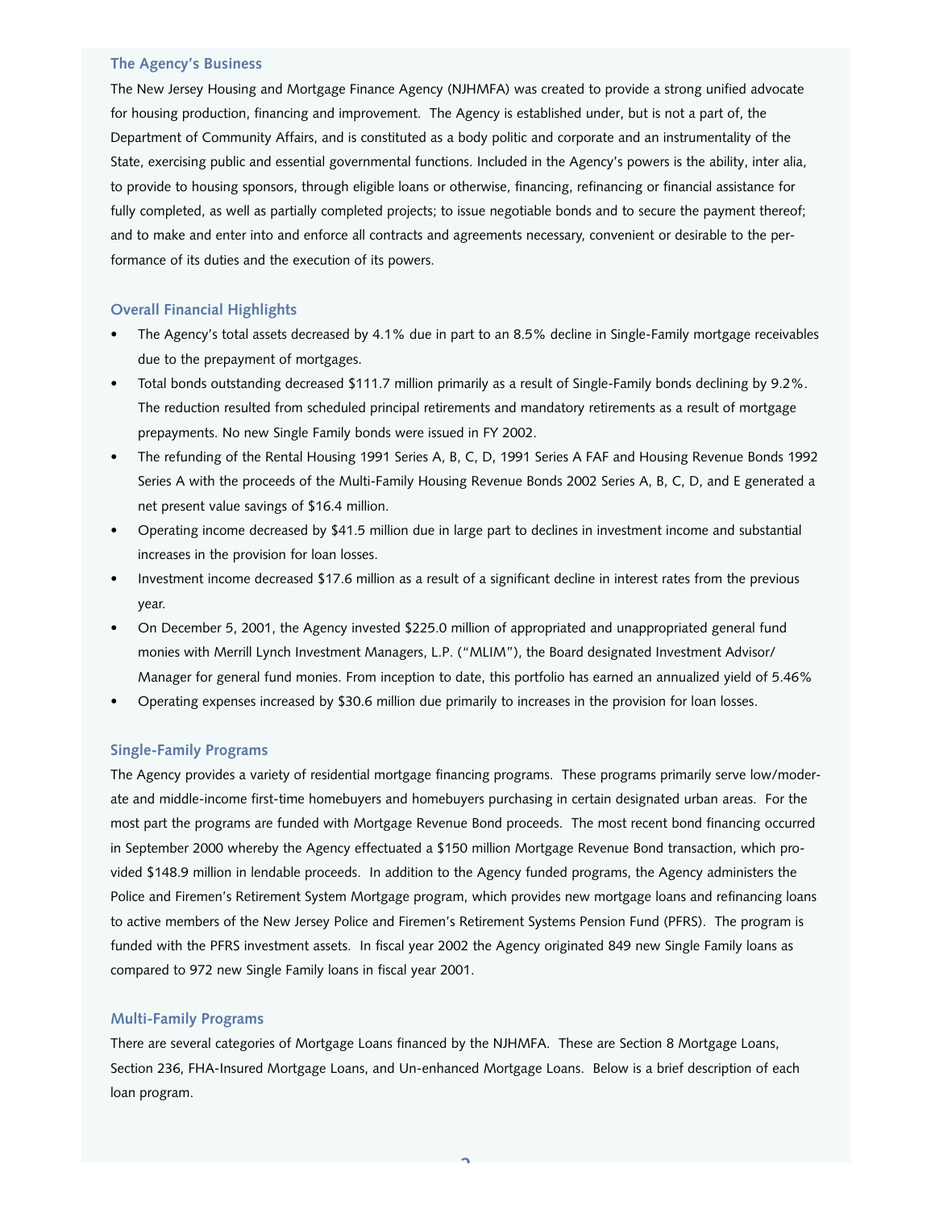### The Agency's Business

The New Jersey Housing and Mortgage Finance Agency (NJHMFA) was created to provide a strong unified advocate for housing production, financing and improvement. The Agency is established under, but is not a part of, the Department of Community Affairs, and is constituted as a body politic and corporate and an instrumentality of the State, exercising public and essential governmental functions. Included in the Agency's powers is the ability, inter alia, to provide to housing sponsors, through eligible loans or otherwise, financing, refinancing or financial assistance for fully completed, as well as partially completed projects; to issue negotiable bonds and to secure the payment thereof; and to make and enter into and enforce all contracts and agreements necessary, convenient or desirable to the performance of its duties and the execution of its powers.

### Overall Financial Highlights

- The Agency's total assets decreased by 4.1% due in part to an 8.5% decline in Single-Family mortgage receivables due to the prepayment of mortgages.
- Total bonds outstanding decreased $111.7 million primarily as a result of Single-Family bonds declining by 9.2%. The reduction resulted from scheduled principal retirements and mandatory retirements as a result of mortgage prepayments. No new Single Family bonds were issued in FY 2002.
- The refunding of the Rental Housing 1991 Series A, B, C, D, 1991 Series A FAF and Housing Revenue Bonds 1992 Series A with the proceeds of the Multi-Family Housing Revenue Bonds 2002 Series A, B, C, D, and E generated a net present value savings of $16.4 million.
- Operating income decreased by $41.5 million due in large part to declines in investment income and substantial increases in the provision for loan losses.
- Investment income decreased $17.6 million as a result of a significant decline in interest rates from the previous year.
- On December 5, 2001, the Agency invested $225.0 million of appropriated and unappropriated general fund monies with Merrill Lynch Investment Managers, L.P. ("MLIM"), the Board designated Investment Advisor/ Manager for general fund monies. From inception to date, this portfolio has earned an annualized yield of 5.46%
- Operating expenses increased by $30.6 million due primarily to increases in the provision for loan losses.

### Single-Family Programs

The Agency provides a variety of residential mortgage financing programs. These programs primarily serve low/moderate and middle-income first-time homebuyers and homebuyers purchasing in certain designated urban areas. For the most part the programs are funded with Mortgage Revenue Bond proceeds. The most recent bond financing occurred in September 2000 whereby the Agency effectuated a $150 million Mortgage Revenue Bond transaction, which provided $148.9 million in lendable proceeds. In addition to the Agency funded programs, the Agency administers the Police and Firemen's Retirement System Mortgage program, which provides new mortgage loans and refinancing loans to active members of the New Jersey Police and Firemen's Retirement Systems Pension Fund (PFRS). The program is funded with the PFRS investment assets. In fiscal year 2002 the Agency originated 849 new Single Family loans as compared to 972 new Single Family loans in fiscal year 2001.

### Multi-Family Programs

There are several categories of Mortgage Loans financed by the NJHMFA. These are Section 8 Mortgage Loans, Section 236, FHA-Insured Mortgage Loans, and Un-enhanced Mortgage Loans. Below is a brief description of each loan program.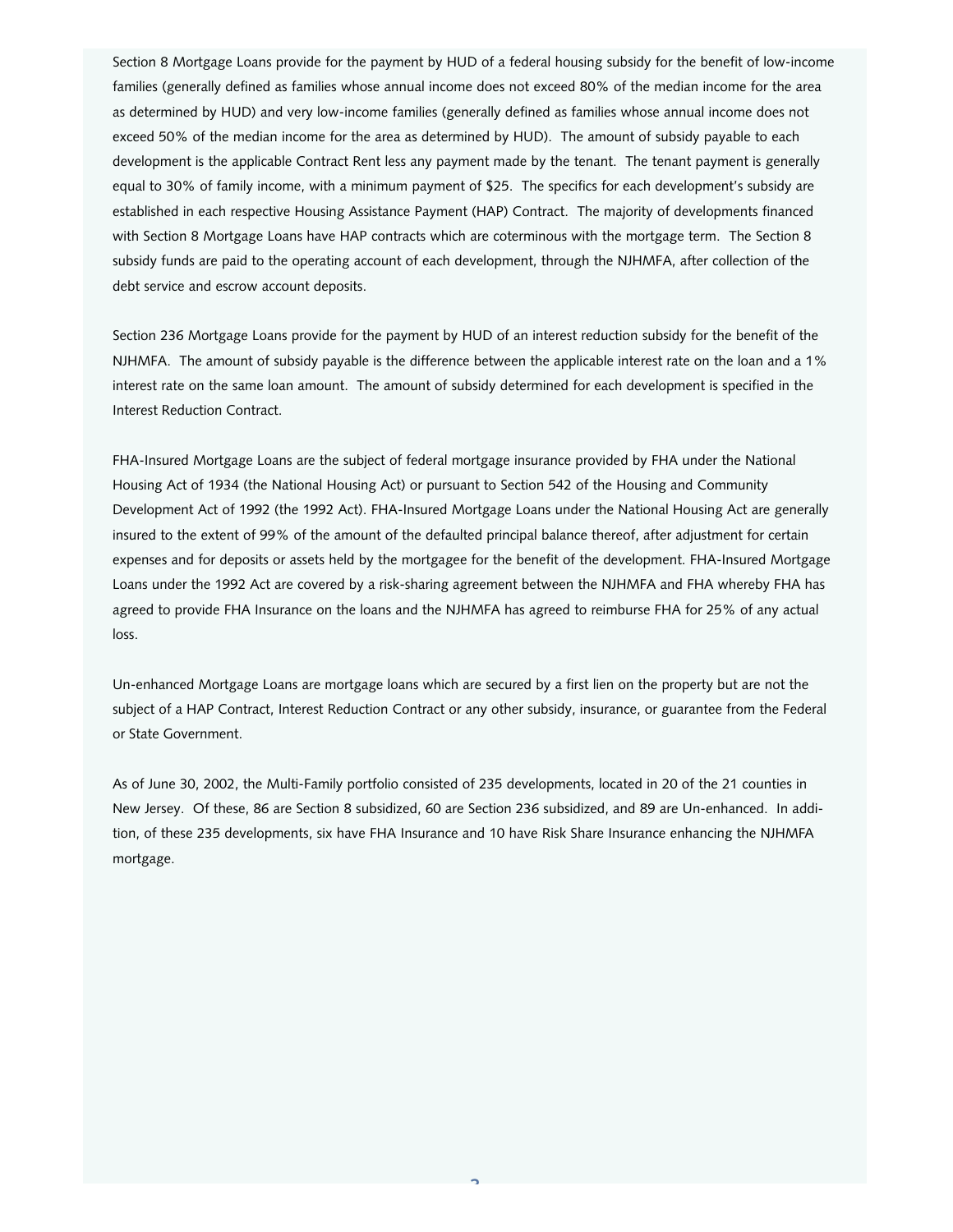Section 8 Mortgage Loans provide for the payment by HUD of a federal housing subsidy for the benefit of low-income families (generally defined as families whose annual income does not exceed 80% of the median income for the area as determined by HUD) and very low-income families (generally defined as families whose annual income does not exceed 50% of the median income for the area as determined by HUD). The amount of subsidy payable to each development is the applicable Contract Rent less any payment made by the tenant. The tenant payment is generally equal to 30% of family income, with a minimum payment of $25. The specifics for each development's subsidy are established in each respective Housing Assistance Payment (HAP) Contract. The majority of developments financed with Section 8 Mortgage Loans have HAP contracts which are coterminous with the mortgage term. The Section 8 subsidy funds are paid to the operating account of each development, through the NJHMFA, after collection of the debt service and escrow account deposits.

Section 236 Mortgage Loans provide for the payment by HUD of an interest reduction subsidy for the benefit of the NJHMFA. The amount of subsidy payable is the difference between the applicable interest rate on the loan and a 1% interest rate on the same loan amount. The amount of subsidy determined for each development is specified in the Interest Reduction Contract.

FHA-Insured Mortgage Loans are the subject of federal mortgage insurance provided by FHA under the National Housing Act of 1934 (the National Housing Act) or pursuant to Section 542 of the Housing and Community Development Act of 1992 (the 1992 Act). FHA-Insured Mortgage Loans under the National Housing Act are generally insured to the extent of 99% of the amount of the defaulted principal balance thereof, after adjustment for certain expenses and for deposits or assets held by the mortgagee for the benefit of the development. FHA-Insured Mortgage Loans under the 1992 Act are covered by a risk-sharing agreement between the NJHMFA and FHA whereby FHA has agreed to provide FHA Insurance on the loans and the NJHMFA has agreed to reimburse FHA for 25% of any actual loss.

Un-enhanced Mortgage Loans are mortgage loans which are secured by a first lien on the property but are not the subject of a HAP Contract, Interest Reduction Contract or any other subsidy, insurance, or guarantee from the Federal or State Government.

As of June 30, 2002, the Multi-Family portfolio consisted of 235 developments, located in 20 of the 21 counties in New Jersey. Of these, 86 are Section 8 subsidized, 60 are Section 236 subsidized, and 89 are Un-enhanced. In addition, of these 235 developments, six have FHA Insurance and 10 have Risk Share Insurance enhancing the NJHMFA mortgage.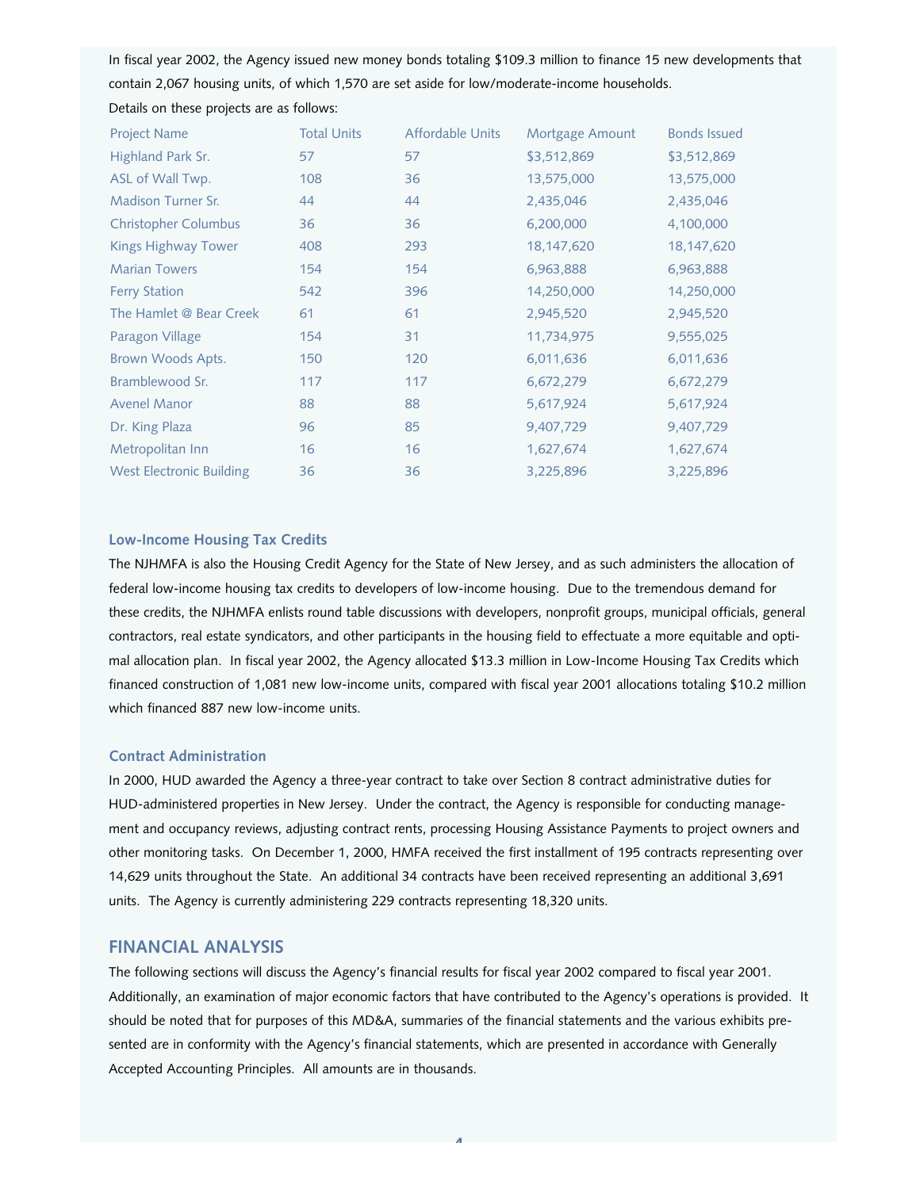In fiscal year 2002, the Agency issued new money bonds totaling $109.3 million to finance 15 new developments that contain 2,067 housing units, of which 1,570 are set aside for low/moderate-income households.

Details on these projects are as follows:

| Project Name | Total Units | Affordable Units | Mortgage Amount | Bonds Issued |
|---|---|---|---|---|
| Highland Park Sr. | 57 | 57 | $3,512,869 | $3,512,869 |
| ASL of Wall Twp. | 108 | 36 | 13,575,000 | 13,575,000 |
| Madison Turner Sr. | 44 | 44 | 2,435,046 | 2,435,046 |
| Christopher Columbus | 36 | 36 | 6,200,000 | 4,100,000 |
| Kings Highway Tower | 408 | 293 | 18,147,620 | 18,147,620 |
| Marian Towers | 154 | 154 | 6,963,888 | 6,963,888 |
| Ferry Station | 542 | 396 | 14,250,000 | 14,250,000 |
| The Hamlet @ Bear Creek | 61 | 61 | 2,945,520 | 2,945,520 |
| Paragon Village | 154 | 31 | 11,734,975 | 9,555,025 |
| Brown Woods Apts. | 150 | 120 | 6,011,636 | 6,011,636 |
| Bramblewood Sr. | 117 | 117 | 6,672,279 | 6,672,279 |
| Avenel Manor | 88 | 88 | 5,617,924 | 5,617,924 |
| Dr. King Plaza | 96 | 85 | 9,407,729 | 9,407,729 |
| Metropolitan Inn | 16 | 16 | 1,627,674 | 1,627,674 |
| West Electronic Building | 36 | 36 | 3,225,896 | 3,225,896 |

### Low-Income Housing Tax Credits

The NJHMFA is also the Housing Credit Agency for the State of New Jersey, and as such administers the allocation of federal low-income housing tax credits to developers of low-income housing. Due to the tremendous demand for these credits, the NJHMFA enlists round table discussions with developers, nonprofit groups, municipal officials, general contractors, real estate syndicators, and other participants in the housing field to effectuate a more equitable and optimal allocation plan. In fiscal year 2002, the Agency allocated $13.3 million in Low-Income Housing Tax Credits which financed construction of 1,081 new low-income units, compared with fiscal year 2001 allocations totaling $10.2 million which financed 887 new low-income units.

### Contract Administration

In 2000, HUD awarded the Agency a three-year contract to take over Section 8 contract administrative duties for HUD-administered properties in New Jersey. Under the contract, the Agency is responsible for conducting management and occupancy reviews, adjusting contract rents, processing Housing Assistance Payments to project owners and other monitoring tasks. On December 1, 2000, HMFA received the first installment of 195 contracts representing over 14,629 units throughout the State. An additional 34 contracts have been received representing an additional 3,691 units. The Agency is currently administering 229 contracts representing 18,320 units.

## FINANCIAL ANALYSIS

The following sections will discuss the Agency's financial results for fiscal year 2002 compared to fiscal year 2001. Additionally, an examination of major economic factors that have contributed to the Agency's operations is provided. It should be noted that for purposes of this MD&A, summaries of the financial statements and the various exhibits presented are in conformity with the Agency's financial statements, which are presented in accordance with Generally Accepted Accounting Principles. All amounts are in thousands.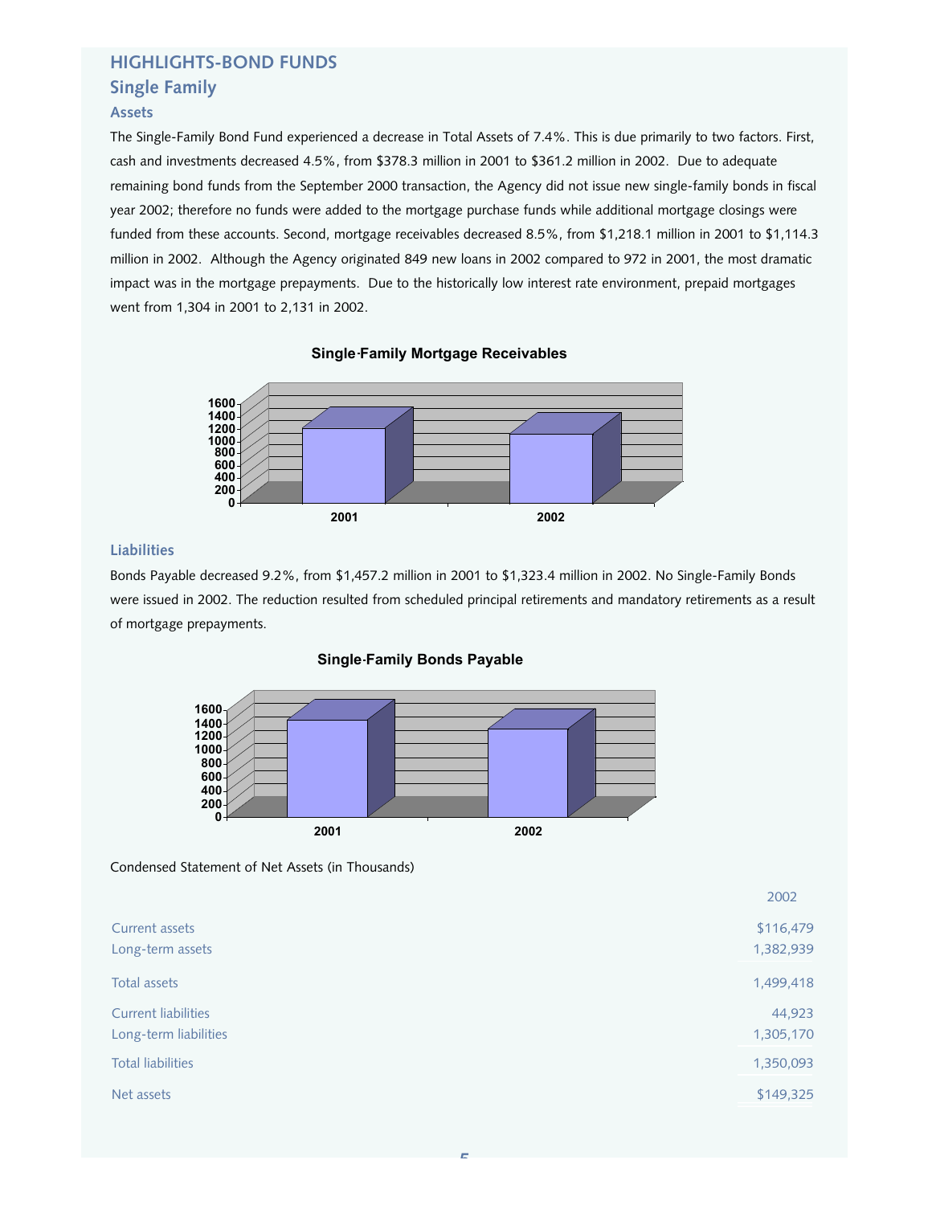## HIGHLIGHTS-BOND FUNDS

### Single Family

#### Assets

The Single-Family Bond Fund experienced a decrease in Total Assets of 7.4%. This is due primarily to two factors. First, cash and investments decreased 4.5%, from $378.3 million in 2001 to $361.2 million in 2002. Due to adequate remaining bond funds from the September 2000 transaction, the Agency did not issue new single-family bonds in fiscal year 2002; therefore no funds were added to the mortgage purchase funds while additional mortgage closings were funded from these accounts. Second, mortgage receivables decreased 8.5%, from $1,218.1 million in 2001 to $1,114.3 million in 2002. Although the Agency originated 849 new loans in 2002 compared to 972 in 2001, the most dramatic impact was in the mortgage prepayments. Due to the historically low interest rate environment, prepaid mortgages went from 1,304 in 2001 to 2,131 in 2002.

**Single-Family Mortgage Receivables**

#### Liabilities

Bonds Payable decreased 9.2%, from $1,457.2 million in 2001 to $1,323.4 million in 2002. No Single-Family Bonds were issued in 2002. The reduction resulted from scheduled principal retirements and mandatory retirements as a result of mortgage prepayments.

**Single-Family Bonds Payable**

Condensed Statement of Net Assets (in Thousands)

| | 2002 |
|---|---|
| Current assets | $116,479 |
| Long-term assets | 1,382,939 |
| Total assets | 1,499,418 |
| Current liabilities | 44,923 |
| Long-term liabilities | 1,305,170 |
| Total liabilities | 1,350,093 |
| Net assets | $149,325 |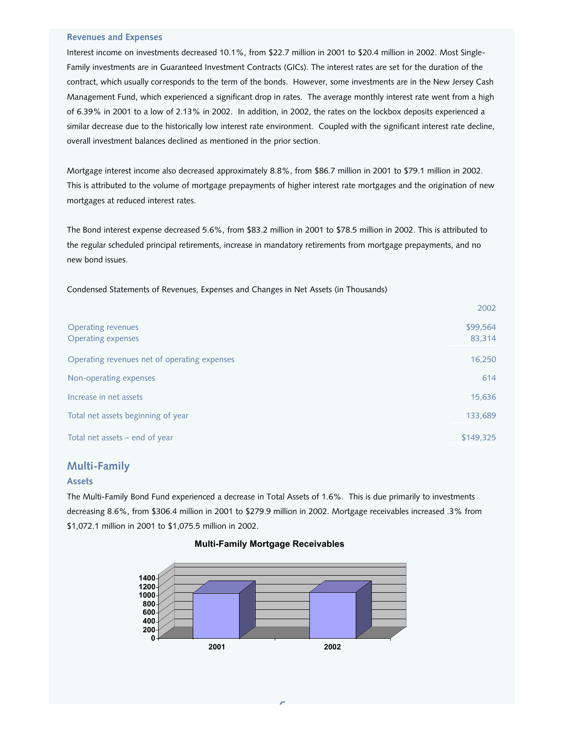### Revenues and Expenses

Interest income on investments decreased 10.1%, from $22.7 million in 2001 to $20.4 million in 2002. Most Single-Family investments are in Guaranteed Investment Contracts (GICs). The interest rates are set for the duration of the contract, which usually corresponds to the term of the bonds. However, some investments are in the New Jersey Cash Management Fund, which experienced a significant drop in rates. The average monthly interest rate went from a high of 6.39% in 2001 to a low of 2.13% in 2002. In addition, in 2002, the rates on the lockbox deposits experienced a similar decrease due to the historically low interest rate environment. Coupled with the significant interest rate decline, overall investment balances declined as mentioned in the prior section.

Mortgage interest income also decreased approximately 8.8%, from $86.7 million in 2001 to $79.1 million in 2002. This is attributed to the volume of mortgage prepayments of higher interest rate mortgages and the origination of new mortgages at reduced interest rates.

The Bond interest expense decreased 5.6%, from $83.2 million in 2001 to $78.5 million in 2002. This is attributed to the regular scheduled principal retirements, increase in mandatory retirements from mortgage prepayments, and no new bond issues.

Condensed Statements of Revenues, Expenses and Changes in Net Assets (in Thousands)

| | 2002 |
|---|---|
| Operating revenues | $99,564 |
| Operating expenses | 83,314 |
| Operating revenues net of operating expenses | 16,250 |
| Non-operating expenses | 614 |
| Increase in net assets | 15,636 |
| Total net assets beginning of year | 133,689 |
| Total net assets – end of year | $149,325 |

## Multi-Family

### Assets

The Multi-Family Bond Fund experienced a decrease in Total Assets of 1.6%. This is due primarily to investments decreasing 8.6%, from $306.4 million in 2001 to $279.9 million in 2002. Mortgage receivables increased .3% from $1,072.1 million in 2001 to $1,075.5 million in 2002.

**Multi-Family Mortgage Receivables**

| Year | Mortgage Receivables (millions) |
|---|---|
| 2001 | 1,072.1 |
| 2002 | 1,075.5 |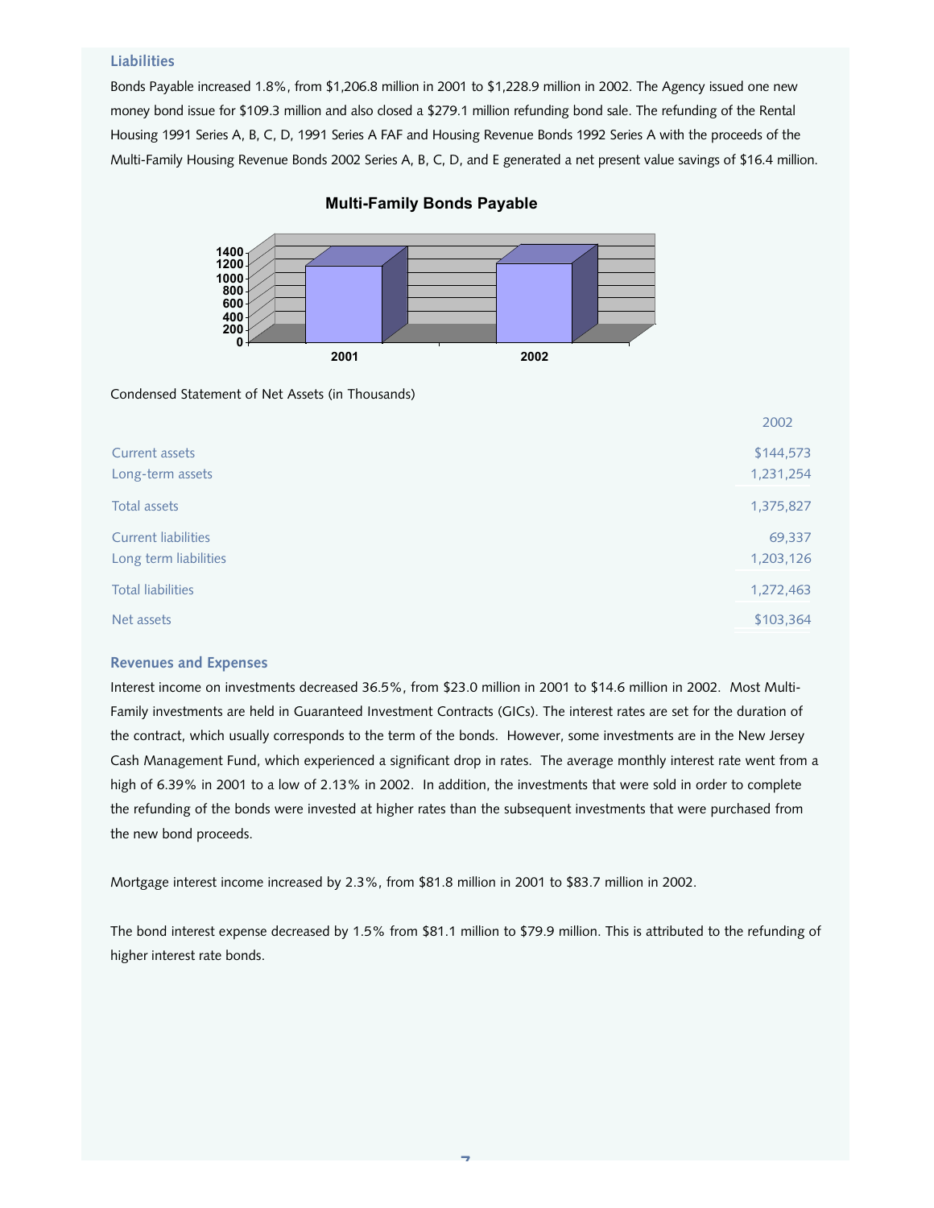## Liabilities

Bonds Payable increased 1.8%, from $1,206.8 million in 2001 to $1,228.9 million in 2002. The Agency issued one new money bond issue for $109.3 million and also closed a $279.1 million refunding bond sale. The refunding of the Rental Housing 1991 Series A, B, C, D, 1991 Series A FAF and Housing Revenue Bonds 1992 Series A with the proceeds of the Multi-Family Housing Revenue Bonds 2002 Series A, B, C, D, and E generated a net present value savings of $16.4 million.

**Multi-Family Bonds Payable**

Condensed Statement of Net Assets (in Thousands)

| | 2002 |
|---|---|
| Current assets | $144,573 |
| Long-term assets | 1,231,254 |
| Total assets | 1,375,827 |
| Current liabilities | 69,337 |
| Long term liabilities | 1,203,126 |
| Total liabilities | 1,272,463 |
| Net assets | $103,364 |

## Revenues and Expenses

Interest income on investments decreased 36.5%, from $23.0 million in 2001 to $14.6 million in 2002. Most Multi-Family investments are held in Guaranteed Investment Contracts (GICs). The interest rates are set for the duration of the contract, which usually corresponds to the term of the bonds. However, some investments are in the New Jersey Cash Management Fund, which experienced a significant drop in rates. The average monthly interest rate went from a high of 6.39% in 2001 to a low of 2.13% in 2002. In addition, the investments that were sold in order to complete the refunding of the bonds were invested at higher rates than the subsequent investments that were purchased from the new bond proceeds.

Mortgage interest income increased by 2.3%, from $81.8 million in 2001 to $83.7 million in 2002.

The bond interest expense decreased by 1.5% from $81.1 million to $79.9 million. This is attributed to the refunding of higher interest rate bonds.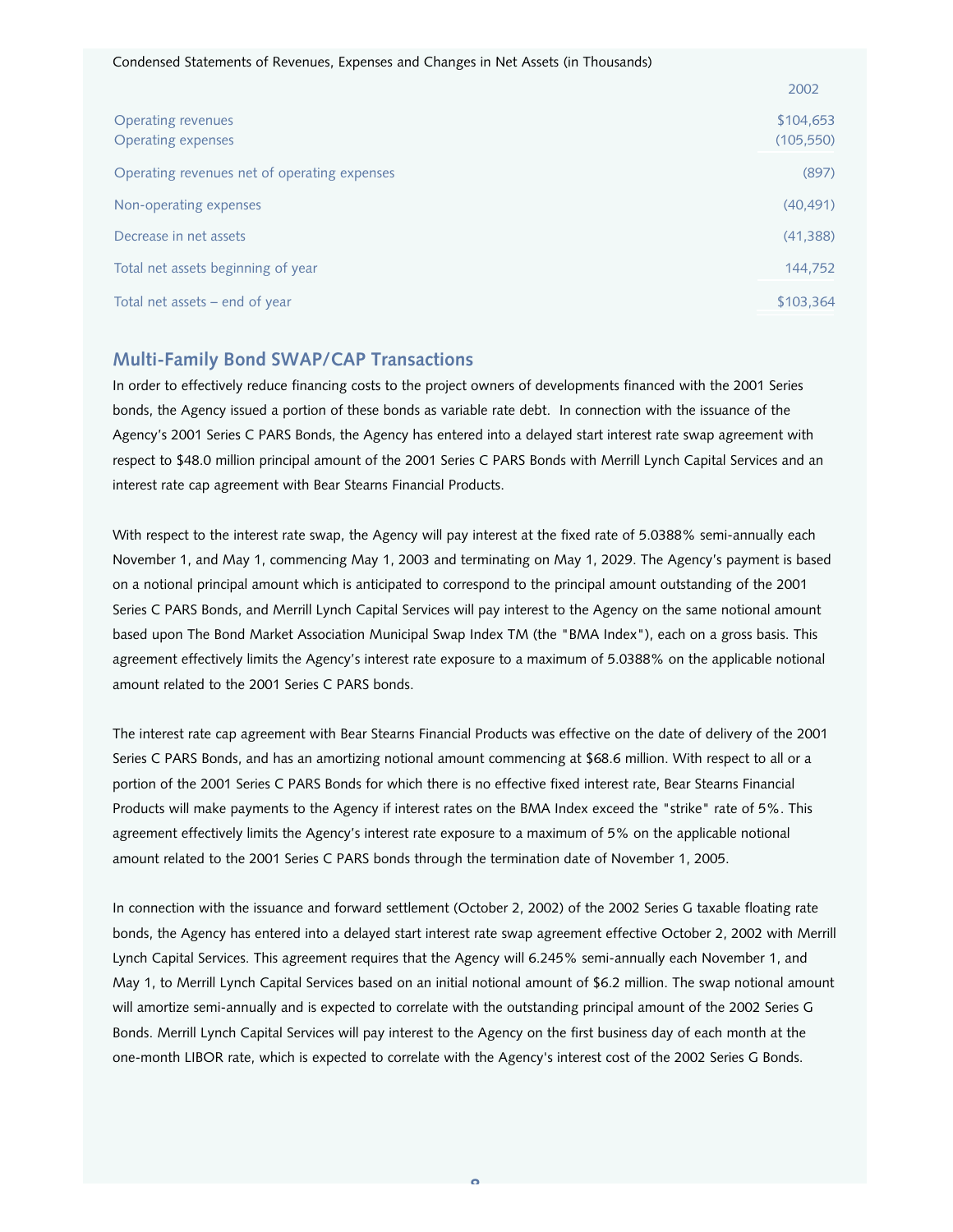Condensed Statements of Revenues, Expenses and Changes in Net Assets (in Thousands)

| | 2002 |
|---|---|
| Operating revenues | $104,653 |
| Operating expenses | (105,550) |
| Operating revenues net of operating expenses | (897) |
| Non-operating expenses | (40,491) |
| Decrease in net assets | (41,388) |
| Total net assets beginning of year | 144,752 |
| Total net assets – end of year | $103,364 |

## Multi-Family Bond SWAP/CAP Transactions

In order to effectively reduce financing costs to the project owners of developments financed with the 2001 Series bonds, the Agency issued a portion of these bonds as variable rate debt. In connection with the issuance of the Agency's 2001 Series C PARS Bonds, the Agency has entered into a delayed start interest rate swap agreement with respect to $48.0 million principal amount of the 2001 Series C PARS Bonds with Merrill Lynch Capital Services and an interest rate cap agreement with Bear Stearns Financial Products.

With respect to the interest rate swap, the Agency will pay interest at the fixed rate of 5.0388% semi-annually each November 1, and May 1, commencing May 1, 2003 and terminating on May 1, 2029. The Agency's payment is based on a notional principal amount which is anticipated to correspond to the principal amount outstanding of the 2001 Series C PARS Bonds, and Merrill Lynch Capital Services will pay interest to the Agency on the same notional amount based upon The Bond Market Association Municipal Swap Index TM (the "BMA Index"), each on a gross basis. This agreement effectively limits the Agency's interest rate exposure to a maximum of 5.0388% on the applicable notional amount related to the 2001 Series C PARS bonds.

The interest rate cap agreement with Bear Stearns Financial Products was effective on the date of delivery of the 2001 Series C PARS Bonds, and has an amortizing notional amount commencing at $68.6 million. With respect to all or a portion of the 2001 Series C PARS Bonds for which there is no effective fixed interest rate, Bear Stearns Financial Products will make payments to the Agency if interest rates on the BMA Index exceed the "strike" rate of 5%. This agreement effectively limits the Agency's interest rate exposure to a maximum of 5% on the applicable notional amount related to the 2001 Series C PARS bonds through the termination date of November 1, 2005.

In connection with the issuance and forward settlement (October 2, 2002) of the 2002 Series G taxable floating rate bonds, the Agency has entered into a delayed start interest rate swap agreement effective October 2, 2002 with Merrill Lynch Capital Services. This agreement requires that the Agency will 6.245% semi-annually each November 1, and May 1, to Merrill Lynch Capital Services based on an initial notional amount of $6.2 million. The swap notional amount will amortize semi-annually and is expected to correlate with the outstanding principal amount of the 2002 Series G Bonds. Merrill Lynch Capital Services will pay interest to the Agency on the first business day of each month at the one-month LIBOR rate, which is expected to correlate with the Agency's interest cost of the 2002 Series G Bonds.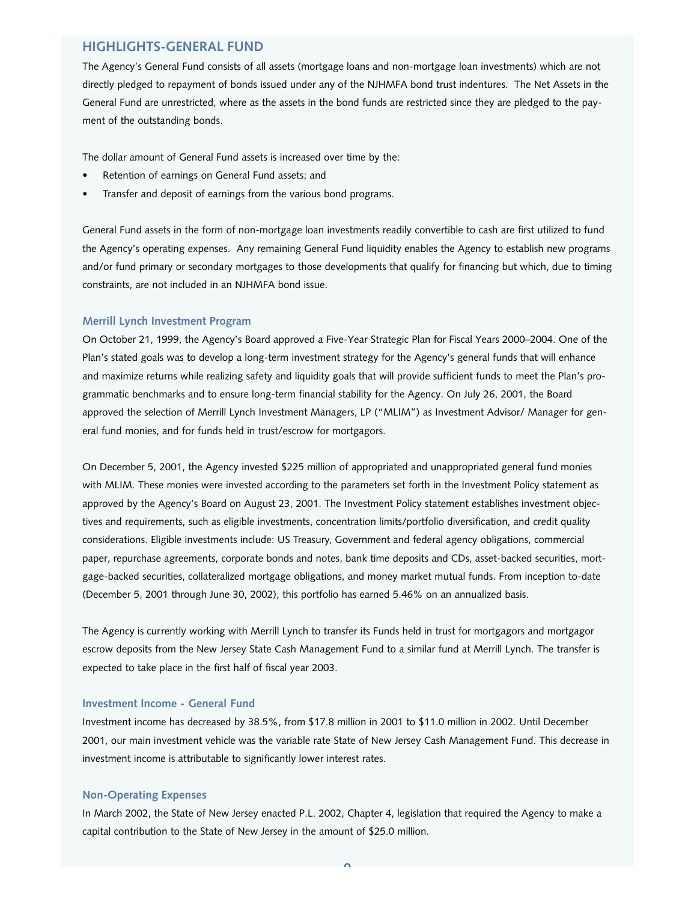## HIGHLIGHTS-GENERAL FUND

The Agency's General Fund consists of all assets (mortgage loans and non-mortgage loan investments) which are not directly pledged to repayment of bonds issued under any of the NJHMFA bond trust indentures. The Net Assets in the General Fund are unrestricted, where as the assets in the bond funds are restricted since they are pledged to the payment of the outstanding bonds.

The dollar amount of General Fund assets is increased over time by the:

- Retention of earnings on General Fund assets; and
- Transfer and deposit of earnings from the various bond programs.

General Fund assets in the form of non-mortgage loan investments readily convertible to cash are first utilized to fund the Agency's operating expenses. Any remaining General Fund liquidity enables the Agency to establish new programs and/or fund primary or secondary mortgages to those developments that qualify for financing but which, due to timing constraints, are not included in an NJHMFA bond issue.

### Merrill Lynch Investment Program

On October 21, 1999, the Agency's Board approved a Five-Year Strategic Plan for Fiscal Years 2000–2004. One of the Plan's stated goals was to develop a long-term investment strategy for the Agency's general funds that will enhance and maximize returns while realizing safety and liquidity goals that will provide sufficient funds to meet the Plan's programmatic benchmarks and to ensure long-term financial stability for the Agency. On July 26, 2001, the Board approved the selection of Merrill Lynch Investment Managers, LP ("MLIM") as Investment Advisor/ Manager for general fund monies, and for funds held in trust/escrow for mortgagors.

On December 5, 2001, the Agency invested $225 million of appropriated and unappropriated general fund monies with MLIM. These monies were invested according to the parameters set forth in the Investment Policy statement as approved by the Agency's Board on August 23, 2001. The Investment Policy statement establishes investment objectives and requirements, such as eligible investments, concentration limits/portfolio diversification, and credit quality considerations. Eligible investments include: US Treasury, Government and federal agency obligations, commercial paper, repurchase agreements, corporate bonds and notes, bank time deposits and CDs, asset-backed securities, mortgage-backed securities, collateralized mortgage obligations, and money market mutual funds. From inception to-date (December 5, 2001 through June 30, 2002), this portfolio has earned 5.46% on an annualized basis.

The Agency is currently working with Merrill Lynch to transfer its Funds held in trust for mortgagors and mortgagor escrow deposits from the New Jersey State Cash Management Fund to a similar fund at Merrill Lynch. The transfer is expected to take place in the first half of fiscal year 2003.

### Investment Income - General Fund

Investment income has decreased by 38.5%, from $17.8 million in 2001 to $11.0 million in 2002. Until December 2001, our main investment vehicle was the variable rate State of New Jersey Cash Management Fund. This decrease in investment income is attributable to significantly lower interest rates.

### Non-Operating Expenses

In March 2002, the State of New Jersey enacted P.L. 2002, Chapter 4, legislation that required the Agency to make a capital contribution to the State of New Jersey in the amount of $25.0 million.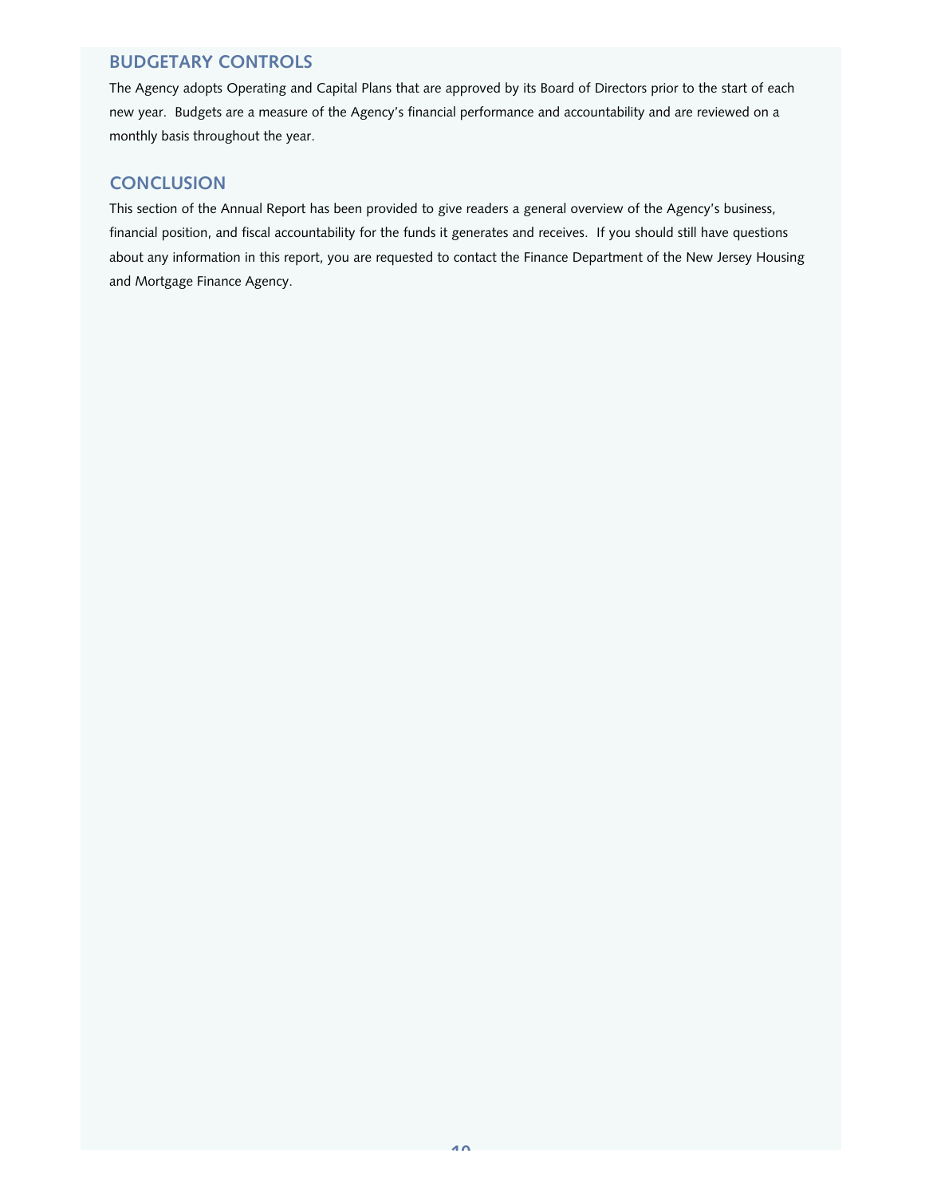## BUDGETARY CONTROLS

The Agency adopts Operating and Capital Plans that are approved by its Board of Directors prior to the start of each new year.  Budgets are a measure of the Agency's financial performance and accountability and are reviewed on a monthly basis throughout the year.

## CONCLUSION

This section of the Annual Report has been provided to give readers a general overview of the Agency's business, financial position, and fiscal accountability for the funds it generates and receives.  If you should still have questions about any information in this report, you are requested to contact the Finance Department of the New Jersey Housing and Mortgage Finance Agency.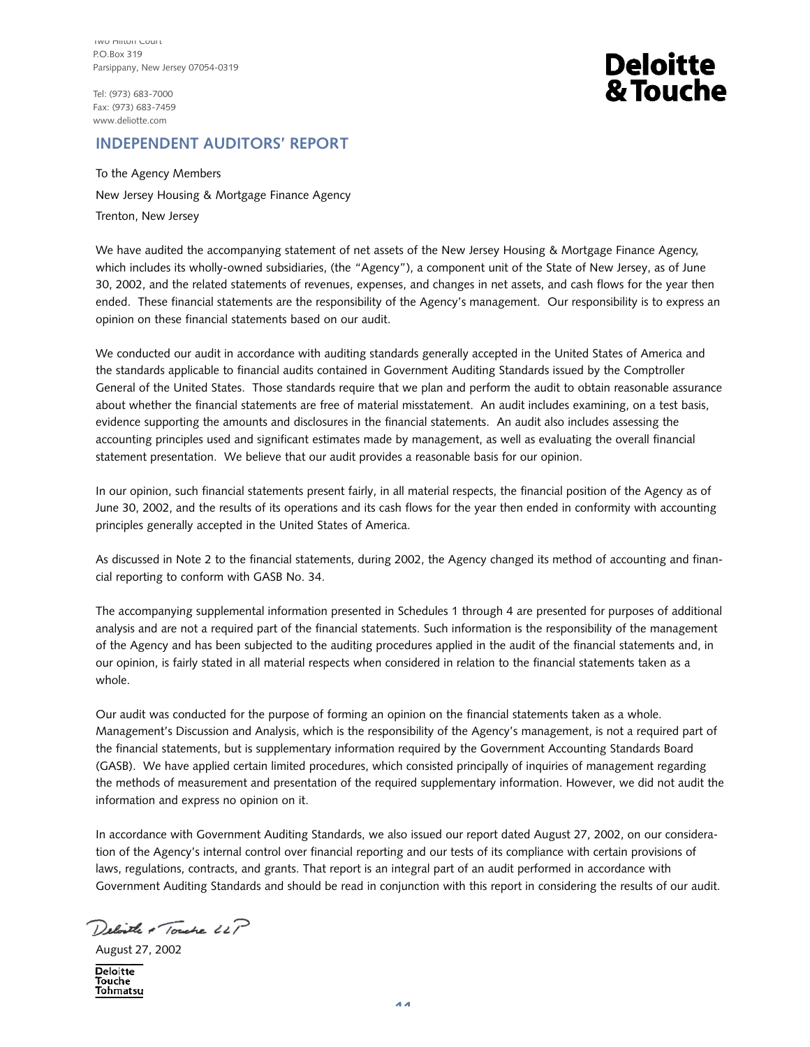Two Hilton Court
P.O.Box 319
Parsippany, New Jersey 07054-0319

Tel: (973) 683-7000
Fax: (973) 683-7459
www.deloitte.com

**Deloitte & Touche**

## INDEPENDENT AUDITORS' REPORT

To the Agency Members
New Jersey Housing & Mortgage Finance Agency
Trenton, New Jersey

We have audited the accompanying statement of net assets of the New Jersey Housing & Mortgage Finance Agency, which includes its wholly-owned subsidiaries, (the "Agency"), a component unit of the State of New Jersey, as of June 30, 2002, and the related statements of revenues, expenses, and changes in net assets, and cash flows for the year then ended. These financial statements are the responsibility of the Agency's management. Our responsibility is to express an opinion on these financial statements based on our audit.

We conducted our audit in accordance with auditing standards generally accepted in the United States of America and the standards applicable to financial audits contained in Government Auditing Standards issued by the Comptroller General of the United States. Those standards require that we plan and perform the audit to obtain reasonable assurance about whether the financial statements are free of material misstatement. An audit includes examining, on a test basis, evidence supporting the amounts and disclosures in the financial statements. An audit also includes assessing the accounting principles used and significant estimates made by management, as well as evaluating the overall financial statement presentation. We believe that our audit provides a reasonable basis for our opinion.

In our opinion, such financial statements present fairly, in all material respects, the financial position of the Agency as of June 30, 2002, and the results of its operations and its cash flows for the year then ended in conformity with accounting principles generally accepted in the United States of America.

As discussed in Note 2 to the financial statements, during 2002, the Agency changed its method of accounting and financial reporting to conform with GASB No. 34.

The accompanying supplemental information presented in Schedules 1 through 4 are presented for purposes of additional analysis and are not a required part of the financial statements. Such information is the responsibility of the management of the Agency and has been subjected to the auditing procedures applied in the audit of the financial statements and, in our opinion, is fairly stated in all material respects when considered in relation to the financial statements taken as a whole.

Our audit was conducted for the purpose of forming an opinion on the financial statements taken as a whole. Management's Discussion and Analysis, which is the responsibility of the Agency's management, is not a required part of the financial statements, but is supplementary information required by the Government Accounting Standards Board (GASB). We have applied certain limited procedures, which consisted principally of inquiries of management regarding the methods of measurement and presentation of the required supplementary information. However, we did not audit the information and express no opinion on it.

In accordance with Government Auditing Standards, we also issued our report dated August 27, 2002, on our consideration of the Agency's internal control over financial reporting and our tests of its compliance with certain provisions of laws, regulations, contracts, and grants. That report is an integral part of an audit performed in accordance with Government Auditing Standards and should be read in conjunction with this report in considering the results of our audit.

Deloitte & Touche LLP

August 27, 2002

Deloitte
Touche
Tohmatsu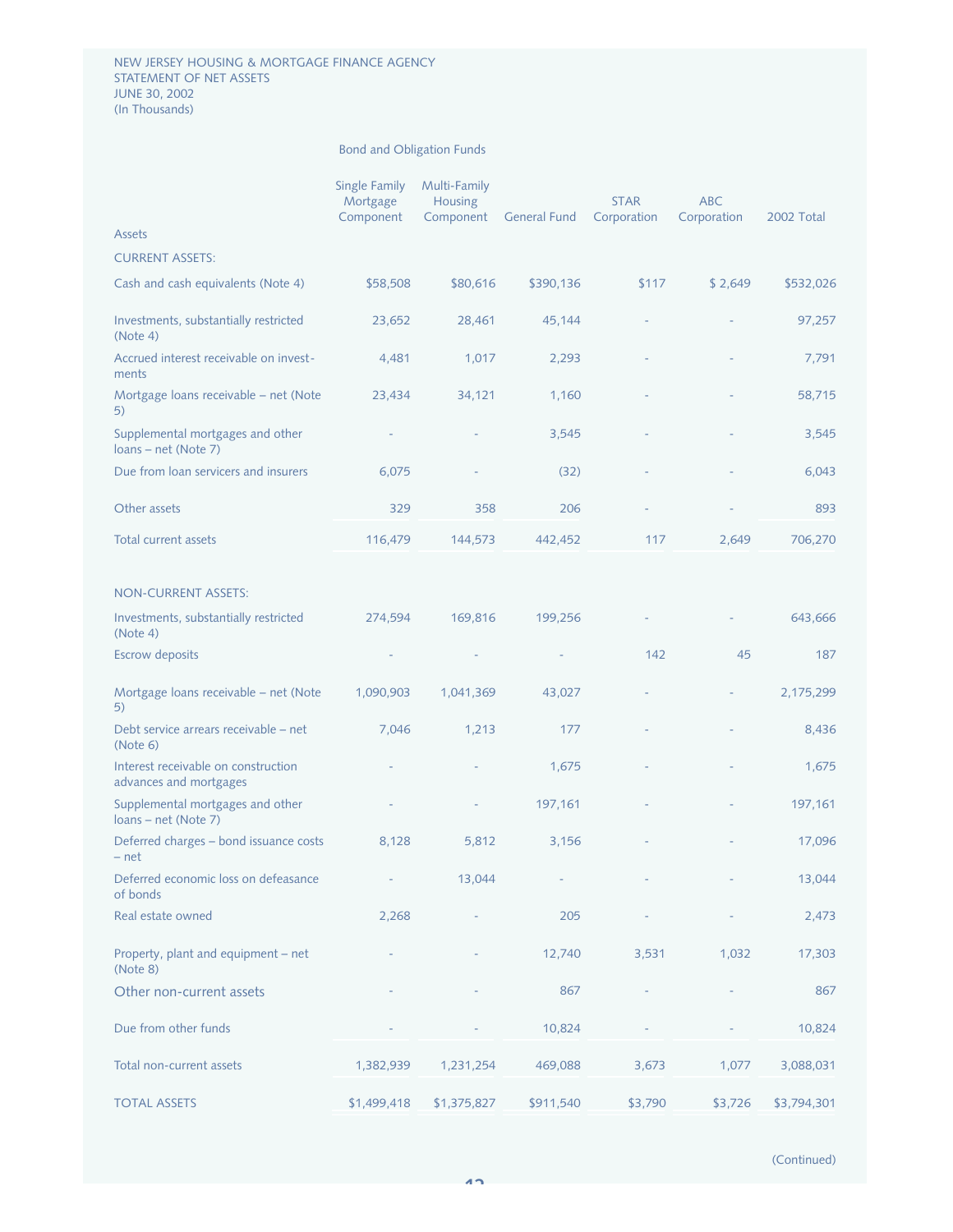NEW JERSEY HOUSING & MORTGAGE FINANCE AGENCY
STATEMENT OF NET ASSETS
JUNE 30, 2002
(In Thousands)

| | Bond and Obligation Funds | | | | | |
|---|---|---|---|---|---|---|
| Assets | Single Family Mortgage Component | Multi-Family Housing Component | General Fund | STAR Corporation | ABC Corporation | 2002 Total |
| **CURRENT ASSETS:** | | | | | | |
| Cash and cash equivalents (Note 4) | $58,508 | $80,616 | $390,136 | $117 | $ 2,649 | $532,026 |
| Investments, substantially restricted (Note 4) | 23,652 | 28,461 | 45,144 | - | - | 97,257 |
| Accrued interest receivable on investments | 4,481 | 1,017 | 2,293 | - | - | 7,791 |
| Mortgage loans receivable – net (Note 5) | 23,434 | 34,121 | 1,160 | - | - | 58,715 |
| Supplemental mortgages and other loans – net (Note 7) | - | - | 3,545 | - | - | 3,545 |
| Due from loan servicers and insurers | 6,075 | - | (32) | - | - | 6,043 |
| Other assets | 329 | 358 | 206 | - | - | 893 |
| Total current assets | 116,479 | 144,573 | 442,452 | 117 | 2,649 | 706,270 |
| **NON-CURRENT ASSETS:** | | | | | | |
| Investments, substantially restricted (Note 4) | 274,594 | 169,816 | 199,256 | - | - | 643,666 |
| Escrow deposits | - | - | - | 142 | 45 | 187 |
| Mortgage loans receivable – net (Note 5) | 1,090,903 | 1,041,369 | 43,027 | - | - | 2,175,299 |
| Debt service arrears receivable – net (Note 6) | 7,046 | 1,213 | 177 | - | - | 8,436 |
| Interest receivable on construction advances and mortgages | - | - | 1,675 | - | - | 1,675 |
| Supplemental mortgages and other loans – net (Note 7) | - | - | 197,161 | - | - | 197,161 |
| Deferred charges – bond issuance costs – net | 8,128 | 5,812 | 3,156 | - | - | 17,096 |
| Deferred economic loss on defeasance of bonds | - | 13,044 | - | - | - | 13,044 |
| Real estate owned | 2,268 | - | 205 | - | - | 2,473 |
| Property, plant and equipment – net (Note 8) | - | - | 12,740 | 3,531 | 1,032 | 17,303 |
| Other non-current assets | - | - | 867 | - | - | 867 |
| Due from other funds | - | - | 10,824 | - | - | 10,824 |
| Total non-current assets | 1,382,939 | 1,231,254 | 469,088 | 3,673 | 1,077 | 3,088,031 |
| TOTAL ASSETS | $1,499,418 | $1,375,827 | $911,540 | $3,790 | $3,726 | $3,794,301 |

(Continued)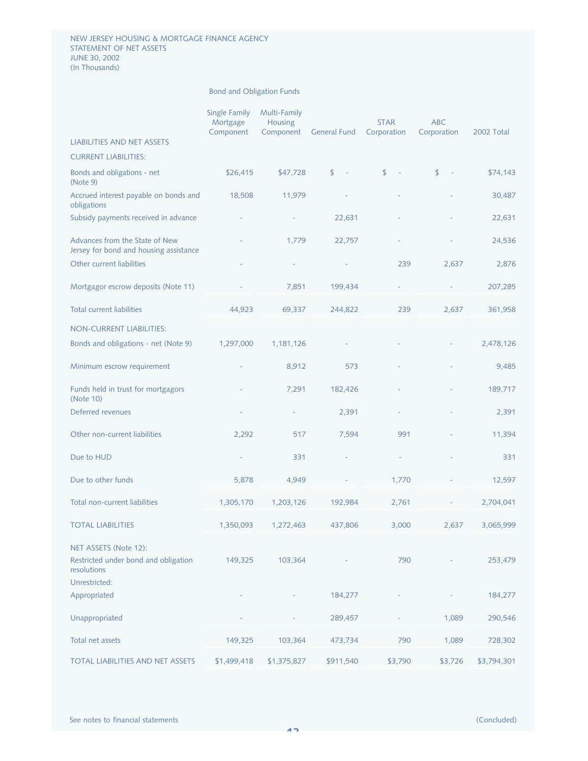NEW JERSEY HOUSING & MORTGAGE FINANCE AGENCY
STATEMENT OF NET ASSETS
JUNE 30, 2002
(In Thousands)

| | Bond and Obligation Funds | | | | | |
|---|---|---|---|---|---|---|
| LIABILITIES AND NET ASSETS | Single Family Mortgage Component | Multi-Family Housing Component | General Fund | STAR Corporation | ABC Corporation | 2002 Total |
| CURRENT LIABILITIES: | | | | | | |
| Bonds and obligations - net (Note 9) | $26,415 | $47,728 | $ - | $ - | $ - | $74,143 |
| Accrued interest payable on bonds and obligations | 18,508 | 11,979 | - | - | - | 30,487 |
| Subsidy payments received in advance | - | - | 22,631 | - | - | 22,631 |
| Advances from the State of New Jersey for bond and housing assistance | - | 1,779 | 22,757 | - | - | 24,536 |
| Other current liabilities | - | - | - | 239 | 2,637 | 2,876 |
| Mortgagor escrow deposits (Note 11) | - | 7,851 | 199,434 | - | - | 207,285 |
| Total current liabilities | 44,923 | 69,337 | 244,822 | 239 | 2,637 | 361,958 |
| NON-CURRENT LIABILITIES: | | | | | | |
| Bonds and obligations - net (Note 9) | 1,297,000 | 1,181,126 | - | - | - | 2,478,126 |
| Minimum escrow requirement | - | 8,912 | 573 | - | - | 9,485 |
| Funds held in trust for mortgagors (Note 10) | - | 7,291 | 182,426 | - | - | 189,717 |
| Deferred revenues | - | - | 2,391 | - | - | 2,391 |
| Other non-current liabilities | 2,292 | 517 | 7,594 | 991 | - | 11,394 |
| Due to HUD | - | 331 | - | - | - | 331 |
| Due to other funds | 5,878 | 4,949 | - | 1,770 | - | 12,597 |
| Total non-current liabilities | 1,305,170 | 1,203,126 | 192,984 | 2,761 | - | 2,704,041 |
| TOTAL LIABILITIES | 1,350,093 | 1,272,463 | 437,806 | 3,000 | 2,637 | 3,065,999 |
| NET ASSETS (Note 12): | | | | | | |
| Restricted under bond and obligation resolutions | 149,325 | 103,364 | - | 790 | - | 253,479 |
| Unrestricted: | | | | | | |
| Appropriated | - | - | 184,277 | - | - | 184,277 |
| Unappropriated | - | - | 289,457 | - | 1,089 | 290,546 |
| Total net assets | 149,325 | 103,364 | 473,734 | 790 | 1,089 | 728,302 |
| TOTAL LIABILITIES AND NET ASSETS | $1,499,418 | $1,375,827 | $911,540 | $3,790 | $3,726 | $3,794,301 |

See notes to financial statements

(Concluded)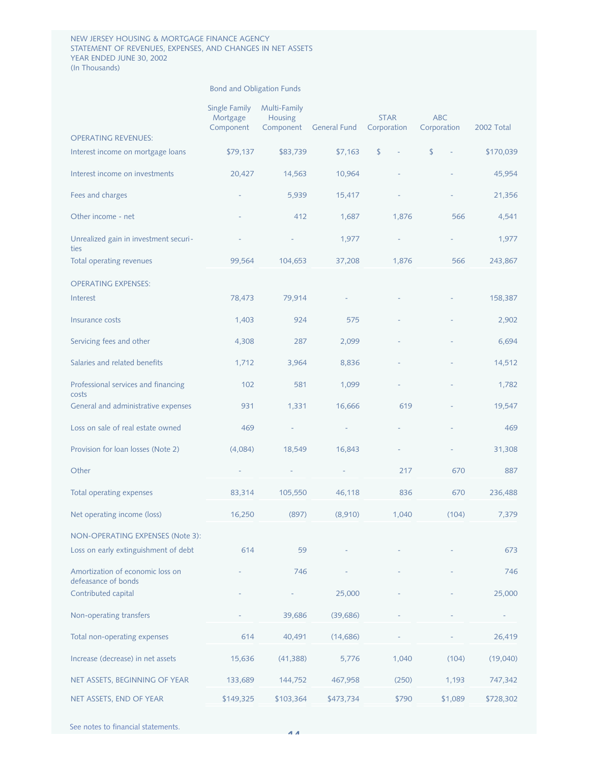NEW JERSEY HOUSING & MORTGAGE FINANCE AGENCY
STATEMENT OF REVENUES, EXPENSES, AND CHANGES IN NET ASSETS
YEAR ENDED JUNE 30, 2002
(In Thousands)

| | Bond and Obligation Funds | | | | | |
|---|---|---|---|---|---|---|
| | Single Family Mortgage Component | Multi-Family Housing Component | General Fund | STAR Corporation | ABC Corporation | 2002 Total |
| OPERATING REVENUES: | | | | | | |
| Interest income on mortgage loans | $79,137 | $83,739 | $7,163 | $ - | $ - | $170,039 |
| Interest income on investments | 20,427 | 14,563 | 10,964 | - | - | 45,954 |
| Fees and charges | - | 5,939 | 15,417 | - | - | 21,356 |
| Other income - net | - | 412 | 1,687 | 1,876 | 566 | 4,541 |
| Unrealized gain in investment securities | - | - | 1,977 | - | - | 1,977 |
| Total operating revenues | 99,564 | 104,653 | 37,208 | 1,876 | 566 | 243,867 |
| OPERATING EXPENSES: | | | | | | |
| Interest | 78,473 | 79,914 | - | - | - | 158,387 |
| Insurance costs | 1,403 | 924 | 575 | - | - | 2,902 |
| Servicing fees and other | 4,308 | 287 | 2,099 | - | - | 6,694 |
| Salaries and related benefits | 1,712 | 3,964 | 8,836 | - | - | 14,512 |
| Professional services and financing costs | 102 | 581 | 1,099 | - | - | 1,782 |
| General and administrative expenses | 931 | 1,331 | 16,666 | 619 | - | 19,547 |
| Loss on sale of real estate owned | 469 | - | - | - | - | 469 |
| Provision for loan losses (Note 2) | (4,084) | 18,549 | 16,843 | - | - | 31,308 |
| Other | - | - | - | 217 | 670 | 887 |
| Total operating expenses | 83,314 | 105,550 | 46,118 | 836 | 670 | 236,488 |
| Net operating income (loss) | 16,250 | (897) | (8,910) | 1,040 | (104) | 7,379 |
| NON-OPERATING EXPENSES (Note 3): | | | | | | |
| Loss on early extinguishment of debt | 614 | 59 | - | - | - | 673 |
| Amortization of economic loss on defeasance of bonds | - | 746 | - | - | - | 746 |
| Contributed capital | - | - | 25,000 | - | - | 25,000 |
| Non-operating transfers | - | 39,686 | (39,686) | - | - | - |
| Total non-operating expenses | 614 | 40,491 | (14,686) | - | - | 26,419 |
| Increase (decrease) in net assets | 15,636 | (41,388) | 5,776 | 1,040 | (104) | (19,040) |
| NET ASSETS, BEGINNING OF YEAR | 133,689 | 144,752 | 467,958 | (250) | 1,193 | 747,342 |
| NET ASSETS, END OF YEAR | $149,325 | $103,364 | $473,734 | $790 | $1,089 | $728,302 |

See notes to financial statements.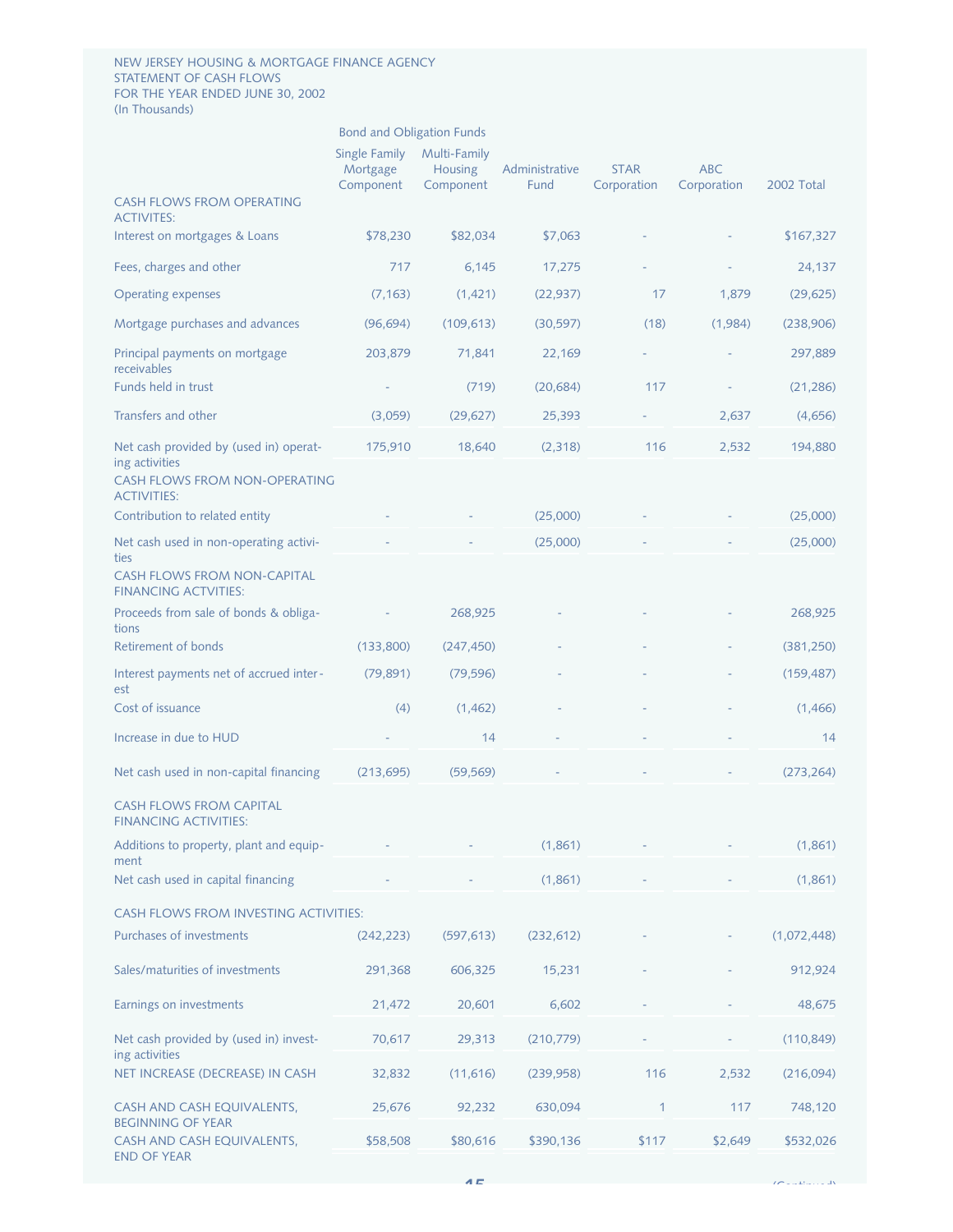NEW JERSEY HOUSING & MORTGAGE FINANCE AGENCY
STATEMENT OF CASH FLOWS
FOR THE YEAR ENDED JUNE 30, 2002
(In Thousands)

| | Bond and Obligation Funds | | | | | |
|---|---|---|---|---|---|---|
| | Single Family Mortgage Component | Multi-Family Housing Component | Administrative Fund | STAR Corporation | ABC Corporation | 2002 Total |
| CASH FLOWS FROM OPERATING ACTIVITES: | | | | | | |
| Interest on mortgages & Loans | $78,230 | $82,034 | $7,063 | - | - | $167,327 |
| Fees, charges and other | 717 | 6,145 | 17,275 | - | - | 24,137 |
| Operating expenses | (7,163) | (1,421) | (22,937) | 17 | 1,879 | (29,625) |
| Mortgage purchases and advances | (96,694) | (109,613) | (30,597) | (18) | (1,984) | (238,906) |
| Principal payments on mortgage receivables | 203,879 | 71,841 | 22,169 | - | - | 297,889 |
| Funds held in trust | - | (719) | (20,684) | 117 | - | (21,286) |
| Transfers and other | (3,059) | (29,627) | 25,393 | - | 2,637 | (4,656) |
| Net cash provided by (used in) operating activities | 175,910 | 18,640 | (2,318) | 116 | 2,532 | 194,880 |
| CASH FLOWS FROM NON-OPERATING ACTIVITIES: | | | | | | |
| Contribution to related entity | - | - | (25,000) | - | - | (25,000) |
| Net cash used in non-operating activities | - | - | (25,000) | - | - | (25,000) |
| CASH FLOWS FROM NON-CAPITAL FINANCING ACTVITIES: | | | | | | |
| Proceeds from sale of bonds & obligations | - | 268,925 | - | - | - | 268,925 |
| Retirement of bonds | (133,800) | (247,450) | - | - | - | (381,250) |
| Interest payments net of accrued interest | (79,891) | (79,596) | - | - | - | (159,487) |
| Cost of issuance | (4) | (1,462) | - | - | - | (1,466) |
| Increase in due to HUD | - | 14 | - | - | - | 14 |
| Net cash used in non-capital financing | (213,695) | (59,569) | - | - | - | (273,264) |
| CASH FLOWS FROM CAPITAL FINANCING ACTIVITIES: | | | | | | |
| Additions to property, plant and equipment | - | - | (1,861) | - | - | (1,861) |
| Net cash used in capital financing | - | - | (1,861) | - | - | (1,861) |
| CASH FLOWS FROM INVESTING ACTIVITIES: | | | | | | |
| Purchases of investments | (242,223) | (597,613) | (232,612) | - | - | (1,072,448) |
| Sales/maturities of investments | 291,368 | 606,325 | 15,231 | - | - | 912,924 |
| Earnings on investments | 21,472 | 20,601 | 6,602 | - | - | 48,675 |
| Net cash provided by (used in) investing activities | 70,617 | 29,313 | (210,779) | - | - | (110,849) |
| NET INCREASE (DECREASE) IN CASH | 32,832 | (11,616) | (239,958) | 116 | 2,532 | (216,094) |
| CASH AND CASH EQUIVALENTS, BEGINNING OF YEAR | 25,676 | 92,232 | 630,094 | 1 | 117 | 748,120 |
| CASH AND CASH EQUIVALENTS, END OF YEAR | $58,508 | $80,616 | $390,136 | $117 | $2,649 | $532,026 |

(Continued)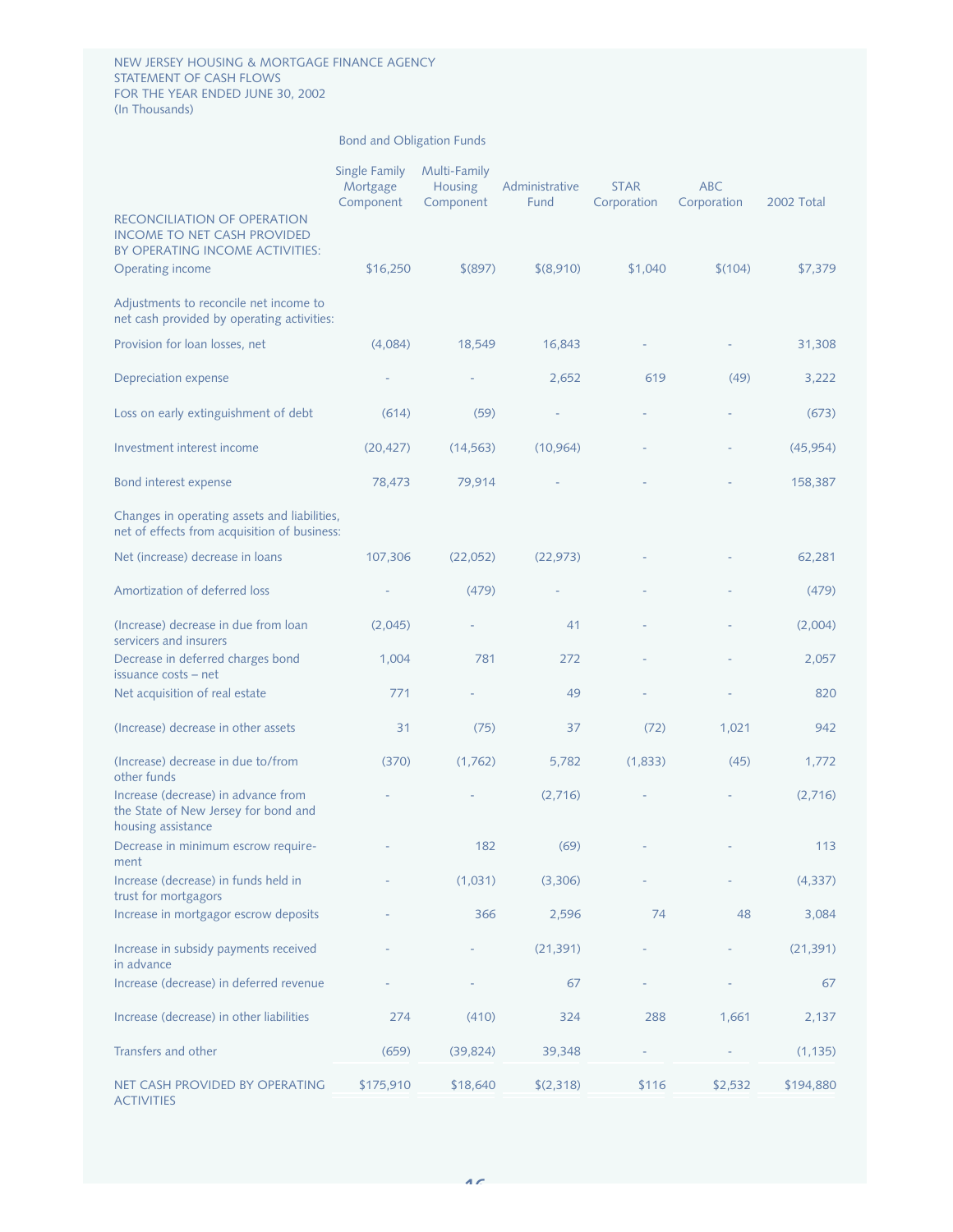NEW JERSEY HOUSING & MORTGAGE FINANCE AGENCY
STATEMENT OF CASH FLOWS
FOR THE YEAR ENDED JUNE 30, 2002
(In Thousands)

| | Bond and Obligation Funds | | | | | |
|---|---|---|---|---|---|---|
| | Single Family Mortgage Component | Multi-Family Housing Component | Administrative Fund | STAR Corporation | ABC Corporation | 2002 Total |
| RECONCILIATION OF OPERATION INCOME TO NET CASH PROVIDED BY OPERATING INCOME ACTIVITIES: | | | | | | |
| Operating income | $16,250 | $(897) | $(8,910) | $1,040 | $(104) | $7,379 |
| Adjustments to reconcile net income to net cash provided by operating activities: | | | | | | |
| Provision for loan losses, net | (4,084) | 18,549 | 16,843 | - | - | 31,308 |
| Depreciation expense | - | - | 2,652 | 619 | (49) | 3,222 |
| Loss on early extinguishment of debt | (614) | (59) | - | - | - | (673) |
| Investment interest income | (20,427) | (14,563) | (10,964) | - | - | (45,954) |
| Bond interest expense | 78,473 | 79,914 | - | - | - | 158,387 |
| Changes in operating assets and liabilities, net of effects from acquisition of business: | | | | | | |
| Net (increase) decrease in loans | 107,306 | (22,052) | (22,973) | - | - | 62,281 |
| Amortization of deferred loss | - | (479) | - | - | - | (479) |
| (Increase) decrease in due from loan servicers and insurers | (2,045) | - | 41 | - | - | (2,004) |
| Decrease in deferred charges bond issuance costs – net | 1,004 | 781 | 272 | - | - | 2,057 |
| Net acquisition of real estate | 771 | - | 49 | - | - | 820 |
| (Increase) decrease in other assets | 31 | (75) | 37 | (72) | 1,021 | 942 |
| (Increase) decrease in due to/from other funds | (370) | (1,762) | 5,782 | (1,833) | (45) | 1,772 |
| Increase (decrease) in advance from the State of New Jersey for bond and housing assistance | - | - | (2,716) | - | - | (2,716) |
| Decrease in minimum escrow requirement | - | 182 | (69) | - | - | 113 |
| Increase (decrease) in funds held in trust for mortgagors | - | (1,031) | (3,306) | - | - | (4,337) |
| Increase in mortgagor escrow deposits | - | 366 | 2,596 | 74 | 48 | 3,084 |
| Increase in subsidy payments received in advance | - | - | (21,391) | - | - | (21,391) |
| Increase (decrease) in deferred revenue | - | - | 67 | - | - | 67 |
| Increase (decrease) in other liabilities | 274 | (410) | 324 | 288 | 1,661 | 2,137 |
| Transfers and other | (659) | (39,824) | 39,348 | - | - | (1,135) |
| NET CASH PROVIDED BY OPERATING ACTIVITIES | $175,910 | $18,640 | $(2,318) | $116 | $2,532 | $194,880 |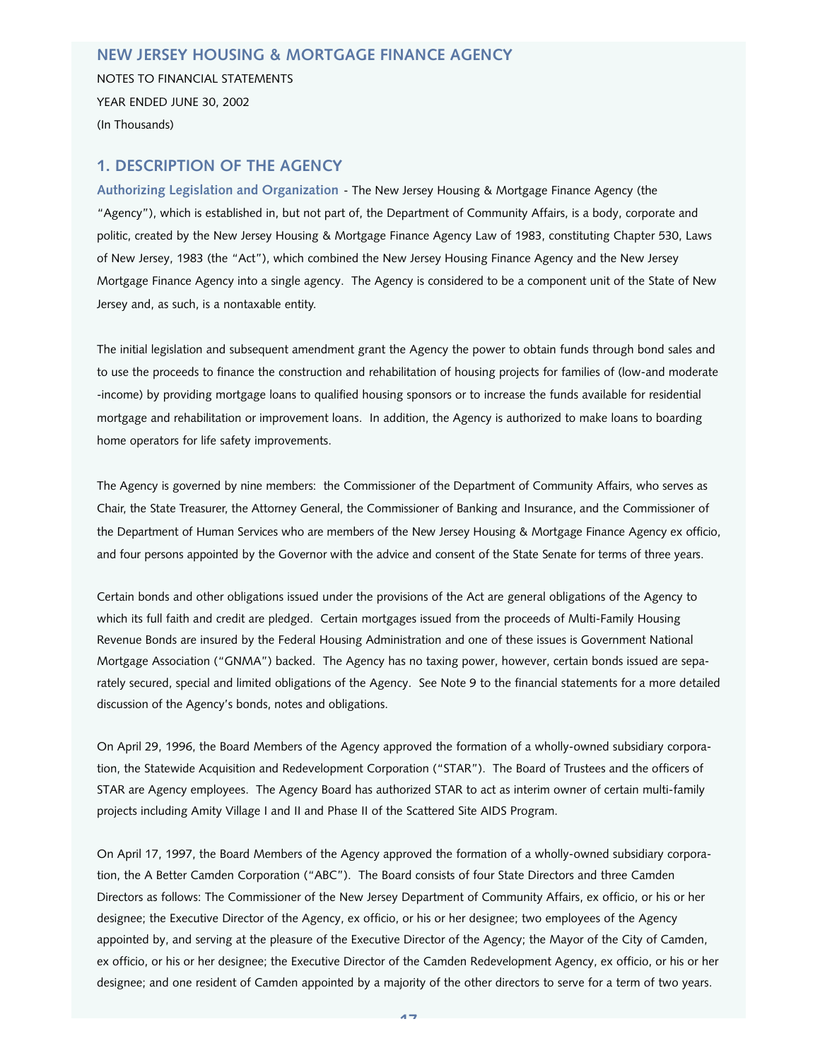# NEW JERSEY HOUSING & MORTGAGE FINANCE AGENCY

NOTES TO FINANCIAL STATEMENTS

YEAR ENDED JUNE 30, 2002

(In Thousands)

## 1. DESCRIPTION OF THE AGENCY

**Authorizing Legislation and Organization** - The New Jersey Housing & Mortgage Finance Agency (the "Agency"), which is established in, but not part of, the Department of Community Affairs, is a body, corporate and politic, created by the New Jersey Housing & Mortgage Finance Agency Law of 1983, constituting Chapter 530, Laws of New Jersey, 1983 (the "Act"), which combined the New Jersey Housing Finance Agency and the New Jersey Mortgage Finance Agency into a single agency. The Agency is considered to be a component unit of the State of New Jersey and, as such, is a nontaxable entity.

The initial legislation and subsequent amendment grant the Agency the power to obtain funds through bond sales and to use the proceeds to finance the construction and rehabilitation of housing projects for families of (low-and moderate -income) by providing mortgage loans to qualified housing sponsors or to increase the funds available for residential mortgage and rehabilitation or improvement loans. In addition, the Agency is authorized to make loans to boarding home operators for life safety improvements.

The Agency is governed by nine members: the Commissioner of the Department of Community Affairs, who serves as Chair, the State Treasurer, the Attorney General, the Commissioner of Banking and Insurance, and the Commissioner of the Department of Human Services who are members of the New Jersey Housing & Mortgage Finance Agency ex officio, and four persons appointed by the Governor with the advice and consent of the State Senate for terms of three years.

Certain bonds and other obligations issued under the provisions of the Act are general obligations of the Agency to which its full faith and credit are pledged. Certain mortgages issued from the proceeds of Multi-Family Housing Revenue Bonds are insured by the Federal Housing Administration and one of these issues is Government National Mortgage Association ("GNMA") backed. The Agency has no taxing power, however, certain bonds issued are separately secured, special and limited obligations of the Agency. See Note 9 to the financial statements for a more detailed discussion of the Agency's bonds, notes and obligations.

On April 29, 1996, the Board Members of the Agency approved the formation of a wholly-owned subsidiary corporation, the Statewide Acquisition and Redevelopment Corporation ("STAR"). The Board of Trustees and the officers of STAR are Agency employees. The Agency Board has authorized STAR to act as interim owner of certain multi-family projects including Amity Village I and II and Phase II of the Scattered Site AIDS Program.

On April 17, 1997, the Board Members of the Agency approved the formation of a wholly-owned subsidiary corporation, the A Better Camden Corporation ("ABC"). The Board consists of four State Directors and three Camden Directors as follows: The Commissioner of the New Jersey Department of Community Affairs, ex officio, or his or her designee; the Executive Director of the Agency, ex officio, or his or her designee; two employees of the Agency appointed by, and serving at the pleasure of the Executive Director of the Agency; the Mayor of the City of Camden, ex officio, or his or her designee; the Executive Director of the Camden Redevelopment Agency, ex officio, or his or her designee; and one resident of Camden appointed by a majority of the other directors to serve for a term of two years.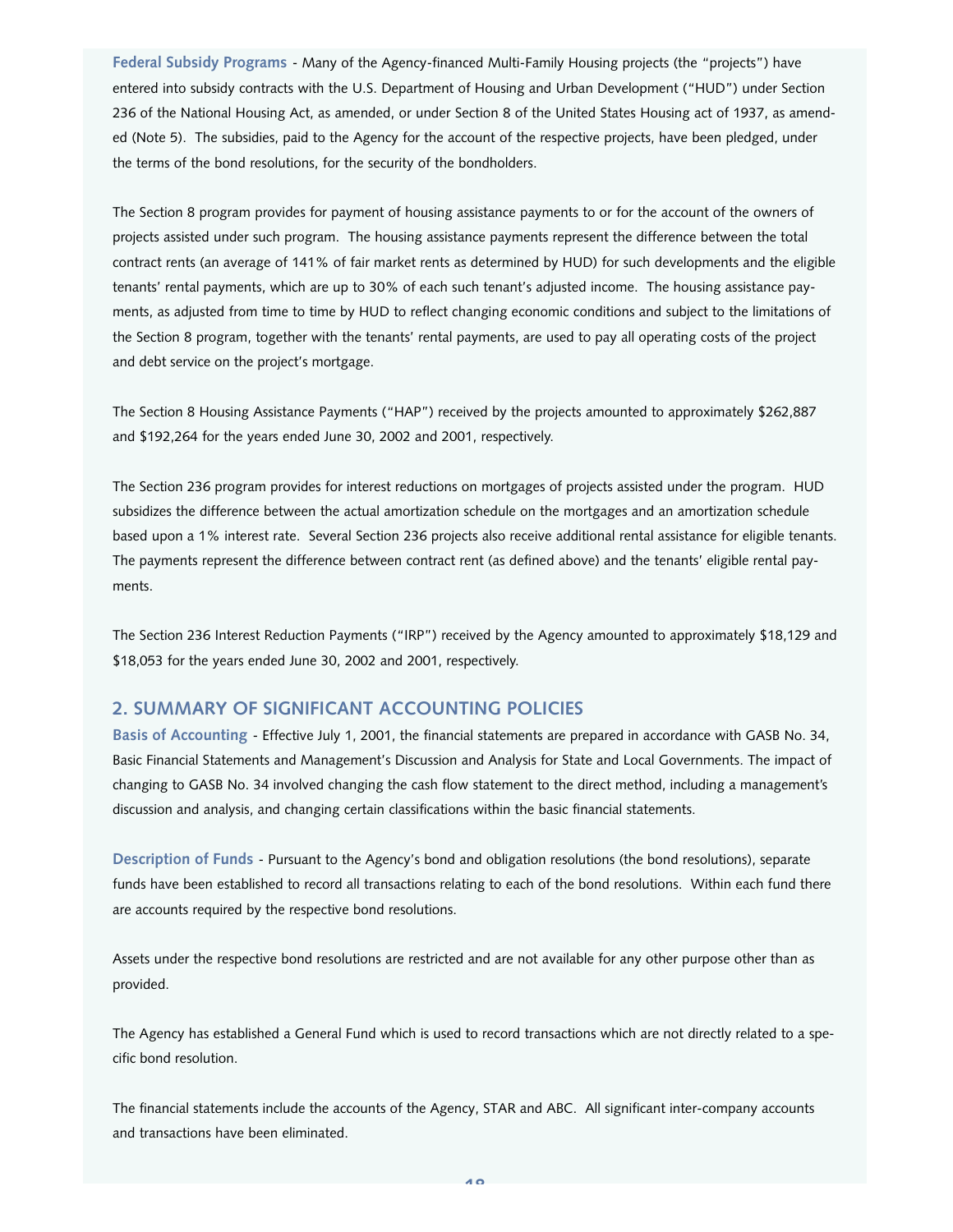**Federal Subsidy Programs** - Many of the Agency-financed Multi-Family Housing projects (the "projects") have entered into subsidy contracts with the U.S. Department of Housing and Urban Development ("HUD") under Section 236 of the National Housing Act, as amended, or under Section 8 of the United States Housing act of 1937, as amended (Note 5). The subsidies, paid to the Agency for the account of the respective projects, have been pledged, under the terms of the bond resolutions, for the security of the bondholders.

The Section 8 program provides for payment of housing assistance payments to or for the account of the owners of projects assisted under such program. The housing assistance payments represent the difference between the total contract rents (an average of 141% of fair market rents as determined by HUD) for such developments and the eligible tenants' rental payments, which are up to 30% of each such tenant's adjusted income. The housing assistance payments, as adjusted from time to time by HUD to reflect changing economic conditions and subject to the limitations of the Section 8 program, together with the tenants' rental payments, are used to pay all operating costs of the project and debt service on the project's mortgage.

The Section 8 Housing Assistance Payments ("HAP") received by the projects amounted to approximately $262,887 and $192,264 for the years ended June 30, 2002 and 2001, respectively.

The Section 236 program provides for interest reductions on mortgages of projects assisted under the program. HUD subsidizes the difference between the actual amortization schedule on the mortgages and an amortization schedule based upon a 1% interest rate. Several Section 236 projects also receive additional rental assistance for eligible tenants. The payments represent the difference between contract rent (as defined above) and the tenants' eligible rental payments.

The Section 236 Interest Reduction Payments ("IRP") received by the Agency amounted to approximately $18,129 and $18,053 for the years ended June 30, 2002 and 2001, respectively.

## 2. SUMMARY OF SIGNIFICANT ACCOUNTING POLICIES

**Basis of Accounting** - Effective July 1, 2001, the financial statements are prepared in accordance with GASB No. 34, Basic Financial Statements and Management's Discussion and Analysis for State and Local Governments. The impact of changing to GASB No. 34 involved changing the cash flow statement to the direct method, including a management's discussion and analysis, and changing certain classifications within the basic financial statements.

**Description of Funds** - Pursuant to the Agency's bond and obligation resolutions (the bond resolutions), separate funds have been established to record all transactions relating to each of the bond resolutions. Within each fund there are accounts required by the respective bond resolutions.

Assets under the respective bond resolutions are restricted and are not available for any other purpose other than as provided.

The Agency has established a General Fund which is used to record transactions which are not directly related to a specific bond resolution.

The financial statements include the accounts of the Agency, STAR and ABC. All significant inter-company accounts and transactions have been eliminated.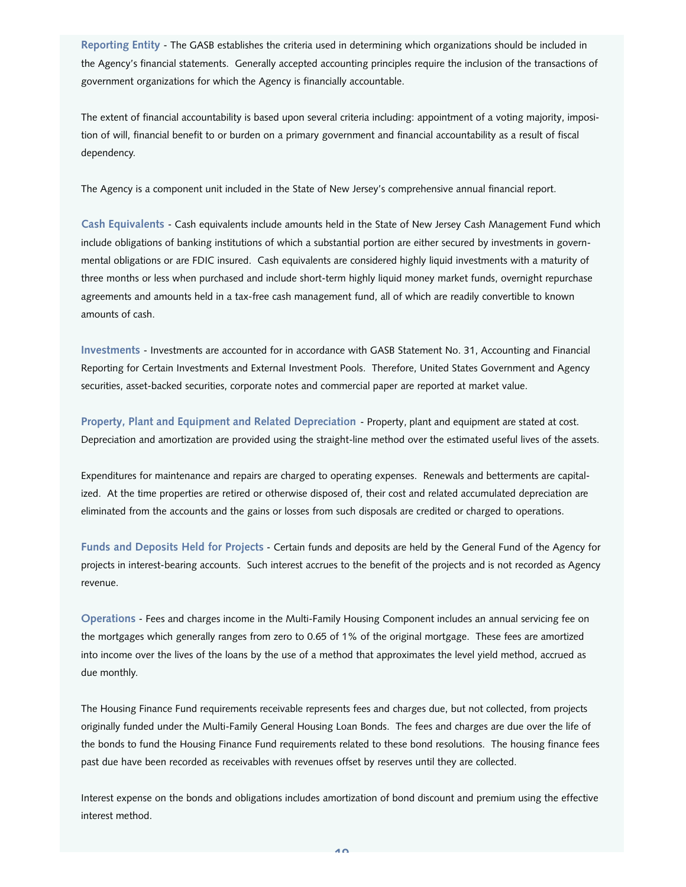**Reporting Entity** - The GASB establishes the criteria used in determining which organizations should be included in the Agency's financial statements. Generally accepted accounting principles require the inclusion of the transactions of government organizations for which the Agency is financially accountable.

The extent of financial accountability is based upon several criteria including: appointment of a voting majority, imposition of will, financial benefit to or burden on a primary government and financial accountability as a result of fiscal dependency.

The Agency is a component unit included in the State of New Jersey's comprehensive annual financial report.

**Cash Equivalents** - Cash equivalents include amounts held in the State of New Jersey Cash Management Fund which include obligations of banking institutions of which a substantial portion are either secured by investments in governmental obligations or are FDIC insured. Cash equivalents are considered highly liquid investments with a maturity of three months or less when purchased and include short-term highly liquid money market funds, overnight repurchase agreements and amounts held in a tax-free cash management fund, all of which are readily convertible to known amounts of cash.

**Investments** - Investments are accounted for in accordance with GASB Statement No. 31, Accounting and Financial Reporting for Certain Investments and External Investment Pools. Therefore, United States Government and Agency securities, asset-backed securities, corporate notes and commercial paper are reported at market value.

**Property, Plant and Equipment and Related Depreciation** - Property, plant and equipment are stated at cost. Depreciation and amortization are provided using the straight-line method over the estimated useful lives of the assets.

Expenditures for maintenance and repairs are charged to operating expenses. Renewals and betterments are capitalized. At the time properties are retired or otherwise disposed of, their cost and related accumulated depreciation are eliminated from the accounts and the gains or losses from such disposals are credited or charged to operations.

**Funds and Deposits Held for Projects** - Certain funds and deposits are held by the General Fund of the Agency for projects in interest-bearing accounts. Such interest accrues to the benefit of the projects and is not recorded as Agency revenue.

**Operations** - Fees and charges income in the Multi-Family Housing Component includes an annual servicing fee on the mortgages which generally ranges from zero to 0.65 of 1% of the original mortgage. These fees are amortized into income over the lives of the loans by the use of a method that approximates the level yield method, accrued as due monthly.

The Housing Finance Fund requirements receivable represents fees and charges due, but not collected, from projects originally funded under the Multi-Family General Housing Loan Bonds. The fees and charges are due over the life of the bonds to fund the Housing Finance Fund requirements related to these bond resolutions. The housing finance fees past due have been recorded as receivables with revenues offset by reserves until they are collected.

Interest expense on the bonds and obligations includes amortization of bond discount and premium using the effective interest method.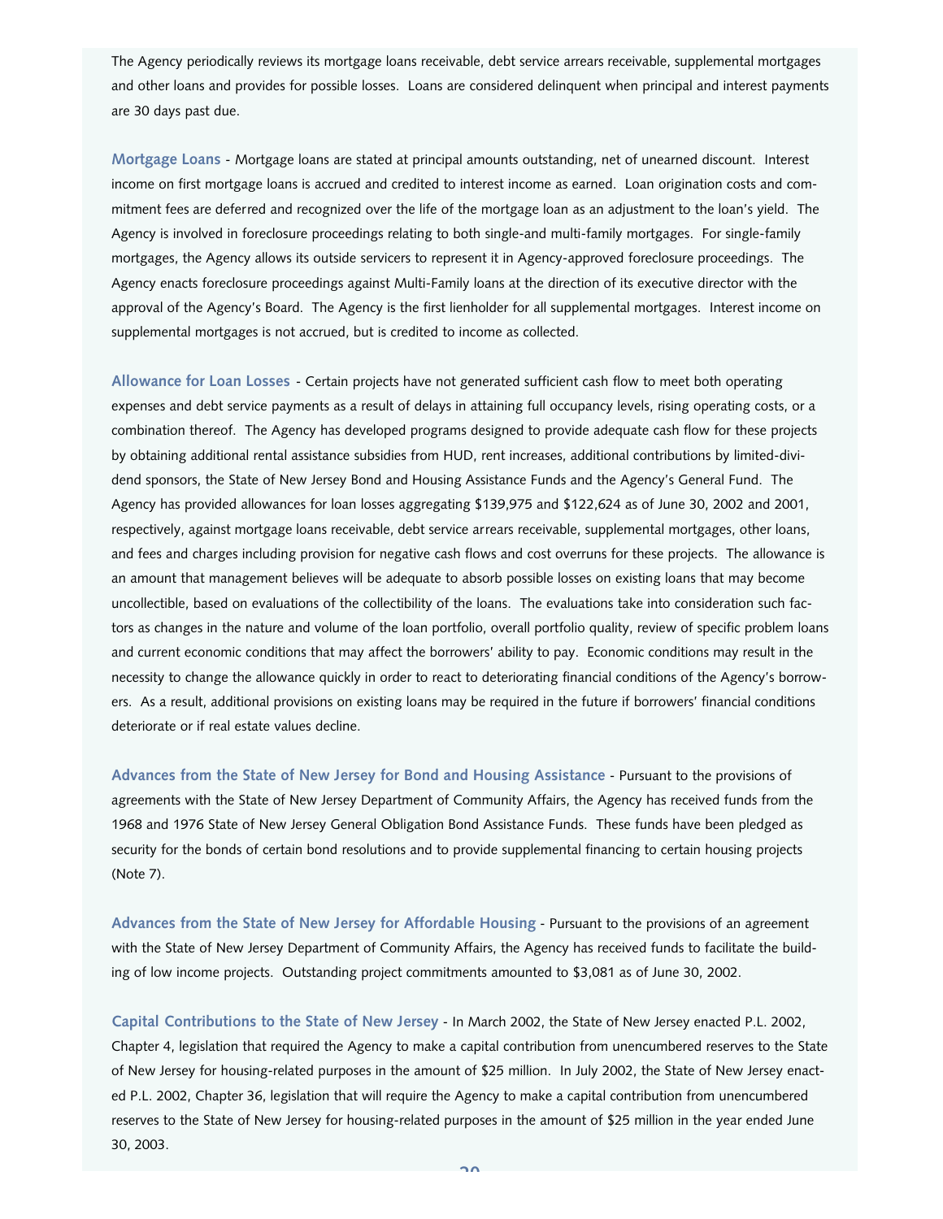The Agency periodically reviews its mortgage loans receivable, debt service arrears receivable, supplemental mortgages and other loans and provides for possible losses. Loans are considered delinquent when principal and interest payments are 30 days past due.

**Mortgage Loans** - Mortgage loans are stated at principal amounts outstanding, net of unearned discount. Interest income on first mortgage loans is accrued and credited to interest income as earned. Loan origination costs and commitment fees are deferred and recognized over the life of the mortgage loan as an adjustment to the loan's yield. The Agency is involved in foreclosure proceedings relating to both single-and multi-family mortgages. For single-family mortgages, the Agency allows its outside servicers to represent it in Agency-approved foreclosure proceedings. The Agency enacts foreclosure proceedings against Multi-Family loans at the direction of its executive director with the approval of the Agency's Board. The Agency is the first lienholder for all supplemental mortgages. Interest income on supplemental mortgages is not accrued, but is credited to income as collected.

**Allowance for Loan Losses** - Certain projects have not generated sufficient cash flow to meet both operating expenses and debt service payments as a result of delays in attaining full occupancy levels, rising operating costs, or a combination thereof. The Agency has developed programs designed to provide adequate cash flow for these projects by obtaining additional rental assistance subsidies from HUD, rent increases, additional contributions by limited-dividend sponsors, the State of New Jersey Bond and Housing Assistance Funds and the Agency's General Fund. The Agency has provided allowances for loan losses aggregating $139,975 and $122,624 as of June 30, 2002 and 2001, respectively, against mortgage loans receivable, debt service arrears receivable, supplemental mortgages, other loans, and fees and charges including provision for negative cash flows and cost overruns for these projects. The allowance is an amount that management believes will be adequate to absorb possible losses on existing loans that may become uncollectible, based on evaluations of the collectibility of the loans. The evaluations take into consideration such factors as changes in the nature and volume of the loan portfolio, overall portfolio quality, review of specific problem loans and current economic conditions that may affect the borrowers' ability to pay. Economic conditions may result in the necessity to change the allowance quickly in order to react to deteriorating financial conditions of the Agency's borrowers. As a result, additional provisions on existing loans may be required in the future if borrowers' financial conditions deteriorate or if real estate values decline.

**Advances from the State of New Jersey for Bond and Housing Assistance** - Pursuant to the provisions of agreements with the State of New Jersey Department of Community Affairs, the Agency has received funds from the 1968 and 1976 State of New Jersey General Obligation Bond Assistance Funds. These funds have been pledged as security for the bonds of certain bond resolutions and to provide supplemental financing to certain housing projects (Note 7).

**Advances from the State of New Jersey for Affordable Housing** - Pursuant to the provisions of an agreement with the State of New Jersey Department of Community Affairs, the Agency has received funds to facilitate the building of low income projects. Outstanding project commitments amounted to $3,081 as of June 30, 2002.

**Capital Contributions to the State of New Jersey** - In March 2002, the State of New Jersey enacted P.L. 2002, Chapter 4, legislation that required the Agency to make a capital contribution from unencumbered reserves to the State of New Jersey for housing-related purposes in the amount of $25 million. In July 2002, the State of New Jersey enacted P.L. 2002, Chapter 36, legislation that will require the Agency to make a capital contribution from unencumbered reserves to the State of New Jersey for housing-related purposes in the amount of $25 million in the year ended June 30, 2003.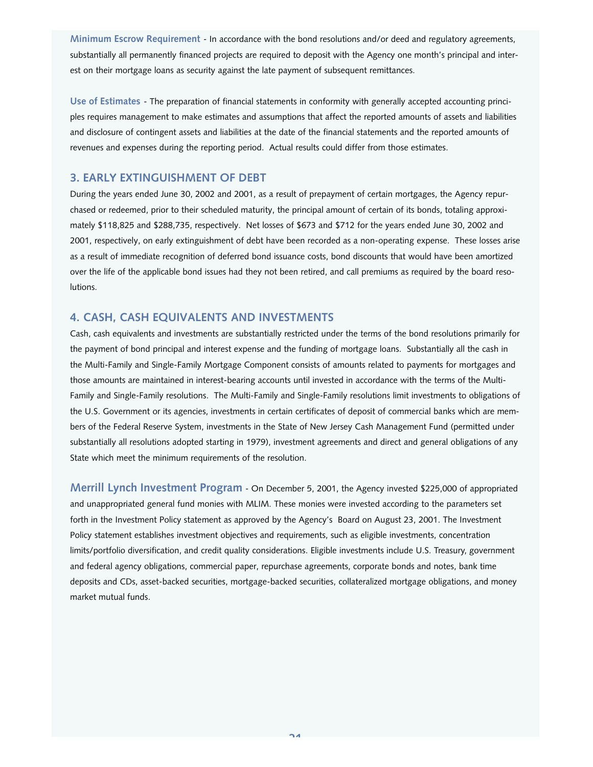**Minimum Escrow Requirement** - In accordance with the bond resolutions and/or deed and regulatory agreements, substantially all permanently financed projects are required to deposit with the Agency one month's principal and interest on their mortgage loans as security against the late payment of subsequent remittances.

**Use of Estimates** - The preparation of financial statements in conformity with generally accepted accounting principles requires management to make estimates and assumptions that affect the reported amounts of assets and liabilities and disclosure of contingent assets and liabilities at the date of the financial statements and the reported amounts of revenues and expenses during the reporting period. Actual results could differ from those estimates.

## 3. EARLY EXTINGUISHMENT OF DEBT

During the years ended June 30, 2002 and 2001, as a result of prepayment of certain mortgages, the Agency repurchased or redeemed, prior to their scheduled maturity, the principal amount of certain of its bonds, totaling approximately $118,825 and $288,735, respectively. Net losses of $673 and $712 for the years ended June 30, 2002 and 2001, respectively, on early extinguishment of debt have been recorded as a non-operating expense. These losses arise as a result of immediate recognition of deferred bond issuance costs, bond discounts that would have been amortized over the life of the applicable bond issues had they not been retired, and call premiums as required by the board resolutions.

## 4. CASH, CASH EQUIVALENTS AND INVESTMENTS

Cash, cash equivalents and investments are substantially restricted under the terms of the bond resolutions primarily for the payment of bond principal and interest expense and the funding of mortgage loans. Substantially all the cash in the Multi-Family and Single-Family Mortgage Component consists of amounts related to payments for mortgages and those amounts are maintained in interest-bearing accounts until invested in accordance with the terms of the Multi-Family and Single-Family resolutions. The Multi-Family and Single-Family resolutions limit investments to obligations of the U.S. Government or its agencies, investments in certain certificates of deposit of commercial banks which are members of the Federal Reserve System, investments in the State of New Jersey Cash Management Fund (permitted under substantially all resolutions adopted starting in 1979), investment agreements and direct and general obligations of any State which meet the minimum requirements of the resolution.

**Merrill Lynch Investment Program** - On December 5, 2001, the Agency invested $225,000 of appropriated and unappropriated general fund monies with MLIM. These monies were invested according to the parameters set forth in the Investment Policy statement as approved by the Agency's Board on August 23, 2001. The Investment Policy statement establishes investment objectives and requirements, such as eligible investments, concentration limits/portfolio diversification, and credit quality considerations. Eligible investments include U.S. Treasury, government and federal agency obligations, commercial paper, repurchase agreements, corporate bonds and notes, bank time deposits and CDs, asset-backed securities, mortgage-backed securities, collateralized mortgage obligations, and money market mutual funds.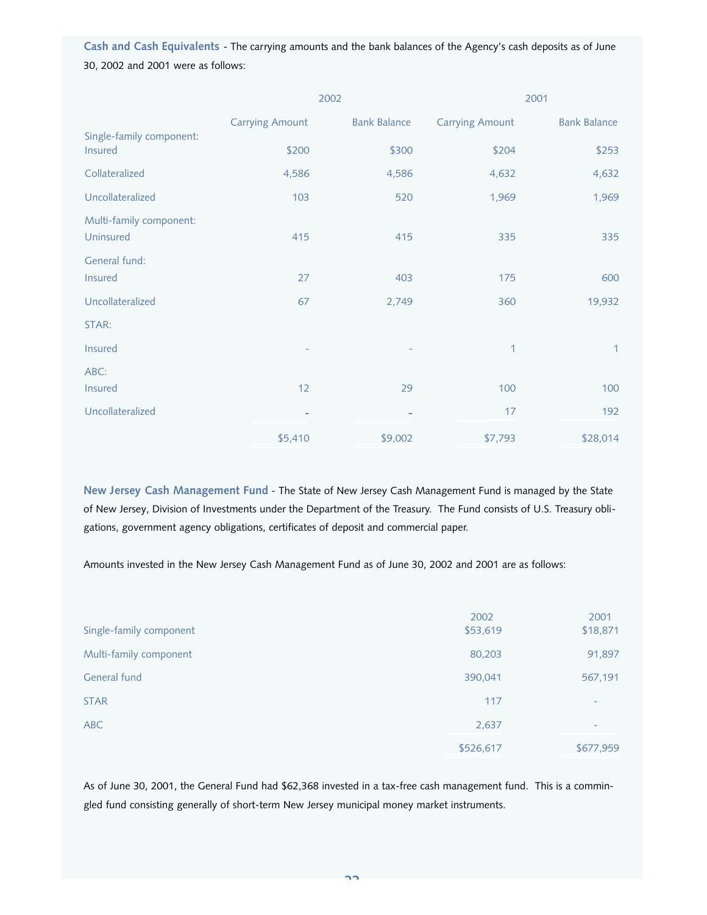**Cash and Cash Equivalents** - The carrying amounts and the bank balances of the Agency's cash deposits as of June 30, 2002 and 2001 were as follows:

| | 2002 | | 2001 | |
|---|---|---|---|---|
| | Carrying Amount | Bank Balance | Carrying Amount | Bank Balance |
| Single-family component: | | | | |
| Insured | $200 | $300 | $204 | $253 |
| Collateralized | 4,586 | 4,586 | 4,632 | 4,632 |
| Uncollateralized | 103 | 520 | 1,969 | 1,969 |
| Multi-family component: | | | | |
| Uninsured | 415 | 415 | 335 | 335 |
| General fund: | | | | |
| Insured | 27 | 403 | 175 | 600 |
| Uncollateralized | 67 | 2,749 | 360 | 19,932 |
| STAR: | | | | |
| Insured | - | - | 1 | 1 |
| ABC: | | | | |
| Insured | 12 | 29 | 100 | 100 |
| Uncollateralized | - | - | 17 | 192 |
| | $5,410 | $9,002 | $7,793 | $28,014 |

**New Jersey Cash Management Fund** - The State of New Jersey Cash Management Fund is managed by the State of New Jersey, Division of Investments under the Department of the Treasury. The Fund consists of U.S. Treasury obligations, government agency obligations, certificates of deposit and commercial paper.

Amounts invested in the New Jersey Cash Management Fund as of June 30, 2002 and 2001 are as follows:

| | 2002 | 2001 |
|---|---|---|
| Single-family component | $53,619 | $18,871 |
| Multi-family component | 80,203 | 91,897 |
| General fund | 390,041 | 567,191 |
| STAR | 117 | - |
| ABC | 2,637 | - |
| | $526,617 | $677,959 |

As of June 30, 2001, the General Fund had $62,368 invested in a tax-free cash management fund. This is a commingled fund consisting generally of short-term New Jersey municipal money market instruments.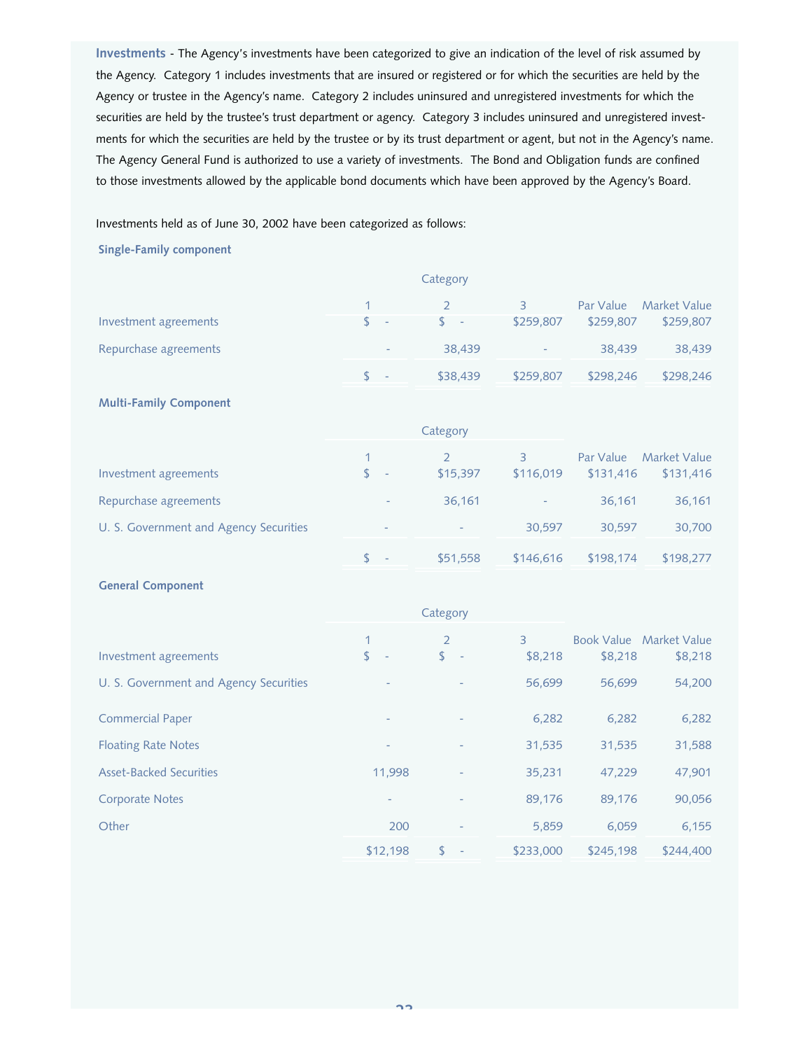**Investments** - The Agency's investments have been categorized to give an indication of the level of risk assumed by the Agency. Category 1 includes investments that are insured or registered or for which the securities are held by the Agency or trustee in the Agency's name. Category 2 includes uninsured and unregistered investments for which the securities are held by the trustee's trust department or agency. Category 3 includes uninsured and unregistered investments for which the securities are held by the trustee or by its trust department or agent, but not in the Agency's name. The Agency General Fund is authorized to use a variety of investments. The Bond and Obligation funds are confined to those investments allowed by the applicable bond documents which have been approved by the Agency's Board.

Investments held as of June 30, 2002 have been categorized as follows:

**Single-Family component**

| | Category | | | | |
|---|---|---|---|---|---|
| | 1 | 2 | 3 | Par Value | Market Value |
| Investment agreements | $ - | $ - | $259,807 | $259,807 | $259,807 |
| Repurchase agreements | - | 38,439 | - | 38,439 | 38,439 |
| | $ - | $38,439 | $259,807 | $298,246 | $298,246 |

**Multi-Family Component**

| | Category | | | | |
|---|---|---|---|---|---|
| | 1 | 2 | 3 | Par Value | Market Value |
| Investment agreements | $ - | $15,397 | $116,019 | $131,416 | $131,416 |
| Repurchase agreements | - | 36,161 | - | 36,161 | 36,161 |
| U. S. Government and Agency Securities | - | - | 30,597 | 30,597 | 30,700 |
| | $ - | $51,558 | $146,616 | $198,174 | $198,277 |

**General Component**

| | Category | | | | |
|---|---|---|---|---|---|
| | 1 | 2 | 3 | Book Value | Market Value |
| Investment agreements | $ - | $ - | $8,218 | $8,218 | $8,218 |
| U. S. Government and Agency Securities | - | - | 56,699 | 56,699 | 54,200 |
| Commercial Paper | - | - | 6,282 | 6,282 | 6,282 |
| Floating Rate Notes | - | - | 31,535 | 31,535 | 31,588 |
| Asset-Backed Securities | 11,998 | - | 35,231 | 47,229 | 47,901 |
| Corporate Notes | - | - | 89,176 | 89,176 | 90,056 |
| Other | 200 | - | 5,859 | 6,059 | 6,155 |
| | $12,198 | $ - | $233,000 | $245,198 | $244,400 |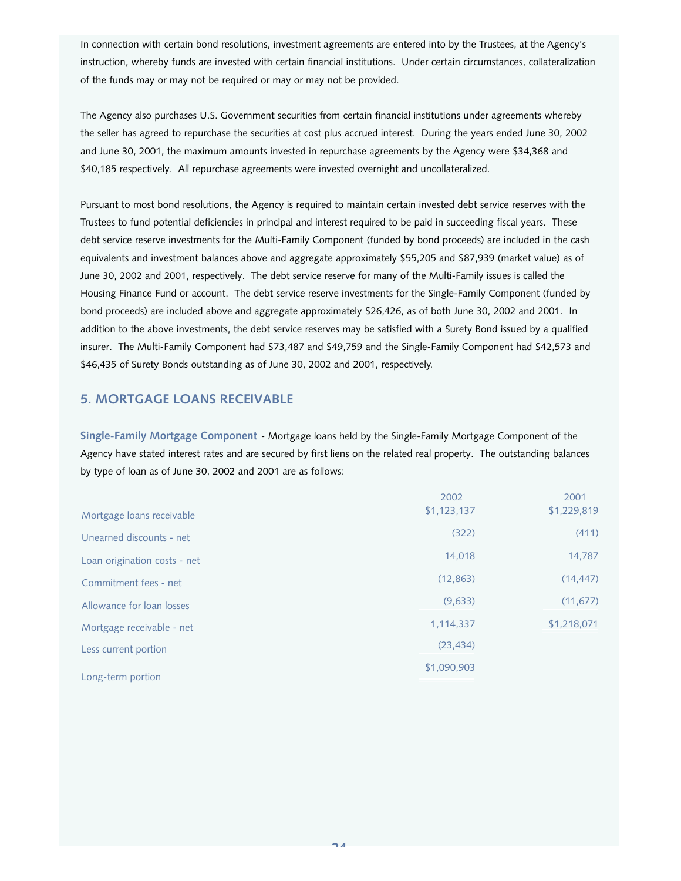In connection with certain bond resolutions, investment agreements are entered into by the Trustees, at the Agency's instruction, whereby funds are invested with certain financial institutions. Under certain circumstances, collateralization of the funds may or may not be required or may or may not be provided.

The Agency also purchases U.S. Government securities from certain financial institutions under agreements whereby the seller has agreed to repurchase the securities at cost plus accrued interest. During the years ended June 30, 2002 and June 30, 2001, the maximum amounts invested in repurchase agreements by the Agency were $34,368 and $40,185 respectively. All repurchase agreements were invested overnight and uncollateralized.

Pursuant to most bond resolutions, the Agency is required to maintain certain invested debt service reserves with the Trustees to fund potential deficiencies in principal and interest required to be paid in succeeding fiscal years. These debt service reserve investments for the Multi-Family Component (funded by bond proceeds) are included in the cash equivalents and investment balances above and aggregate approximately $55,205 and $87,939 (market value) as of June 30, 2002 and 2001, respectively. The debt service reserve for many of the Multi-Family issues is called the Housing Finance Fund or account. The debt service reserve investments for the Single-Family Component (funded by bond proceeds) are included above and aggregate approximately $26,426, as of both June 30, 2002 and 2001. In addition to the above investments, the debt service reserves may be satisfied with a Surety Bond issued by a qualified insurer. The Multi-Family Component had $73,487 and $49,759 and the Single-Family Component had $42,573 and $46,435 of Surety Bonds outstanding as of June 30, 2002 and 2001, respectively.

## 5. MORTGAGE LOANS RECEIVABLE

**Single-Family Mortgage Component** - Mortgage loans held by the Single-Family Mortgage Component of the Agency have stated interest rates and are secured by first liens on the related real property. The outstanding balances by type of loan as of June 30, 2002 and 2001 are as follows:

| | 2002 | 2001 |
|---|---|---|
| Mortgage loans receivable | $1,123,137 | $1,229,819 |
| Unearned discounts - net | (322) | (411) |
| Loan origination costs - net | 14,018 | 14,787 |
| Commitment fees - net | (12,863) | (14,447) |
| Allowance for loan losses | (9,633) | (11,677) |
| Mortgage receivable - net | 1,114,337 | $1,218,071 |
| Less current portion | (23,434) | |
| Long-term portion | $1,090,903 | |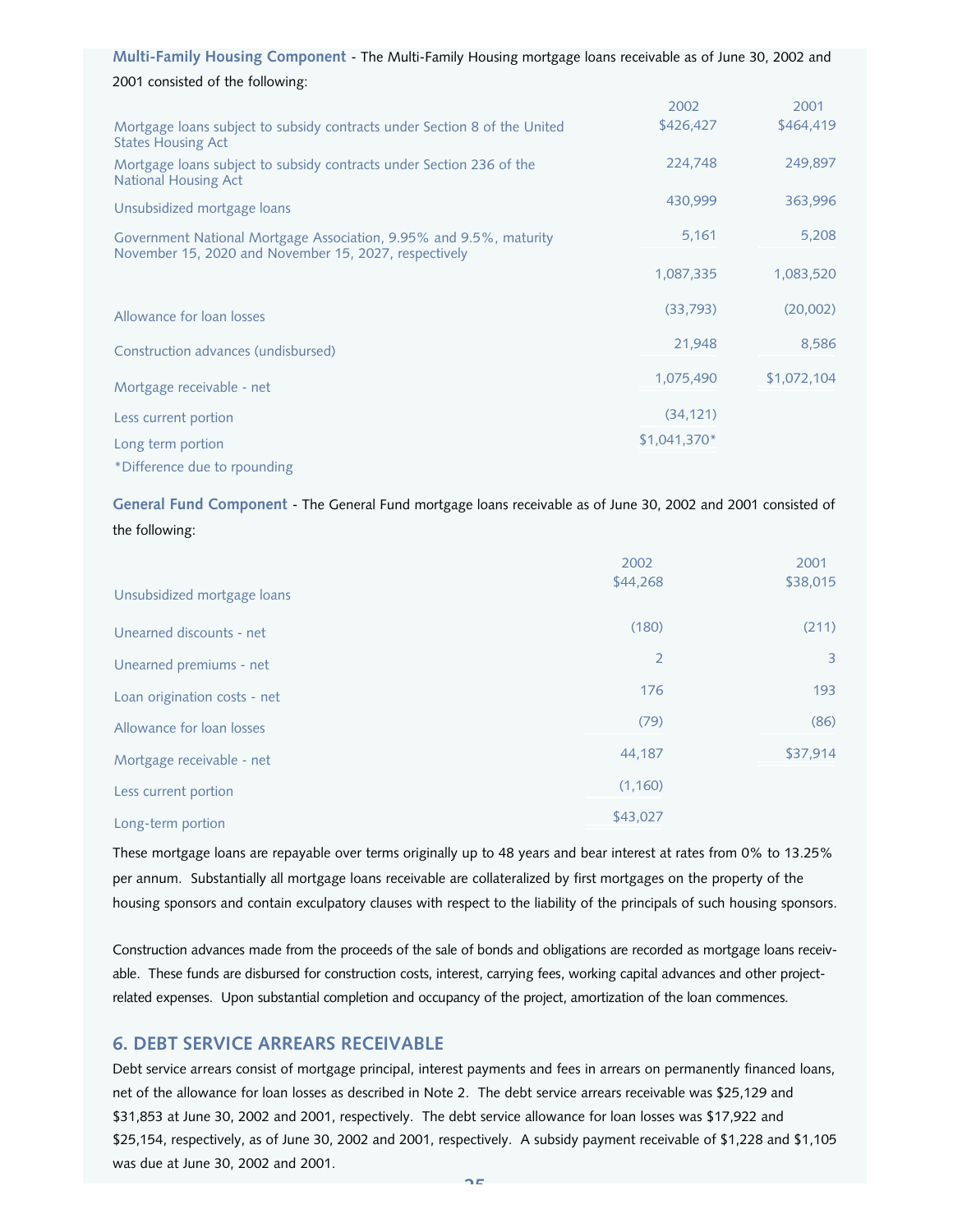**Multi-Family Housing Component** - The Multi-Family Housing mortgage loans receivable as of June 30, 2002 and 2001 consisted of the following:

| | 2002 | 2001 |
|---|---|---|
| Mortgage loans subject to subsidy contracts under Section 8 of the United States Housing Act | $426,427 | $464,419 |
| Mortgage loans subject to subsidy contracts under Section 236 of the National Housing Act | 224,748 | 249,897 |
| Unsubsidized mortgage loans | 430,999 | 363,996 |
| Government National Mortgage Association, 9.95% and 9.5%, maturity November 15, 2020 and November 15, 2027, respectively | 5,161 | 5,208 |
| | 1,087,335 | 1,083,520 |
| Allowance for loan losses | (33,793) | (20,002) |
| Construction advances (undisbursed) | 21,948 | 8,586 |
| Mortgage receivable - net | 1,075,490 | $1,072,104 |
| Less current portion | (34,121) | |
| Long term portion | $1,041,370* | |

*Difference due to rpounding

**General Fund Component** - The General Fund mortgage loans receivable as of June 30, 2002 and 2001 consisted of the following:

| | 2002 | 2001 |
|---|---|---|
| Unsubsidized mortgage loans | $44,268 | $38,015 |
| Unearned discounts - net | (180) | (211) |
| Unearned premiums - net | 2 | 3 |
| Loan origination costs - net | 176 | 193 |
| Allowance for loan losses | (79) | (86) |
| Mortgage receivable - net | 44,187 | $37,914 |
| Less current portion | (1,160) | |
| Long-term portion | $43,027 | |

These mortgage loans are repayable over terms originally up to 48 years and bear interest at rates from 0% to 13.25% per annum. Substantially all mortgage loans receivable are collateralized by first mortgages on the property of the housing sponsors and contain exculpatory clauses with respect to the liability of the principals of such housing sponsors.

Construction advances made from the proceeds of the sale of bonds and obligations are recorded as mortgage loans receivable. These funds are disbursed for construction costs, interest, carrying fees, working capital advances and other project-related expenses. Upon substantial completion and occupancy of the project, amortization of the loan commences.

## 6. DEBT SERVICE ARREARS RECEIVABLE

Debt service arrears consist of mortgage principal, interest payments and fees in arrears on permanently financed loans, net of the allowance for loan losses as described in Note 2. The debt service arrears receivable was $25,129 and $31,853 at June 30, 2002 and 2001, respectively. The debt service allowance for loan losses was $17,922 and $25,154, respectively, as of June 30, 2002 and 2001, respectively. A subsidy payment receivable of $1,228 and $1,105 was due at June 30, 2002 and 2001.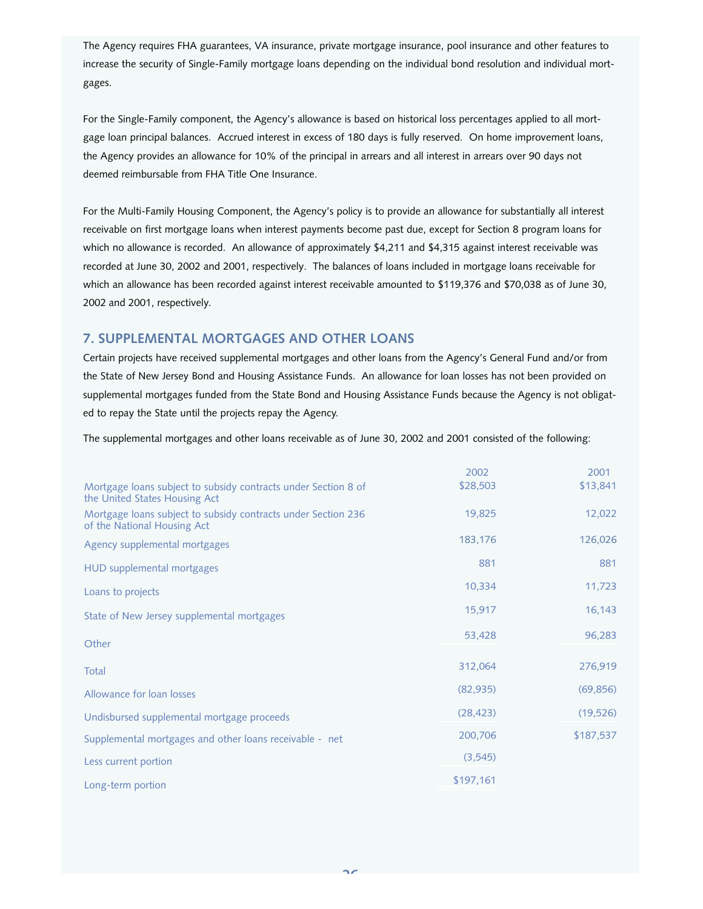The Agency requires FHA guarantees, VA insurance, private mortgage insurance, pool insurance and other features to increase the security of Single-Family mortgage loans depending on the individual bond resolution and individual mortgages.

For the Single-Family component, the Agency's allowance is based on historical loss percentages applied to all mortgage loan principal balances. Accrued interest in excess of 180 days is fully reserved. On home improvement loans, the Agency provides an allowance for 10% of the principal in arrears and all interest in arrears over 90 days not deemed reimbursable from FHA Title One Insurance.

For the Multi-Family Housing Component, the Agency's policy is to provide an allowance for substantially all interest receivable on first mortgage loans when interest payments become past due, except for Section 8 program loans for which no allowance is recorded. An allowance of approximately $4,211 and $4,315 against interest receivable was recorded at June 30, 2002 and 2001, respectively. The balances of loans included in mortgage loans receivable for which an allowance has been recorded against interest receivable amounted to $119,376 and $70,038 as of June 30, 2002 and 2001, respectively.

## 7. SUPPLEMENTAL MORTGAGES AND OTHER LOANS

Certain projects have received supplemental mortgages and other loans from the Agency's General Fund and/or from the State of New Jersey Bond and Housing Assistance Funds. An allowance for loan losses has not been provided on supplemental mortgages funded from the State Bond and Housing Assistance Funds because the Agency is not obligated to repay the State until the projects repay the Agency.

The supplemental mortgages and other loans receivable as of June 30, 2002 and 2001 consisted of the following:

| | 2002 | 2001 |
|---|---|---|
| Mortgage loans subject to subsidy contracts under Section 8 of the United States Housing Act | $28,503 | $13,841 |
| Mortgage loans subject to subsidy contracts under Section 236 of the National Housing Act | 19,825 | 12,022 |
| Agency supplemental mortgages | 183,176 | 126,026 |
| HUD supplemental mortgages | 881 | 881 |
| Loans to projects | 10,334 | 11,723 |
| State of New Jersey supplemental mortgages | 15,917 | 16,143 |
| Other | 53,428 | 96,283 |
| Total | 312,064 | 276,919 |
| Allowance for loan losses | (82,935) | (69,856) |
| Undisbursed supplemental mortgage proceeds | (28,423) | (19,526) |
| Supplemental mortgages and other loans receivable - net | 200,706 | $187,537 |
| Less current portion | (3,545) | |
| Long-term portion | $197,161 | |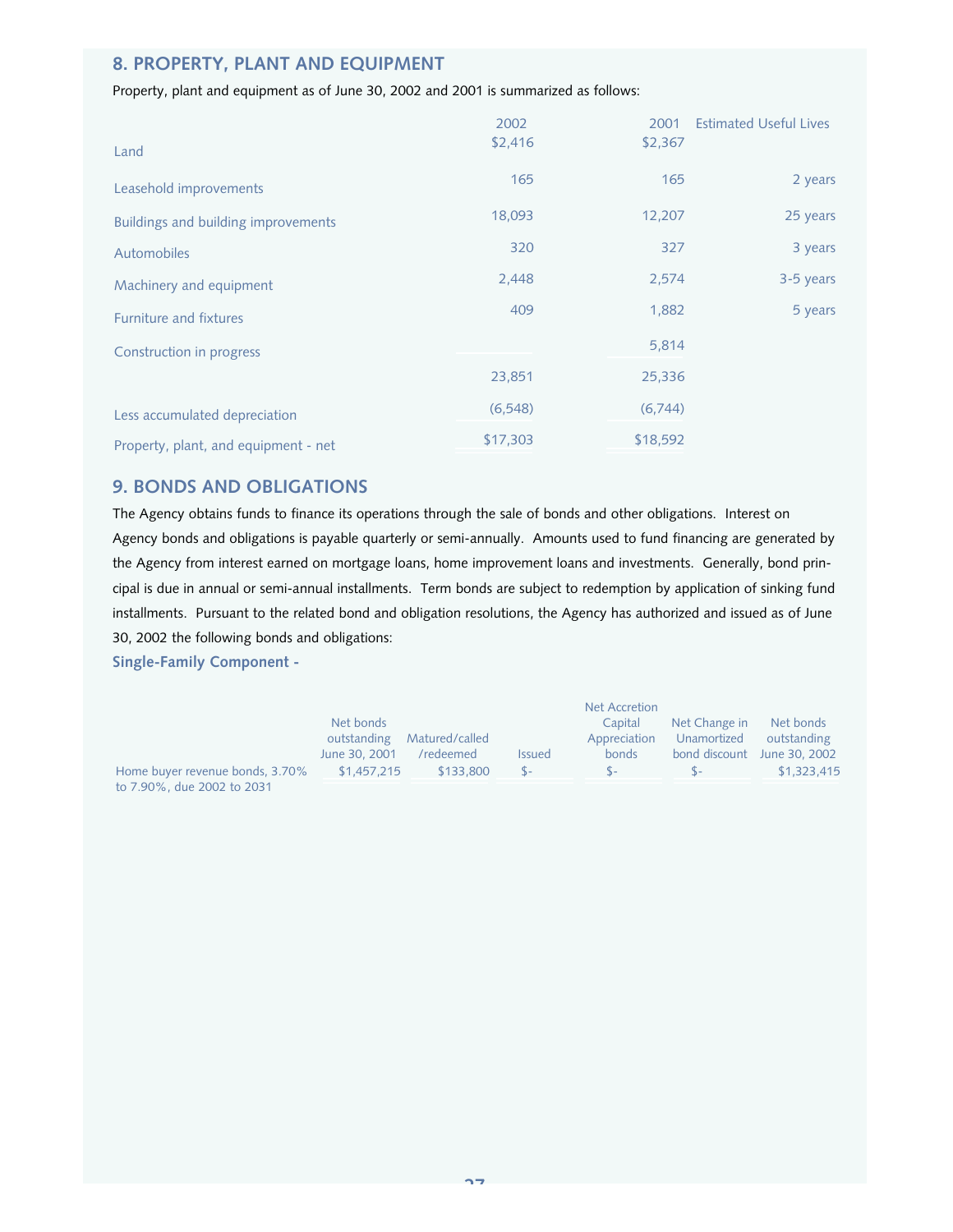## 8. PROPERTY, PLANT AND EQUIPMENT

Property, plant and equipment as of June 30, 2002 and 2001 is summarized as follows:

| | 2002 | 2001 | Estimated Useful Lives |
|---|---|---|---|
| Land | $2,416 | $2,367 | |
| Leasehold improvements | 165 | 165 | 2 years |
| Buildings and building improvements | 18,093 | 12,207 | 25 years |
| Automobiles | 320 | 327 | 3 years |
| Machinery and equipment | 2,448 | 2,574 | 3-5 years |
| Furniture and fixtures | 409 | 1,882 | 5 years |
| Construction in progress | | 5,814 | |
| | 23,851 | 25,336 | |
| Less accumulated depreciation | (6,548) | (6,744) | |
| Property, plant, and equipment - net | $17,303 | $18,592 | |

## 9. BONDS AND OBLIGATIONS

The Agency obtains funds to finance its operations through the sale of bonds and other obligations. Interest on Agency bonds and obligations is payable quarterly or semi-annually. Amounts used to fund financing are generated by the Agency from interest earned on mortgage loans, home improvement loans and investments. Generally, bond principal is due in annual or semi-annual installments. Term bonds are subject to redemption by application of sinking fund installments. Pursuant to the related bond and obligation resolutions, the Agency has authorized and issued as of June 30, 2002 the following bonds and obligations:

**Single-Family Component -**

| | Net bonds outstanding June 30, 2001 | Matured/called /redeemed | Issued | Net Accretion Capital Appreciation bonds | Net Change in Unamortized bond discount | Net bonds outstanding June 30, 2002 |
|---|---|---|---|---|---|---|
| Home buyer revenue bonds, 3.70% to 7.90%, due 2002 to 2031 | $1,457,215 | $133,800 | $- | $- | $- | $1,323,415 |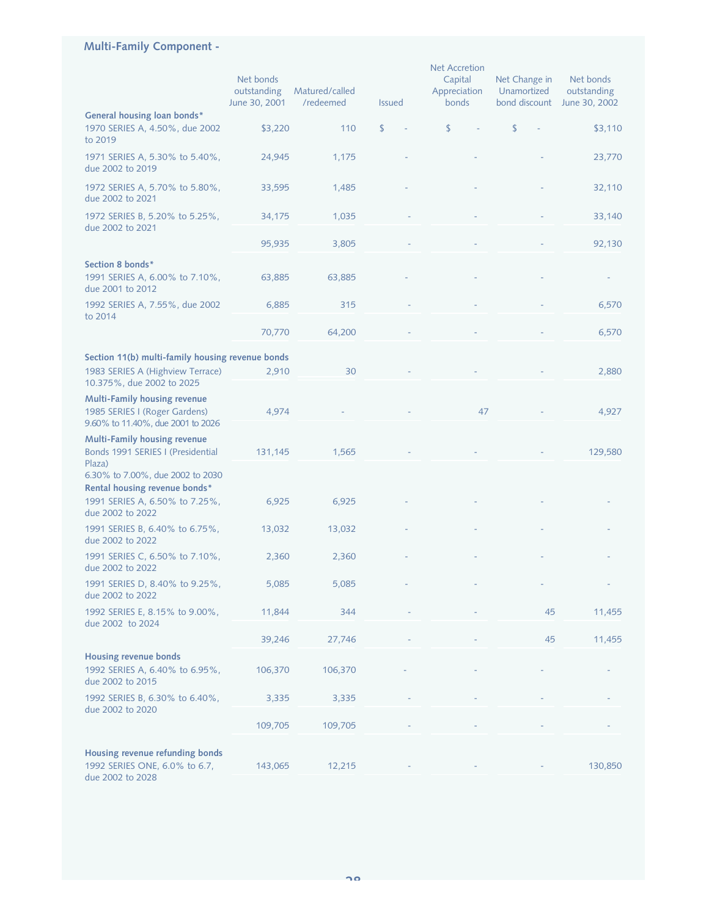## Multi-Family Component -

| | Net bonds outstanding June 30, 2001 | Matured/called /redeemed | Issued | Net Accretion Capital Appreciation bonds | Net Change in Unamortized bond discount | Net bonds outstanding June 30, 2002 |
|---|---|---|---|---|---|---|
| **General housing loan bonds*** | | | | | | |
| 1970 SERIES A, 4.50%, due 2002 to 2019 | $3,220 | 110 | $ - | $ - | $ - | $3,110 |
| 1971 SERIES A, 5.30% to 5.40%, due 2002 to 2019 | 24,945 | 1,175 | - | - | - | 23,770 |
| 1972 SERIES A, 5.70% to 5.80%, due 2002 to 2021 | 33,595 | 1,485 | - | - | - | 32,110 |
| 1972 SERIES B, 5.20% to 5.25%, due 2002 to 2021 | 34,175 | 1,035 | - | - | - | 33,140 |
| | 95,935 | 3,805 | - | - | - | 92,130 |
| **Section 8 bonds*** | | | | | | |
| 1991 SERIES A, 6.00% to 7.10%, due 2001 to 2012 | 63,885 | 63,885 | - | - | - | - |
| 1992 SERIES A, 7.55%, due 2002 to 2014 | 6,885 | 315 | - | - | - | 6,570 |
| | 70,770 | 64,200 | - | - | - | 6,570 |
| **Section 11(b) multi-family housing revenue bonds** | | | | | | |
| 1983 SERIES A (Highview Terrace) 10.375%, due 2002 to 2025 | 2,910 | 30 | - | - | - | 2,880 |
| **Multi-Family housing revenue** | | | | | | |
| 1985 SERIES I (Roger Gardens) 9.60% to 11.40%, due 2001 to 2026 | 4,974 | - | - | 47 | - | 4,927 |
| **Multi-Family housing revenue** | | | | | | |
| Bonds 1991 SERIES I (Presidential Plaza) 6.30% to 7.00%, due 2002 to 2030 | 131,145 | 1,565 | - | - | - | 129,580 |
| **Rental housing revenue bonds*** | | | | | | |
| 1991 SERIES A, 6.50% to 7.25%, due 2002 to 2022 | 6,925 | 6,925 | - | - | - | - |
| 1991 SERIES B, 6.40% to 6.75%, due 2002 to 2022 | 13,032 | 13,032 | - | - | - | - |
| 1991 SERIES C, 6.50% to 7.10%, due 2002 to 2022 | 2,360 | 2,360 | - | - | - | - |
| 1991 SERIES D, 8.40% to 9.25%, due 2002 to 2022 | 5,085 | 5,085 | - | - | - | - |
| 1992 SERIES E, 8.15% to 9.00%, due 2002 to 2024 | 11,844 | 344 | - | - | 45 | 11,455 |
| | 39,246 | 27,746 | - | - | 45 | 11,455 |
| **Housing revenue bonds** | | | | | | |
| 1992 SERIES A, 6.40% to 6.95%, due 2002 to 2015 | 106,370 | 106,370 | - | - | - | - |
| 1992 SERIES B, 6.30% to 6.40%, due 2002 to 2020 | 3,335 | 3,335 | - | - | - | - |
| | 109,705 | 109,705 | - | - | - | - |
| **Housing revenue refunding bonds** | | | | | | |
| 1992 SERIES ONE, 6.0% to 6.7, due 2002 to 2028 | 143,065 | 12,215 | - | - | - | 130,850 |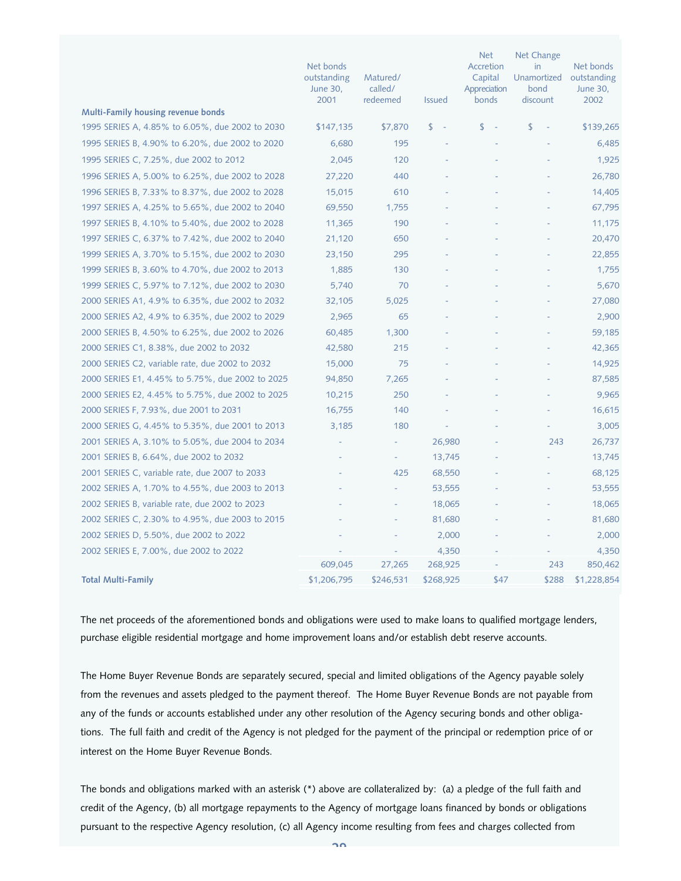| Multi-Family housing revenue bonds | Net bonds outstanding June 30, 2001 | Matured/ called/ redeemed | Issued | Net Accretion Capital Appreciation bonds | Net Change in Unamortized bond discount | Net bonds outstanding June 30, 2002 |
|---|---|---|---|---|---|---|
| 1995 SERIES A, 4.85% to 6.05%, due 2002 to 2030 | $147,135 | $7,870 | $ - | $ - | $ - | $139,265 |
| 1995 SERIES B, 4.90% to 6.20%, due 2002 to 2020 | 6,680 | 195 | - | - | - | 6,485 |
| 1995 SERIES C, 7.25%, due 2002 to 2012 | 2,045 | 120 | - | - | - | 1,925 |
| 1996 SERIES A, 5.00% to 6.25%, due 2002 to 2028 | 27,220 | 440 | - | - | - | 26,780 |
| 1996 SERIES B, 7.33% to 8.37%, due 2002 to 2028 | 15,015 | 610 | - | - | - | 14,405 |
| 1997 SERIES A, 4.25% to 5.65%, due 2002 to 2040 | 69,550 | 1,755 | - | - | - | 67,795 |
| 1997 SERIES B, 4.10% to 5.40%, due 2002 to 2028 | 11,365 | 190 | - | - | - | 11,175 |
| 1997 SERIES C, 6.37% to 7.42%, due 2002 to 2040 | 21,120 | 650 | - | - | - | 20,470 |
| 1999 SERIES A, 3.70% to 5.15%, due 2002 to 2030 | 23,150 | 295 | - | - | - | 22,855 |
| 1999 SERIES B, 3.60% to 4.70%, due 2002 to 2013 | 1,885 | 130 | - | - | - | 1,755 |
| 1999 SERIES C, 5.97% to 7.12%, due 2002 to 2030 | 5,740 | 70 | - | - | - | 5,670 |
| 2000 SERIES A1, 4.9% to 6.35%, due 2002 to 2032 | 32,105 | 5,025 | - | - | - | 27,080 |
| 2000 SERIES A2, 4.9% to 6.35%, due 2002 to 2029 | 2,965 | 65 | - | - | - | 2,900 |
| 2000 SERIES B, 4.50% to 6.25%, due 2002 to 2026 | 60,485 | 1,300 | - | - | - | 59,185 |
| 2000 SERIES C1, 8.38%, due 2002 to 2032 | 42,580 | 215 | - | - | - | 42,365 |
| 2000 SERIES C2, variable rate, due 2002 to 2032 | 15,000 | 75 | - | - | - | 14,925 |
| 2000 SERIES E1, 4.45% to 5.75%, due 2002 to 2025 | 94,850 | 7,265 | - | - | - | 87,585 |
| 2000 SERIES E2, 4.45% to 5.75%, due 2002 to 2025 | 10,215 | 250 | - | - | - | 9,965 |
| 2000 SERIES F, 7.93%, due 2001 to 2031 | 16,755 | 140 | - | - | - | 16,615 |
| 2000 SERIES G, 4.45% to 5.35%, due 2001 to 2013 | 3,185 | 180 | - | - | - | 3,005 |
| 2001 SERIES A, 3.10% to 5.05%, due 2004 to 2034 | - | - | 26,980 | - | 243 | 26,737 |
| 2001 SERIES B, 6.64%, due 2002 to 2032 | - | - | 13,745 | - | - | 13,745 |
| 2001 SERIES C, variable rate, due 2007 to 2033 | - | 425 | 68,550 | - | - | 68,125 |
| 2002 SERIES A, 1.70% to 4.55%, due 2003 to 2013 | - | - | 53,555 | - | - | 53,555 |
| 2002 SERIES B, variable rate, due 2002 to 2023 | - | - | 18,065 | - | - | 18,065 |
| 2002 SERIES C, 2.30% to 4.95%, due 2003 to 2015 | - | - | 81,680 | - | - | 81,680 |
| 2002 SERIES D, 5.50%, due 2002 to 2022 | - | - | 2,000 | - | - | 2,000 |
| 2002 SERIES E, 7.00%, due 2002 to 2022 | - | - | 4,350 | - | - | 4,350 |
| | 609,045 | 27,265 | 268,925 | - | 243 | 850,462 |
| **Total Multi-Family** | $1,206,795 | $246,531 | $268,925 | $47 | $288 | $1,228,854 |

The net proceeds of the aforementioned bonds and obligations were used to make loans to qualified mortgage lenders, purchase eligible residential mortgage and home improvement loans and/or establish debt reserve accounts.

The Home Buyer Revenue Bonds are separately secured, special and limited obligations of the Agency payable solely from the revenues and assets pledged to the payment thereof. The Home Buyer Revenue Bonds are not payable from any of the funds or accounts established under any other resolution of the Agency securing bonds and other obligations. The full faith and credit of the Agency is not pledged for the payment of the principal or redemption price of or interest on the Home Buyer Revenue Bonds.

The bonds and obligations marked with an asterisk (*) above are collateralized by: (a) a pledge of the full faith and credit of the Agency, (b) all mortgage repayments to the Agency of mortgage loans financed by bonds or obligations pursuant to the respective Agency resolution, (c) all Agency income resulting from fees and charges collected from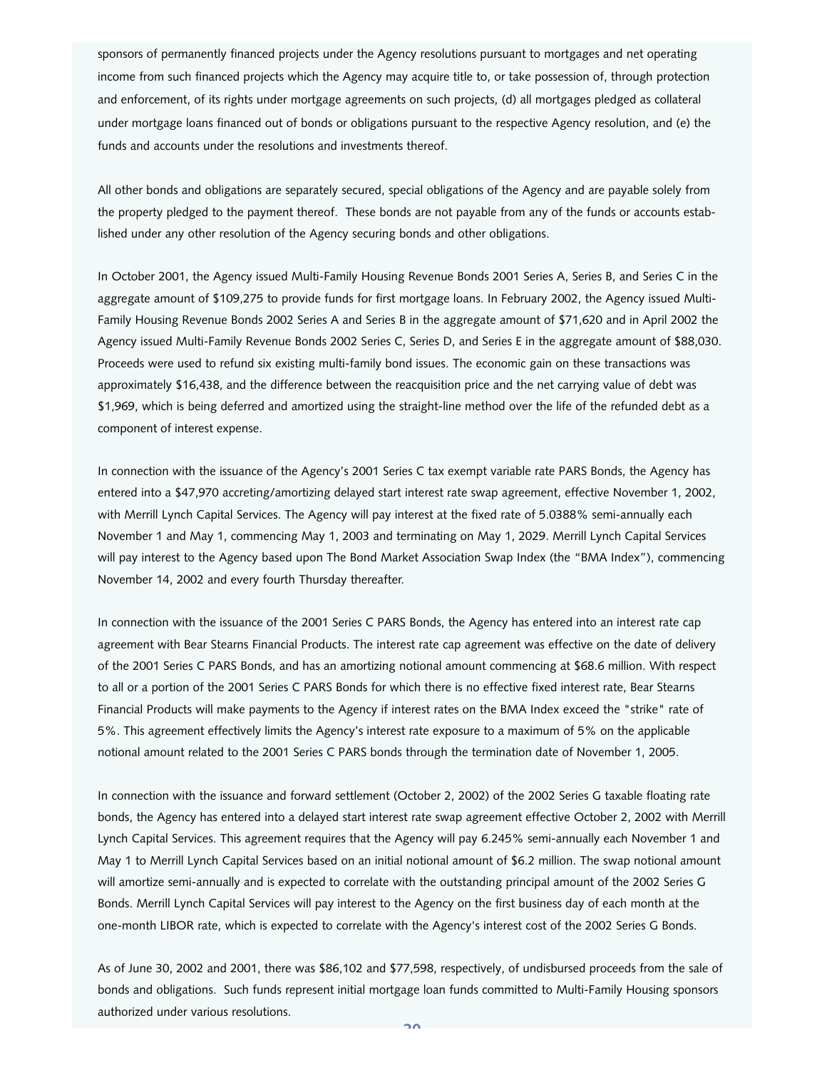sponsors of permanently financed projects under the Agency resolutions pursuant to mortgages and net operating income from such financed projects which the Agency may acquire title to, or take possession of, through protection and enforcement, of its rights under mortgage agreements on such projects, (d) all mortgages pledged as collateral under mortgage loans financed out of bonds or obligations pursuant to the respective Agency resolution, and (e) the funds and accounts under the resolutions and investments thereof.

All other bonds and obligations are separately secured, special obligations of the Agency and are payable solely from the property pledged to the payment thereof. These bonds are not payable from any of the funds or accounts established under any other resolution of the Agency securing bonds and other obligations.

In October 2001, the Agency issued Multi-Family Housing Revenue Bonds 2001 Series A, Series B, and Series C in the aggregate amount of $109,275 to provide funds for first mortgage loans. In February 2002, the Agency issued Multi-Family Housing Revenue Bonds 2002 Series A and Series B in the aggregate amount of $71,620 and in April 2002 the Agency issued Multi-Family Revenue Bonds 2002 Series C, Series D, and Series E in the aggregate amount of $88,030. Proceeds were used to refund six existing multi-family bond issues. The economic gain on these transactions was approximately $16,438, and the difference between the reacquisition price and the net carrying value of debt was $1,969, which is being deferred and amortized using the straight-line method over the life of the refunded debt as a component of interest expense.

In connection with the issuance of the Agency's 2001 Series C tax exempt variable rate PARS Bonds, the Agency has entered into a $47,970 accreting/amortizing delayed start interest rate swap agreement, effective November 1, 2002, with Merrill Lynch Capital Services. The Agency will pay interest at the fixed rate of 5.0388% semi-annually each November 1 and May 1, commencing May 1, 2003 and terminating on May 1, 2029. Merrill Lynch Capital Services will pay interest to the Agency based upon The Bond Market Association Swap Index (the "BMA Index"), commencing November 14, 2002 and every fourth Thursday thereafter.

In connection with the issuance of the 2001 Series C PARS Bonds, the Agency has entered into an interest rate cap agreement with Bear Stearns Financial Products. The interest rate cap agreement was effective on the date of delivery of the 2001 Series C PARS Bonds, and has an amortizing notional amount commencing at $68.6 million. With respect to all or a portion of the 2001 Series C PARS Bonds for which there is no effective fixed interest rate, Bear Stearns Financial Products will make payments to the Agency if interest rates on the BMA Index exceed the "strike" rate of 5%. This agreement effectively limits the Agency's interest rate exposure to a maximum of 5% on the applicable notional amount related to the 2001 Series C PARS bonds through the termination date of November 1, 2005.

In connection with the issuance and forward settlement (October 2, 2002) of the 2002 Series G taxable floating rate bonds, the Agency has entered into a delayed start interest rate swap agreement effective October 2, 2002 with Merrill Lynch Capital Services. This agreement requires that the Agency will pay 6.245% semi-annually each November 1 and May 1 to Merrill Lynch Capital Services based on an initial notional amount of $6.2 million. The swap notional amount will amortize semi-annually and is expected to correlate with the outstanding principal amount of the 2002 Series G Bonds. Merrill Lynch Capital Services will pay interest to the Agency on the first business day of each month at the one-month LIBOR rate, which is expected to correlate with the Agency's interest cost of the 2002 Series G Bonds.

As of June 30, 2002 and 2001, there was $86,102 and $77,598, respectively, of undisbursed proceeds from the sale of bonds and obligations. Such funds represent initial mortgage loan funds committed to Multi-Family Housing sponsors authorized under various resolutions.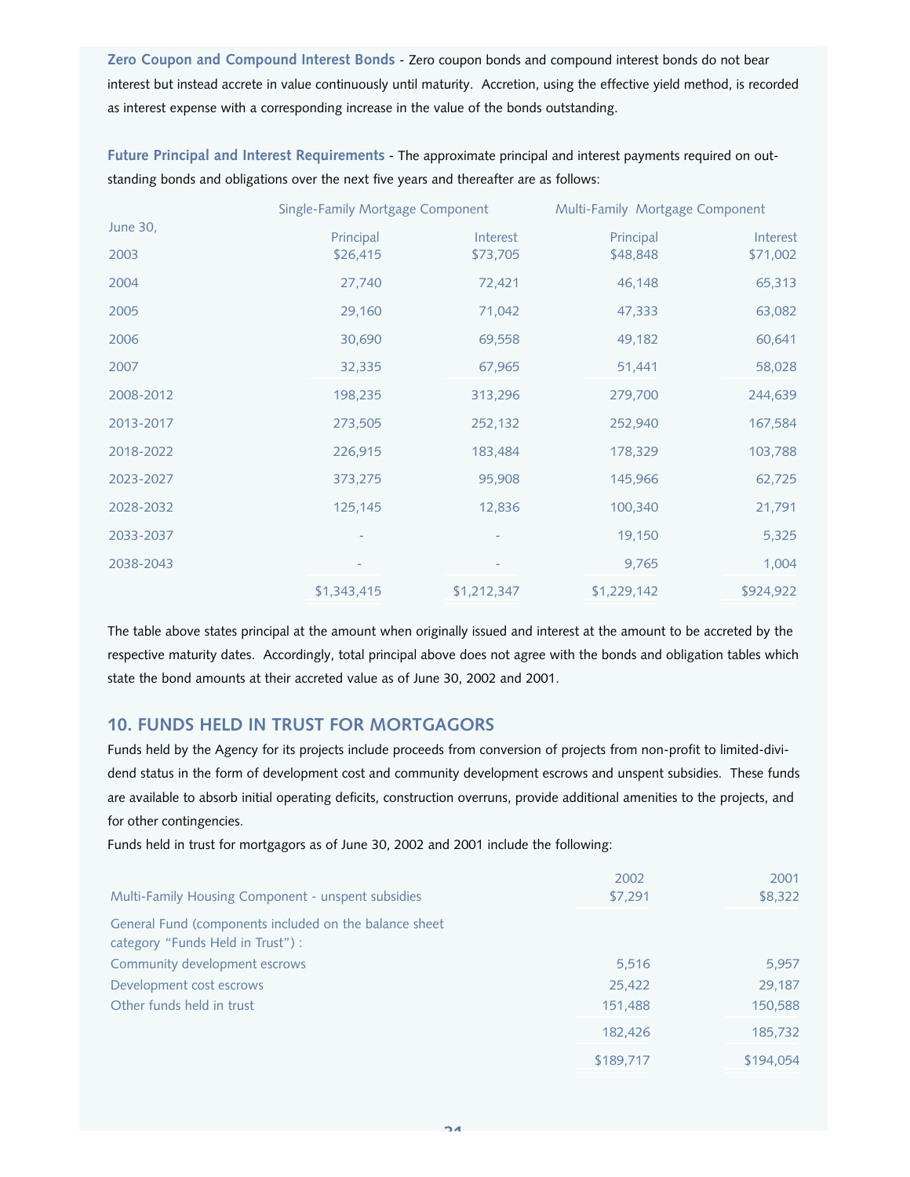**Zero Coupon and Compound Interest Bonds** - Zero coupon bonds and compound interest bonds do not bear interest but instead accrete in value continuously until maturity. Accretion, using the effective yield method, is recorded as interest expense with a corresponding increase in the value of the bonds outstanding.

**Future Principal and Interest Requirements** - The approximate principal and interest payments required on outstanding bonds and obligations over the next five years and thereafter are as follows:

| | Single-Family Mortgage Component | | Multi-Family Mortgage Component | |
|---|---|---|---|---|
| June 30, | Principal | Interest | Principal | Interest |
| 2003 | $26,415 | $73,705 | $48,848 | $71,002 |
| 2004 | 27,740 | 72,421 | 46,148 | 65,313 |
| 2005 | 29,160 | 71,042 | 47,333 | 63,082 |
| 2006 | 30,690 | 69,558 | 49,182 | 60,641 |
| 2007 | 32,335 | 67,965 | 51,441 | 58,028 |
| 2008-2012 | 198,235 | 313,296 | 279,700 | 244,639 |
| 2013-2017 | 273,505 | 252,132 | 252,940 | 167,584 |
| 2018-2022 | 226,915 | 183,484 | 178,329 | 103,788 |
| 2023-2027 | 373,275 | 95,908 | 145,966 | 62,725 |
| 2028-2032 | 125,145 | 12,836 | 100,340 | 21,791 |
| 2033-2037 | - | - | 19,150 | 5,325 |
| 2038-2043 | - | - | 9,765 | 1,004 |
| | $1,343,415 | $1,212,347 | $1,229,142 | $924,922 |

The table above states principal at the amount when originally issued and interest at the amount to be accreted by the respective maturity dates. Accordingly, total principal above does not agree with the bonds and obligation tables which state the bond amounts at their accreted value as of June 30, 2002 and 2001.

## 10. FUNDS HELD IN TRUST FOR MORTGAGORS

Funds held by the Agency for its projects include proceeds from conversion of projects from non-profit to limited-dividend status in the form of development cost and community development escrows and unspent subsidies. These funds are available to absorb initial operating deficits, construction overruns, provide additional amenities to the projects, and for other contingencies.

Funds held in trust for mortgagors as of June 30, 2002 and 2001 include the following:

| | 2002 | 2001 |
|---|---|---|
| Multi-Family Housing Component - unspent subsidies | $7,291 | $8,322 |
| General Fund (components included on the balance sheet category "Funds Held in Trust") : | | |
| Community development escrows | 5,516 | 5,957 |
| Development cost escrows | 25,422 | 29,187 |
| Other funds held in trust | 151,488 | 150,588 |
| | 182,426 | 185,732 |
| | $189,717 | $194,054 |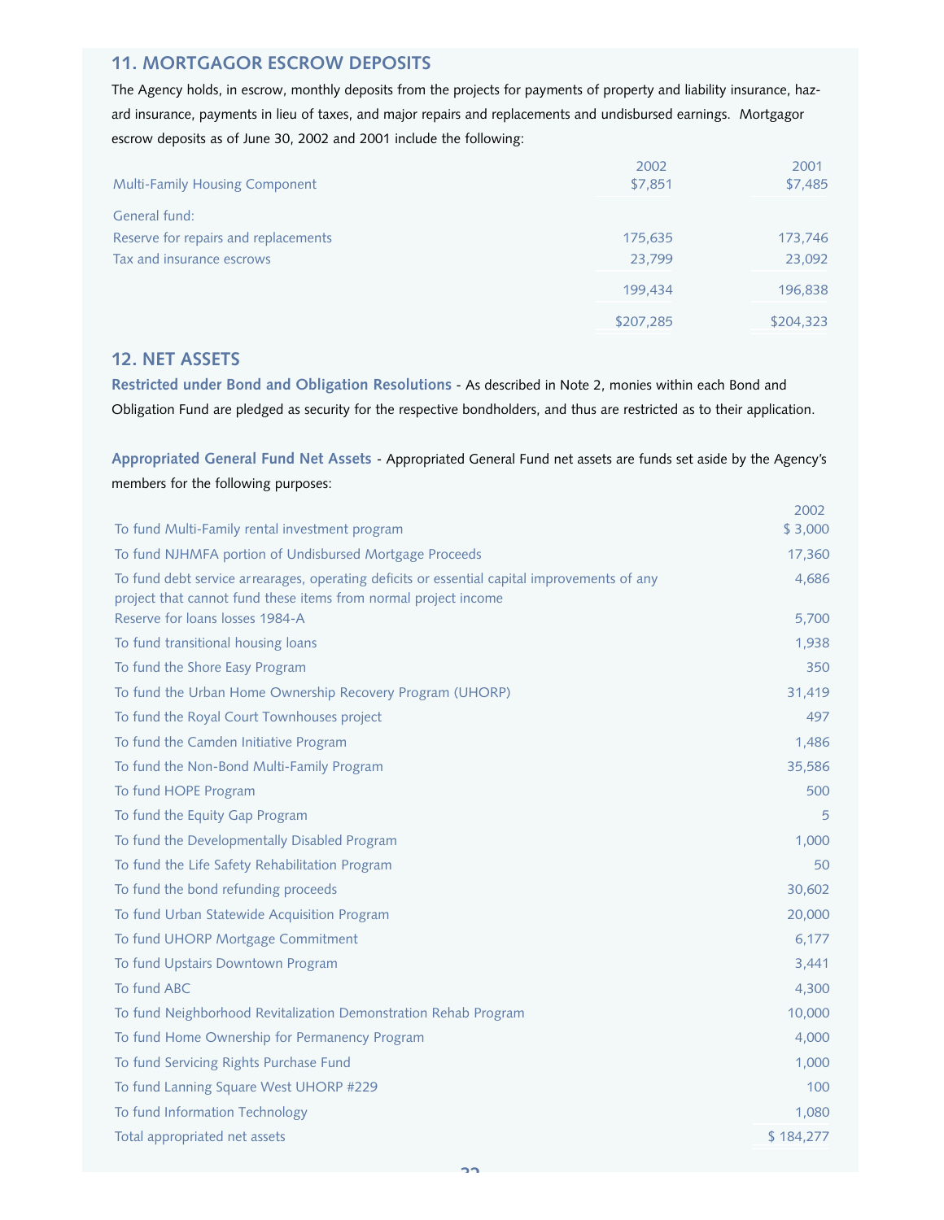## 11. MORTGAGOR ESCROW DEPOSITS

The Agency holds, in escrow, monthly deposits from the projects for payments of property and liability insurance, hazard insurance, payments in lieu of taxes, and major repairs and replacements and undisbursed earnings. Mortgagor escrow deposits as of June 30, 2002 and 2001 include the following:

| | 2002 | 2001 |
|---|---|---|
| Multi-Family Housing Component | $7,851 | $7,485 |
| General fund: | | |
| Reserve for repairs and replacements | 175,635 | 173,746 |
| Tax and insurance escrows | 23,799 | 23,092 |
| | 199,434 | 196,838 |
| | $207,285 | $204,323 |

## 12. NET ASSETS

**Restricted under Bond and Obligation Resolutions** - As described in Note 2, monies within each Bond and Obligation Fund are pledged as security for the respective bondholders, and thus are restricted as to their application.

**Appropriated General Fund Net Assets** - Appropriated General Fund net assets are funds set aside by the Agency's members for the following purposes:

| | 2002 |
|---|---|
| To fund Multi-Family rental investment program | $ 3,000 |
| To fund NJHMFA portion of Undisbursed Mortgage Proceeds | 17,360 |
| To fund debt service arrearages, operating deficits or essential capital improvements of any project that cannot fund these items from normal project income | 4,686 |
| Reserve for loans losses 1984-A | 5,700 |
| To fund transitional housing loans | 1,938 |
| To fund the Shore Easy Program | 350 |
| To fund the Urban Home Ownership Recovery Program (UHORP) | 31,419 |
| To fund the Royal Court Townhouses project | 497 |
| To fund the Camden Initiative Program | 1,486 |
| To fund the Non-Bond Multi-Family Program | 35,586 |
| To fund HOPE Program | 500 |
| To fund the Equity Gap Program | 5 |
| To fund the Developmentally Disabled Program | 1,000 |
| To fund the Life Safety Rehabilitation Program | 50 |
| To fund the bond refunding proceeds | 30,602 |
| To fund Urban Statewide Acquisition Program | 20,000 |
| To fund UHORP Mortgage Commitment | 6,177 |
| To fund Upstairs Downtown Program | 3,441 |
| To fund ABC | 4,300 |
| To fund Neighborhood Revitalization Demonstration Rehab Program | 10,000 |
| To fund Home Ownership for Permanency Program | 4,000 |
| To fund Servicing Rights Purchase Fund | 1,000 |
| To fund Lanning Square West UHORP #229 | 100 |
| To fund Information Technology | 1,080 |
| Total appropriated net assets | $ 184,277 |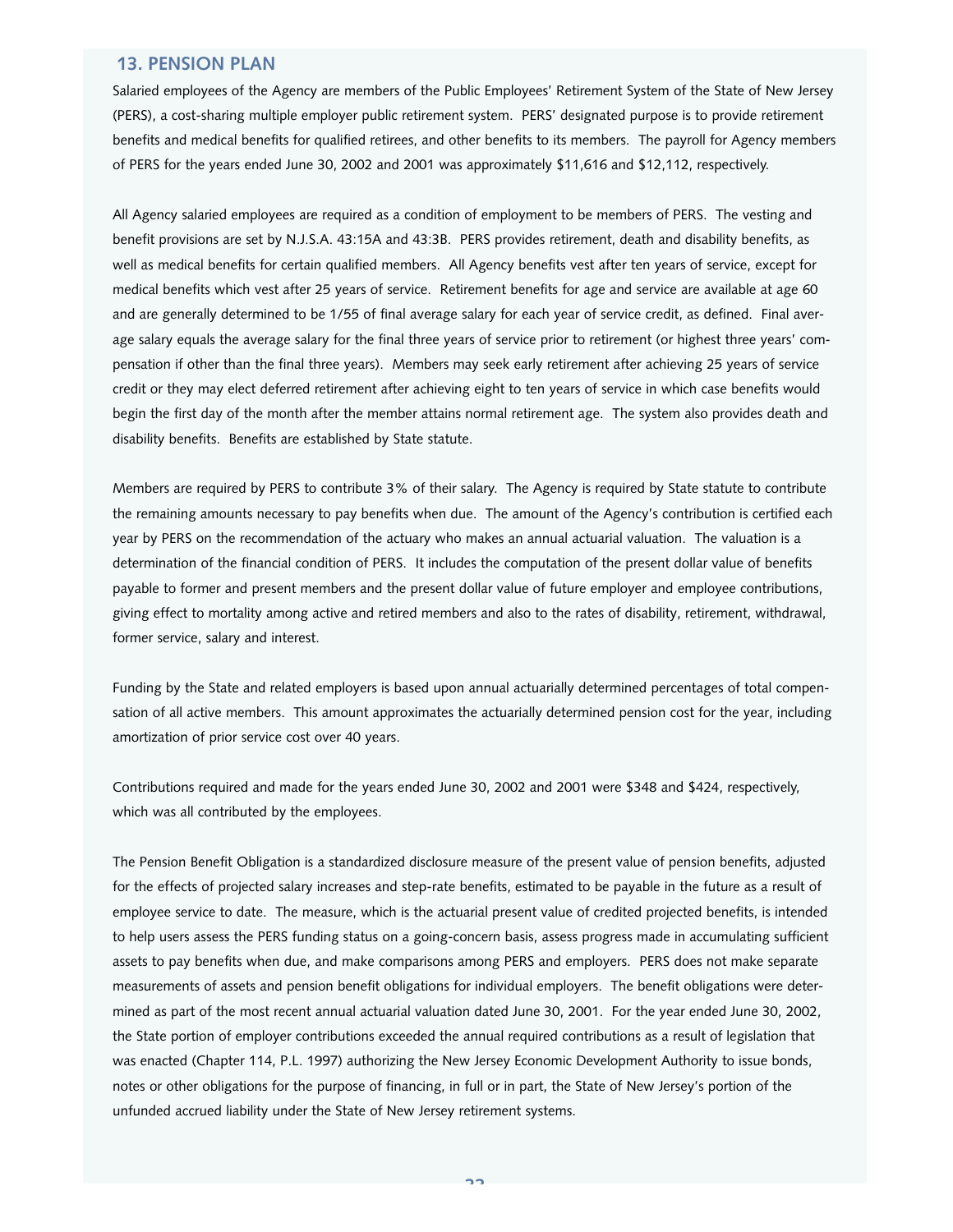## 13. PENSION PLAN

Salaried employees of the Agency are members of the Public Employees' Retirement System of the State of New Jersey (PERS), a cost-sharing multiple employer public retirement system. PERS' designated purpose is to provide retirement benefits and medical benefits for qualified retirees, and other benefits to its members. The payroll for Agency members of PERS for the years ended June 30, 2002 and 2001 was approximately $11,616 and $12,112, respectively.

All Agency salaried employees are required as a condition of employment to be members of PERS. The vesting and benefit provisions are set by N.J.S.A. 43:15A and 43:3B. PERS provides retirement, death and disability benefits, as well as medical benefits for certain qualified members. All Agency benefits vest after ten years of service, except for medical benefits which vest after 25 years of service. Retirement benefits for age and service are available at age 60 and are generally determined to be 1/55 of final average salary for each year of service credit, as defined. Final average salary equals the average salary for the final three years of service prior to retirement (or highest three years' compensation if other than the final three years). Members may seek early retirement after achieving 25 years of service credit or they may elect deferred retirement after achieving eight to ten years of service in which case benefits would begin the first day of the month after the member attains normal retirement age. The system also provides death and disability benefits. Benefits are established by State statute.

Members are required by PERS to contribute 3% of their salary. The Agency is required by State statute to contribute the remaining amounts necessary to pay benefits when due. The amount of the Agency's contribution is certified each year by PERS on the recommendation of the actuary who makes an annual actuarial valuation. The valuation is a determination of the financial condition of PERS. It includes the computation of the present dollar value of benefits payable to former and present members and the present dollar value of future employer and employee contributions, giving effect to mortality among active and retired members and also to the rates of disability, retirement, withdrawal, former service, salary and interest.

Funding by the State and related employers is based upon annual actuarially determined percentages of total compensation of all active members. This amount approximates the actuarially determined pension cost for the year, including amortization of prior service cost over 40 years.

Contributions required and made for the years ended June 30, 2002 and 2001 were $348 and $424, respectively, which was all contributed by the employees.

The Pension Benefit Obligation is a standardized disclosure measure of the present value of pension benefits, adjusted for the effects of projected salary increases and step-rate benefits, estimated to be payable in the future as a result of employee service to date. The measure, which is the actuarial present value of credited projected benefits, is intended to help users assess the PERS funding status on a going-concern basis, assess progress made in accumulating sufficient assets to pay benefits when due, and make comparisons among PERS and employers. PERS does not make separate measurements of assets and pension benefit obligations for individual employers. The benefit obligations were determined as part of the most recent annual actuarial valuation dated June 30, 2001. For the year ended June 30, 2002, the State portion of employer contributions exceeded the annual required contributions as a result of legislation that was enacted (Chapter 114, P.L. 1997) authorizing the New Jersey Economic Development Authority to issue bonds, notes or other obligations for the purpose of financing, in full or in part, the State of New Jersey's portion of the unfunded accrued liability under the State of New Jersey retirement systems.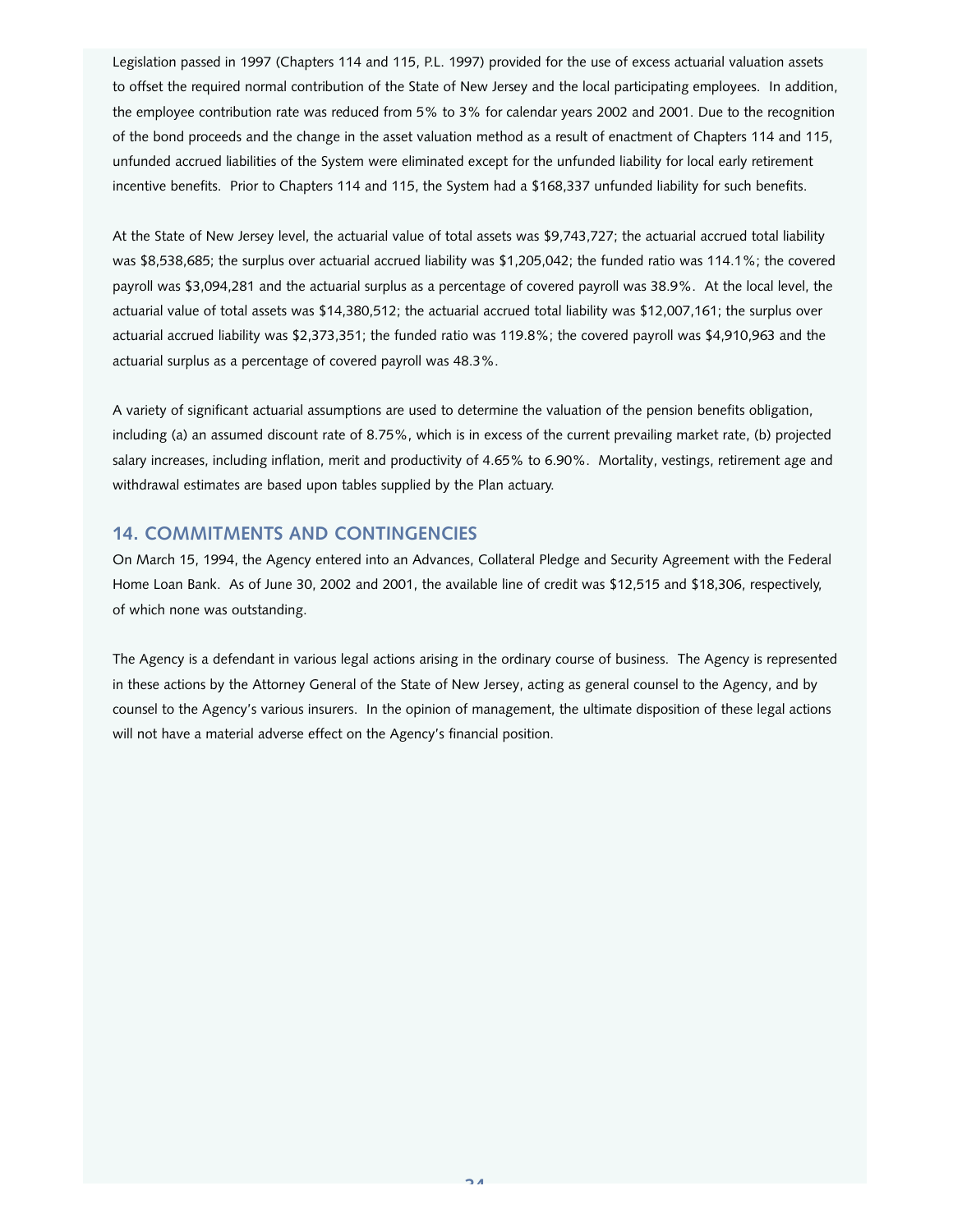Legislation passed in 1997 (Chapters 114 and 115, P.L. 1997) provided for the use of excess actuarial valuation assets to offset the required normal contribution of the State of New Jersey and the local participating employees. In addition, the employee contribution rate was reduced from 5% to 3% for calendar years 2002 and 2001. Due to the recognition of the bond proceeds and the change in the asset valuation method as a result of enactment of Chapters 114 and 115, unfunded accrued liabilities of the System were eliminated except for the unfunded liability for local early retirement incentive benefits. Prior to Chapters 114 and 115, the System had a $168,337 unfunded liability for such benefits.

At the State of New Jersey level, the actuarial value of total assets was $9,743,727; the actuarial accrued total liability was $8,538,685; the surplus over actuarial accrued liability was $1,205,042; the funded ratio was 114.1%; the covered payroll was $3,094,281 and the actuarial surplus as a percentage of covered payroll was 38.9%. At the local level, the actuarial value of total assets was $14,380,512; the actuarial accrued total liability was $12,007,161; the surplus over actuarial accrued liability was $2,373,351; the funded ratio was 119.8%; the covered payroll was $4,910,963 and the actuarial surplus as a percentage of covered payroll was 48.3%.

A variety of significant actuarial assumptions are used to determine the valuation of the pension benefits obligation, including (a) an assumed discount rate of 8.75%, which is in excess of the current prevailing market rate, (b) projected salary increases, including inflation, merit and productivity of 4.65% to 6.90%. Mortality, vestings, retirement age and withdrawal estimates are based upon tables supplied by the Plan actuary.

## 14. COMMITMENTS AND CONTINGENCIES

On March 15, 1994, the Agency entered into an Advances, Collateral Pledge and Security Agreement with the Federal Home Loan Bank. As of June 30, 2002 and 2001, the available line of credit was $12,515 and $18,306, respectively, of which none was outstanding.

The Agency is a defendant in various legal actions arising in the ordinary course of business. The Agency is represented in these actions by the Attorney General of the State of New Jersey, acting as general counsel to the Agency, and by counsel to the Agency's various insurers. In the opinion of management, the ultimate disposition of these legal actions will not have a material adverse effect on the Agency's financial position.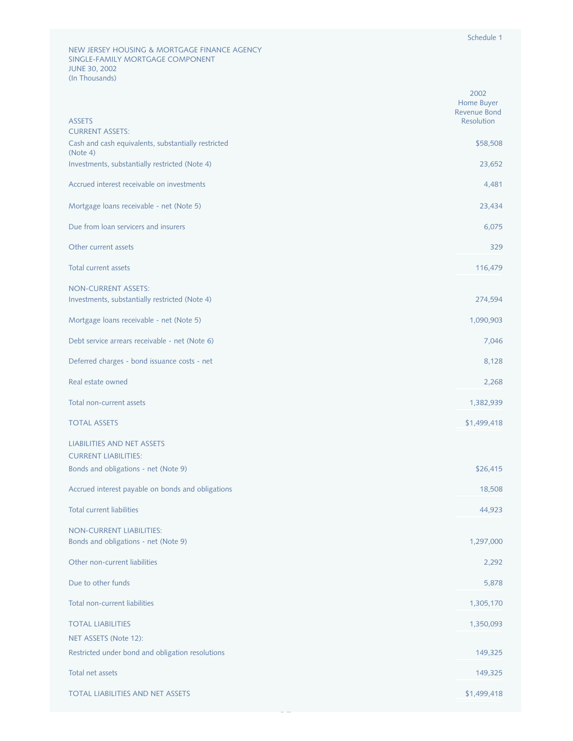Schedule 1

NEW JERSEY HOUSING & MORTGAGE FINANCE AGENCY
SINGLE-FAMILY MORTGAGE COMPONENT
JUNE 30, 2002
(In Thousands)

| ASSETS | 2002 Home Buyer Revenue Bond Resolution |
|---|---|
| CURRENT ASSETS: | |
| Cash and cash equivalents, substantially restricted (Note 4) | $58,508 |
| Investments, substantially restricted (Note 4) | 23,652 |
| Accrued interest receivable on investments | 4,481 |
| Mortgage loans receivable - net (Note 5) | 23,434 |
| Due from loan servicers and insurers | 6,075 |
| Other current assets | 329 |
| Total current assets | 116,479 |
| NON-CURRENT ASSETS: | |
| Investments, substantially restricted (Note 4) | 274,594 |
| Mortgage loans receivable - net (Note 5) | 1,090,903 |
| Debt service arrears receivable - net (Note 6) | 7,046 |
| Deferred charges - bond issuance costs - net | 8,128 |
| Real estate owned | 2,268 |
| Total non-current assets | 1,382,939 |
| TOTAL ASSETS | $1,499,418 |
| LIABILITIES AND NET ASSETS | |
| CURRENT LIABILITIES: | |
| Bonds and obligations - net (Note 9) | $26,415 |
| Accrued interest payable on bonds and obligations | 18,508 |
| Total current liabilities | 44,923 |
| NON-CURRENT LIABILITIES: | |
| Bonds and obligations - net (Note 9) | 1,297,000 |
| Other non-current liabilities | 2,292 |
| Due to other funds | 5,878 |
| Total non-current liabilities | 1,305,170 |
| TOTAL LIABILITIES | 1,350,093 |
| NET ASSETS (Note 12): | |
| Restricted under bond and obligation resolutions | 149,325 |
| Total net assets | 149,325 |
| TOTAL LIABILITIES AND NET ASSETS | $1,499,418 |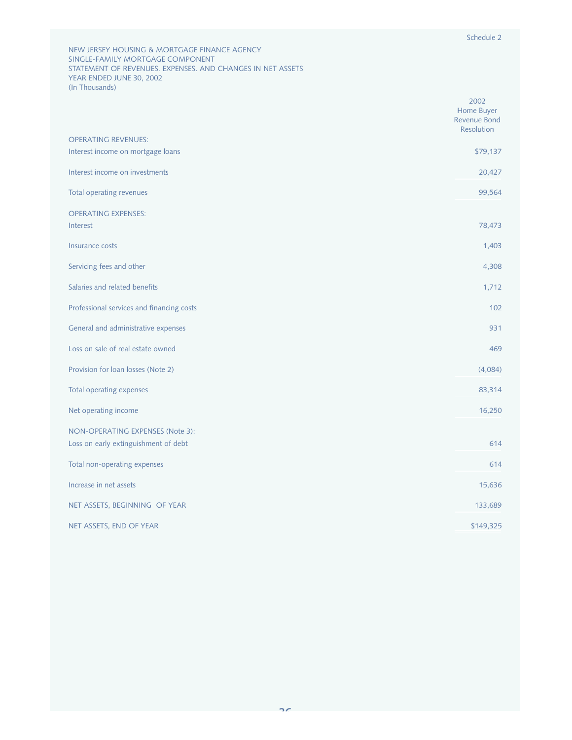Schedule 2

NEW JERSEY HOUSING & MORTGAGE FINANCE AGENCY
SINGLE-FAMILY MORTGAGE COMPONENT
STATEMENT OF REVENUES. EXPENSES. AND CHANGES IN NET ASSETS
YEAR ENDED JUNE 30, 2002
(In Thousands)

| | 2002 Home Buyer Revenue Bond Resolution |
|---|---|
| OPERATING REVENUES: | |
| Interest income on mortgage loans | $79,137 |
| Interest income on investments | 20,427 |
| Total operating revenues | 99,564 |
| OPERATING EXPENSES: | |
| Interest | 78,473 |
| Insurance costs | 1,403 |
| Servicing fees and other | 4,308 |
| Salaries and related benefits | 1,712 |
| Professional services and financing costs | 102 |
| General and administrative expenses | 931 |
| Loss on sale of real estate owned | 469 |
| Provision for loan losses (Note 2) | (4,084) |
| Total operating expenses | 83,314 |
| Net operating income | 16,250 |
| NON-OPERATING EXPENSES (Note 3): | |
| Loss on early extinguishment of debt | 614 |
| Total non-operating expenses | 614 |
| Increase in net assets | 15,636 |
| NET ASSETS, BEGINNING OF YEAR | 133,689 |
| NET ASSETS, END OF YEAR | $149,325 |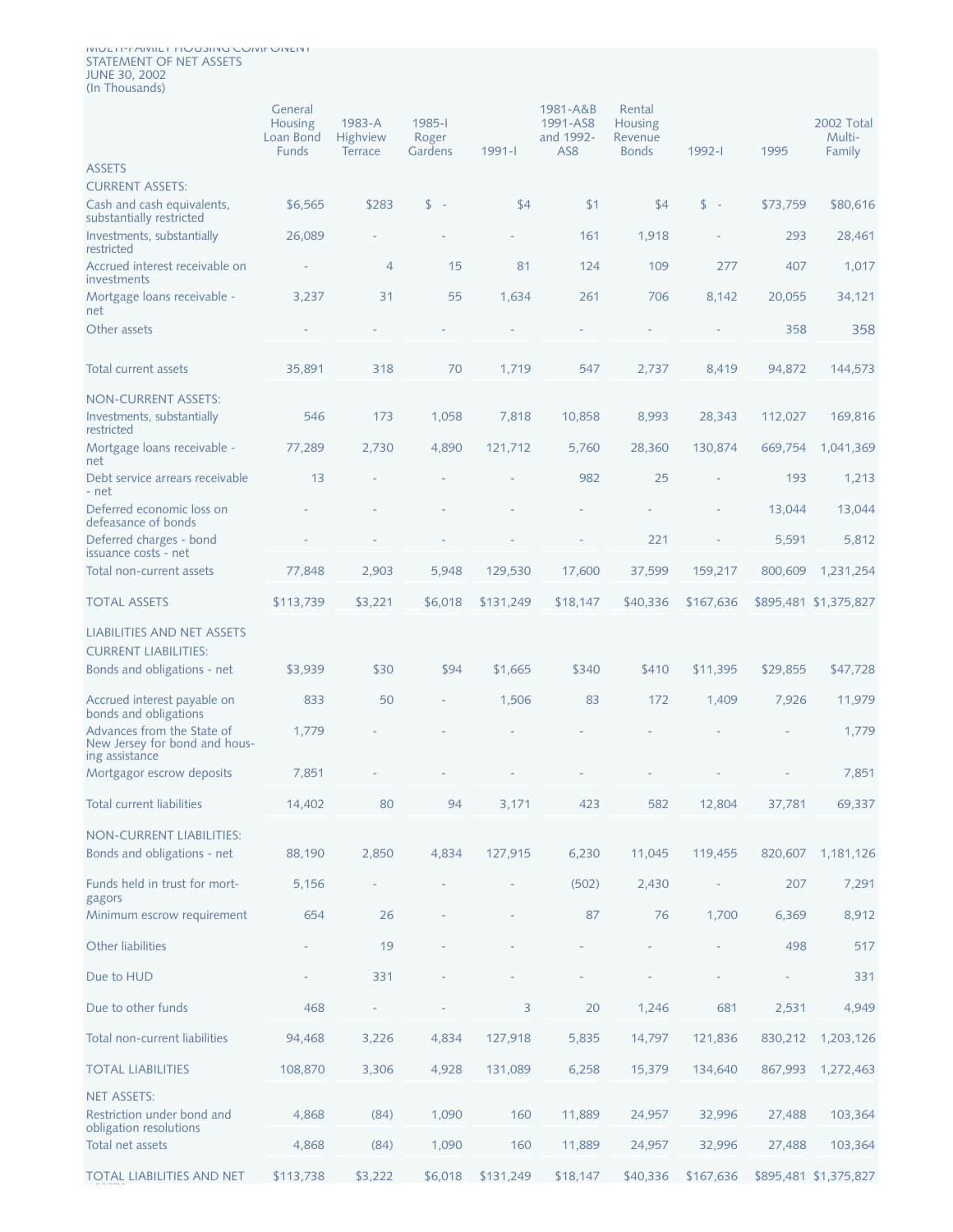MULTI-FAMILY HOUSING COMPONENT
STATEMENT OF NET ASSETS
JUNE 30, 2002
(In Thousands)

| | General Housing Loan Bond Funds | 1983-A Highview Terrace | 1985-I Roger Gardens | 1991-I | 1981-A&B 1991-AS8 and 1992-AS8 | Rental Housing Revenue Bonds | 1992-I | 1995 | 2002 Total Multi-Family |
|---|---|---|---|---|---|---|---|---|---|
| ASSETS | | | | | | | | | |
| CURRENT ASSETS: | | | | | | | | | |
| Cash and cash equivalents, substantially restricted | $6,565 | $283 | $ - | $4 | $1 | $4 | $ - | $73,759 | $80,616 |
| Investments, substantially restricted | 26,089 | - | - | - | 161 | 1,918 | - | 293 | 28,461 |
| Accrued interest receivable on investments | - | 4 | 15 | 81 | 124 | 109 | 277 | 407 | 1,017 |
| Mortgage loans receivable - net | 3,237 | 31 | 55 | 1,634 | 261 | 706 | 8,142 | 20,055 | 34,121 |
| Other assets | - | - | - | - | - | - | - | 358 | 358 |
| Total current assets | 35,891 | 318 | 70 | 1,719 | 547 | 2,737 | 8,419 | 94,872 | 144,573 |
| NON-CURRENT ASSETS: | | | | | | | | | |
| Investments, substantially restricted | 546 | 173 | 1,058 | 7,818 | 10,858 | 8,993 | 28,343 | 112,027 | 169,816 |
| Mortgage loans receivable - net | 77,289 | 2,730 | 4,890 | 121,712 | 5,760 | 28,360 | 130,874 | 669,754 | 1,041,369 |
| Debt service arrears receivable - net | 13 | - | - | - | 982 | 25 | - | 193 | 1,213 |
| Deferred economic loss on defeasance of bonds | - | - | - | - | - | - | - | 13,044 | 13,044 |
| Deferred charges - bond issuance costs - net | - | - | - | - | - | 221 | - | 5,591 | 5,812 |
| Total non-current assets | 77,848 | 2,903 | 5,948 | 129,530 | 17,600 | 37,599 | 159,217 | 800,609 | 1,231,254 |
| TOTAL ASSETS | $113,739 | $3,221 | $6,018 | $131,249 | $18,147 | $40,336 | $167,636 | $895,481 | $1,375,827 |
| LIABILITIES AND NET ASSETS | | | | | | | | | |
| CURRENT LIABILITIES: | | | | | | | | | |
| Bonds and obligations - net | $3,939 | $30 | $94 | $1,665 | $340 | $410 | $11,395 | $29,855 | $47,728 |
| Accrued interest payable on bonds and obligations | 833 | 50 | - | 1,506 | 83 | 172 | 1,409 | 7,926 | 11,979 |
| Advances from the State of New Jersey for bond and housing assistance | 1,779 | - | - | - | - | - | - | - | 1,779 |
| Mortgagor escrow deposits | 7,851 | - | - | - | - | - | - | - | 7,851 |
| Total current liabilities | 14,402 | 80 | 94 | 3,171 | 423 | 582 | 12,804 | 37,781 | 69,337 |
| NON-CURRENT LIABILITIES: | | | | | | | | | |
| Bonds and obligations - net | 88,190 | 2,850 | 4,834 | 127,915 | 6,230 | 11,045 | 119,455 | 820,607 | 1,181,126 |
| Funds held in trust for mortgagors | 5,156 | - | - | - | (502) | 2,430 | - | 207 | 7,291 |
| Minimum escrow requirement | 654 | 26 | - | - | 87 | 76 | 1,700 | 6,369 | 8,912 |
| Other liabilities | - | 19 | - | - | - | - | - | 498 | 517 |
| Due to HUD | - | 331 | - | - | - | - | - | - | 331 |
| Due to other funds | 468 | - | - | 3 | 20 | 1,246 | 681 | 2,531 | 4,949 |
| Total non-current liabilities | 94,468 | 3,226 | 4,834 | 127,918 | 5,835 | 14,797 | 121,836 | 830,212 | 1,203,126 |
| TOTAL LIABILITIES | 108,870 | 3,306 | 4,928 | 131,089 | 6,258 | 15,379 | 134,640 | 867,993 | 1,272,463 |
| NET ASSETS: | | | | | | | | | |
| Restriction under bond and obligation resolutions | 4,868 | (84) | 1,090 | 160 | 11,889 | 24,957 | 32,996 | 27,488 | 103,364 |
| Total net assets | 4,868 | (84) | 1,090 | 160 | 11,889 | 24,957 | 32,996 | 27,488 | 103,364 |
| TOTAL LIABILITIES AND NET ASSETS | $113,738 | $3,222 | $6,018 | $131,249 | $18,147 | $40,336 | $167,636 | $895,481 | $1,375,827 |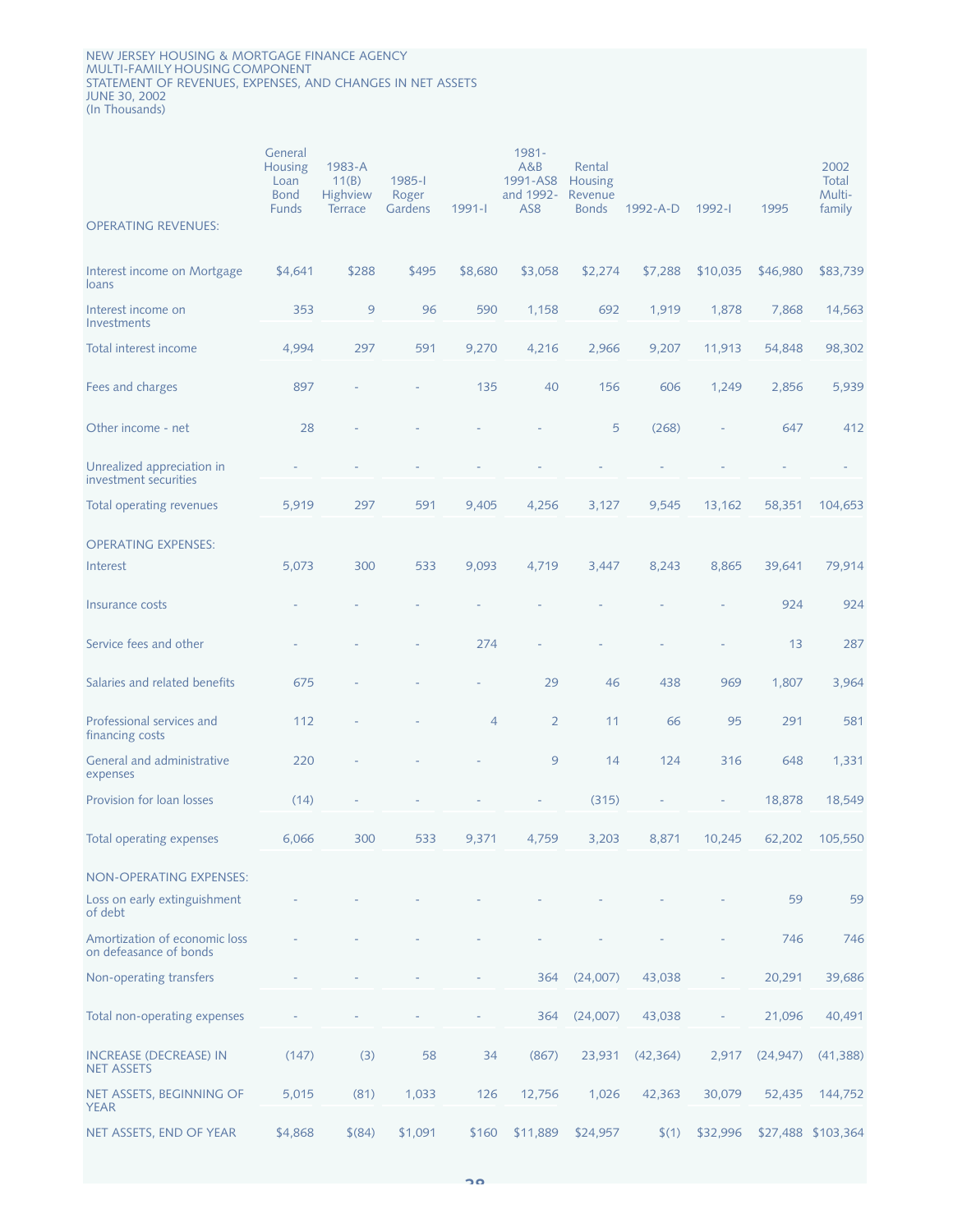NEW JERSEY HOUSING & MORTGAGE FINANCE AGENCY
MULTI-FAMILY HOUSING COMPONENT
STATEMENT OF REVENUES, EXPENSES, AND CHANGES IN NET ASSETS
JUNE 30, 2002
(In Thousands)

| | General Housing Loan Bond Funds | 1983-A 11(B) Highview Terrace | 1985-I Roger Gardens | 1991-I | 1981-A&B 1991-AS8 and 1992-AS8 | Rental Housing Revenue Bonds | 1992-A-D | 1992-I | 1995 | 2002 Total Multi-family |
|---|---|---|---|---|---|---|---|---|---|---|
| OPERATING REVENUES: | | | | | | | | | | |
| Interest income on Mortgage loans | $4,641 | $288 | $495 | $8,680 | $3,058 | $2,274 | $7,288 | $10,035 | $46,980 | $83,739 |
| Interest income on Investments | 353 | 9 | 96 | 590 | 1,158 | 692 | 1,919 | 1,878 | 7,868 | 14,563 |
| Total interest income | 4,994 | 297 | 591 | 9,270 | 4,216 | 2,966 | 9,207 | 11,913 | 54,848 | 98,302 |
| Fees and charges | 897 | - | - | 135 | 40 | 156 | 606 | 1,249 | 2,856 | 5,939 |
| Other income - net | 28 | - | - | - | - | 5 | (268) | - | 647 | 412 |
| Unrealized appreciation in investment securities | - | - | - | - | - | - | - | - | - | - |
| Total operating revenues | 5,919 | 297 | 591 | 9,405 | 4,256 | 3,127 | 9,545 | 13,162 | 58,351 | 104,653 |
| OPERATING EXPENSES: | | | | | | | | | | |
| Interest | 5,073 | 300 | 533 | 9,093 | 4,719 | 3,447 | 8,243 | 8,865 | 39,641 | 79,914 |
| Insurance costs | - | - | - | - | - | - | - | - | 924 | 924 |
| Service fees and other | - | - | - | 274 | - | - | - | - | 13 | 287 |
| Salaries and related benefits | 675 | - | - | - | 29 | 46 | 438 | 969 | 1,807 | 3,964 |
| Professional services and financing costs | 112 | - | - | 4 | 2 | 11 | 66 | 95 | 291 | 581 |
| General and administrative expenses | 220 | - | - | - | 9 | 14 | 124 | 316 | 648 | 1,331 |
| Provision for loan losses | (14) | - | - | - | - | (315) | - | - | 18,878 | 18,549 |
| Total operating expenses | 6,066 | 300 | 533 | 9,371 | 4,759 | 3,203 | 8,871 | 10,245 | 62,202 | 105,550 |
| NON-OPERATING EXPENSES: | | | | | | | | | | |
| Loss on early extinguishment of debt | - | - | - | - | - | - | - | - | 59 | 59 |
| Amortization of economic loss on defeasance of bonds | - | - | - | - | - | - | - | - | 746 | 746 |
| Non-operating transfers | - | - | - | - | 364 | (24,007) | 43,038 | - | 20,291 | 39,686 |
| Total non-operating expenses | - | - | - | - | 364 | (24,007) | 43,038 | - | 21,096 | 40,491 |
| INCREASE (DECREASE) IN NET ASSETS | (147) | (3) | 58 | 34 | (867) | 23,931 | (42,364) | 2,917 | (24,947) | (41,388) |
| NET ASSETS, BEGINNING OF YEAR | 5,015 | (81) | 1,033 | 126 | 12,756 | 1,026 | 42,363 | 30,079 | 52,435 | 144,752 |
| NET ASSETS, END OF YEAR | $4,868 | $(84) | $1,091 | $160 | $11,889 | $24,957 | $(1) | $32,996 | $27,488 | $103,364 |